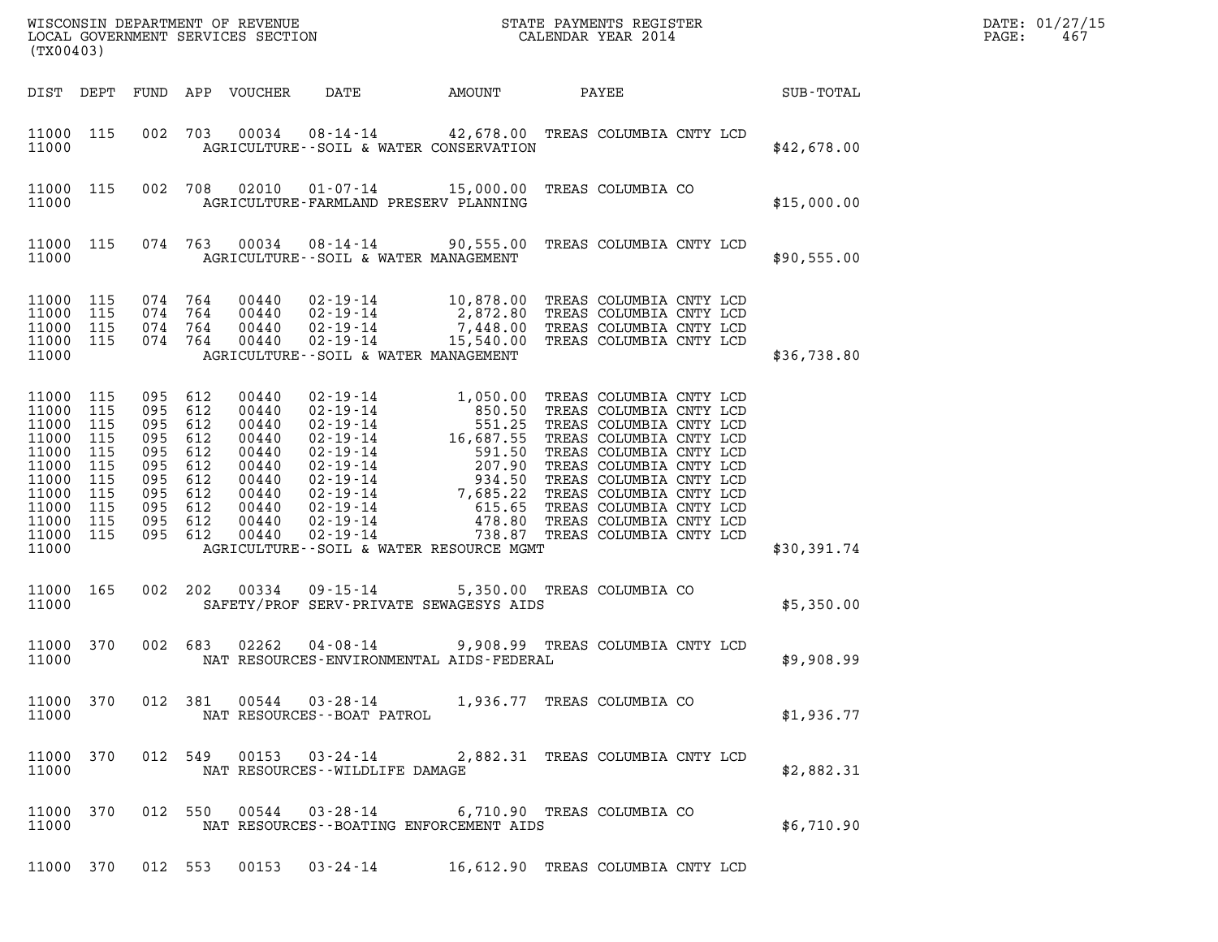WISCONSIN DEPARTMENT OF REVENUE
LOCAL GOVERNMENT SERVICES SECTION
(TX00403)

STATE PAYMENTS REGISTER
CALENDAR YEAR 2014

DATE: 01/27/15
PAGE: 467

| DIST | DEPT | FUND | APP | VOUCHER | DATE | AMOUNT | PAYEE | SUB-TOTAL |
|---|---|---|---|---|---|---|---|---|
| 11000 | 115 | 002 | 703 | 00034 | 08-14-14 | 42,678.00 | TREAS COLUMBIA CNTY LCD | |
| 11000 | | | | | AGRICULTURE--SOIL & WATER CONSERVATION | | | $42,678.00 |
| 11000 | 115 | 002 | 708 | 02010 | 01-07-14 | 15,000.00 | TREAS COLUMBIA CO | |
| 11000 | | | | | AGRICULTURE-FARMLAND PRESERV PLANNING | | | $15,000.00 |
| 11000 | 115 | 074 | 763 | 00034 | 08-14-14 | 90,555.00 | TREAS COLUMBIA CNTY LCD | |
| 11000 | | | | | AGRICULTURE--SOIL & WATER MANAGEMENT | | | $90,555.00 |
| 11000 | 115 | 074 | 764 | 00440 | 02-19-14 | 10,878.00 | TREAS COLUMBIA CNTY LCD | |
| 11000 | 115 | 074 | 764 | 00440 | 02-19-14 | 2,872.80 | TREAS COLUMBIA CNTY LCD | |
| 11000 | 115 | 074 | 764 | 00440 | 02-19-14 | 7,448.00 | TREAS COLUMBIA CNTY LCD | |
| 11000 | 115 | 074 | 764 | 00440 | 02-19-14 | 15,540.00 | TREAS COLUMBIA CNTY LCD | |
| 11000 | | | | | AGRICULTURE--SOIL & WATER MANAGEMENT | | | $36,738.80 |
| 11000 | 115 | 095 | 612 | 00440 | 02-19-14 | 1,050.00 | TREAS COLUMBIA CNTY LCD | |
| 11000 | 115 | 095 | 612 | 00440 | 02-19-14 | 850.50 | TREAS COLUMBIA CNTY LCD | |
| 11000 | 115 | 095 | 612 | 00440 | 02-19-14 | 551.25 | TREAS COLUMBIA CNTY LCD | |
| 11000 | 115 | 095 | 612 | 00440 | 02-19-14 | 16,687.55 | TREAS COLUMBIA CNTY LCD | |
| 11000 | 115 | 095 | 612 | 00440 | 02-19-14 | 591.50 | TREAS COLUMBIA CNTY LCD | |
| 11000 | 115 | 095 | 612 | 00440 | 02-19-14 | 207.90 | TREAS COLUMBIA CNTY LCD | |
| 11000 | 115 | 095 | 612 | 00440 | 02-19-14 | 934.50 | TREAS COLUMBIA CNTY LCD | |
| 11000 | 115 | 095 | 612 | 00440 | 02-19-14 | 7,685.22 | TREAS COLUMBIA CNTY LCD | |
| 11000 | 115 | 095 | 612 | 00440 | 02-19-14 | 615.65 | TREAS COLUMBIA CNTY LCD | |
| 11000 | 115 | 095 | 612 | 00440 | 02-19-14 | 478.80 | TREAS COLUMBIA CNTY LCD | |
| 11000 | 115 | 095 | 612 | 00440 | 02-19-14 | 738.87 | TREAS COLUMBIA CNTY LCD | |
| 11000 | | | | | AGRICULTURE--SOIL & WATER RESOURCE MGMT | | | $30,391.74 |
| 11000 | 165 | 002 | 202 | 00334 | 09-15-14 | 5,350.00 | TREAS COLUMBIA CO | |
| 11000 | | | | | SAFETY/PROF SERV-PRIVATE SEWAGESYS AIDS | | | $5,350.00 |
| 11000 | 370 | 002 | 683 | 02262 | 04-08-14 | 9,908.99 | TREAS COLUMBIA CNTY LCD | |
| 11000 | | | | | NAT RESOURCES-ENVIRONMENTAL AIDS-FEDERAL | | | $9,908.99 |
| 11000 | 370 | 012 | 381 | 00544 | 03-28-14 | 1,936.77 | TREAS COLUMBIA CO | |
| 11000 | | | | | NAT RESOURCES--BOAT PATROL | | | $1,936.77 |
| 11000 | 370 | 012 | 549 | 00153 | 03-24-14 | 2,882.31 | TREAS COLUMBIA CNTY LCD | |
| 11000 | | | | | NAT RESOURCES--WILDLIFE DAMAGE | | | $2,882.31 |
| 11000 | 370 | 012 | 550 | 00544 | 03-28-14 | 6,710.90 | TREAS COLUMBIA CO | |
| 11000 | | | | | NAT RESOURCES--BOATING ENFORCEMENT AIDS | | | $6,710.90 |
| 11000 | 370 | 012 | 553 | 00153 | 03-24-14 | 16,612.90 | TREAS COLUMBIA CNTY LCD | |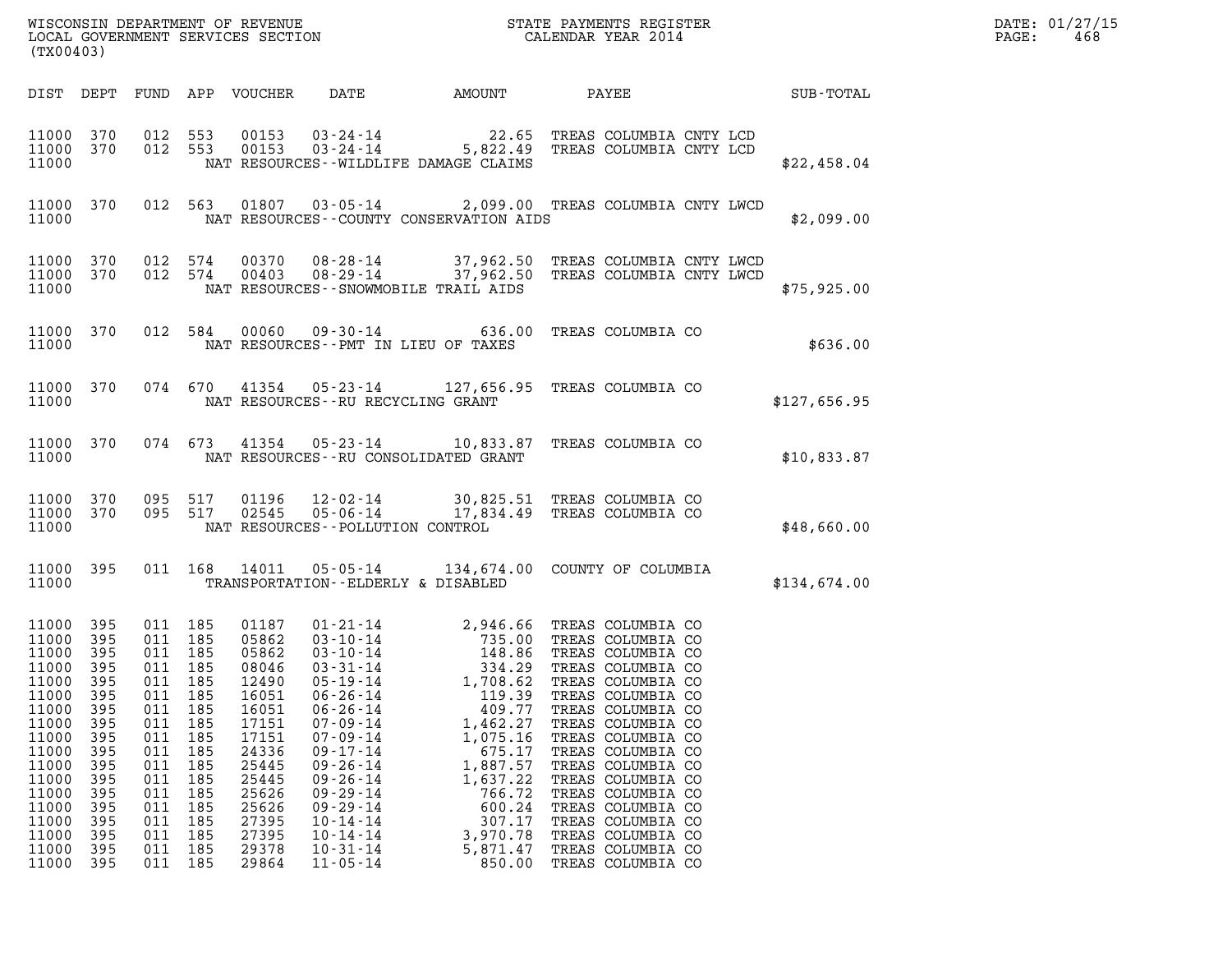WISCONSIN DEPARTMENT OF REVENUE
LOCAL GOVERNMENT SERVICES SECTION
(TX00403)

STATE PAYMENTS REGISTER
CALENDAR YEAR 2014

DATE: 01/27/15
PAGE: 468

| DIST | DEPT | FUND | APP | VOUCHER | DATE | AMOUNT | PAYEE | SUB-TOTAL |
|---|---|---|---|---|---|---|---|---|
| 11000 | 370 | 012 | 553 | 00153 | 03-24-14 | 22.65 | TREAS COLUMBIA CNTY LCD | |
| 11000 | 370 | 012 | 553 | 00153 | 03-24-14 | 5,822.49 | TREAS COLUMBIA CNTY LCD | |
| 11000 | | | | | NAT RESOURCES--WILDLIFE DAMAGE CLAIMS | | | $22,458.04 |
| 11000 | 370 | 012 | 563 | 01807 | 03-05-14 | 2,099.00 | TREAS COLUMBIA CNTY LWCD | |
| 11000 | | | | | NAT RESOURCES--COUNTY CONSERVATION AIDS | | | $2,099.00 |
| 11000 | 370 | 012 | 574 | 00370 | 08-28-14 | 37,962.50 | TREAS COLUMBIA CNTY LWCD | |
| 11000 | 370 | 012 | 574 | 00403 | 08-29-14 | 37,962.50 | TREAS COLUMBIA CNTY LWCD | |
| 11000 | | | | | NAT RESOURCES--SNOWMOBILE TRAIL AIDS | | | $75,925.00 |
| 11000 | 370 | 012 | 584 | 00060 | 09-30-14 | 636.00 | TREAS COLUMBIA CO | |
| 11000 | | | | | NAT RESOURCES--PMT IN LIEU OF TAXES | | | $636.00 |
| 11000 | 370 | 074 | 670 | 41354 | 05-23-14 | 127,656.95 | TREAS COLUMBIA CO | |
| 11000 | | | | | NAT RESOURCES--RU RECYCLING GRANT | | | $127,656.95 |
| 11000 | 370 | 074 | 673 | 41354 | 05-23-14 | 10,833.87 | TREAS COLUMBIA CO | |
| 11000 | | | | | NAT RESOURCES--RU CONSOLIDATED GRANT | | | $10,833.87 |
| 11000 | 370 | 095 | 517 | 01196 | 12-02-14 | 30,825.51 | TREAS COLUMBIA CO | |
| 11000 | 370 | 095 | 517 | 02545 | 05-06-14 | 17,834.49 | TREAS COLUMBIA CO | |
| 11000 | | | | | NAT RESOURCES--POLLUTION CONTROL | | | $48,660.00 |
| 11000 | 395 | 011 | 168 | 14011 | 05-05-14 | 134,674.00 | COUNTY OF COLUMBIA | |
| 11000 | | | | | TRANSPORTATION--ELDERLY & DISABLED | | | $134,674.00 |
| 11000 | 395 | 011 | 185 | 01187 | 01-21-14 | 2,946.66 | TREAS COLUMBIA CO | |
| 11000 | 395 | 011 | 185 | 05862 | 03-10-14 | 735.00 | TREAS COLUMBIA CO | |
| 11000 | 395 | 011 | 185 | 05862 | 03-10-14 | 148.86 | TREAS COLUMBIA CO | |
| 11000 | 395 | 011 | 185 | 08046 | 03-31-14 | 334.29 | TREAS COLUMBIA CO | |
| 11000 | 395 | 011 | 185 | 12490 | 05-19-14 | 1,708.62 | TREAS COLUMBIA CO | |
| 11000 | 395 | 011 | 185 | 16051 | 06-26-14 | 119.39 | TREAS COLUMBIA CO | |
| 11000 | 395 | 011 | 185 | 16051 | 06-26-14 | 409.77 | TREAS COLUMBIA CO | |
| 11000 | 395 | 011 | 185 | 17151 | 07-09-14 | 1,462.27 | TREAS COLUMBIA CO | |
| 11000 | 395 | 011 | 185 | 17151 | 07-09-14 | 1,075.16 | TREAS COLUMBIA CO | |
| 11000 | 395 | 011 | 185 | 24336 | 09-17-14 | 675.17 | TREAS COLUMBIA CO | |
| 11000 | 395 | 011 | 185 | 25445 | 09-26-14 | 1,887.57 | TREAS COLUMBIA CO | |
| 11000 | 395 | 011 | 185 | 25445 | 09-26-14 | 1,637.22 | TREAS COLUMBIA CO | |
| 11000 | 395 | 011 | 185 | 25626 | 09-29-14 | 766.72 | TREAS COLUMBIA CO | |
| 11000 | 395 | 011 | 185 | 25626 | 09-29-14 | 600.24 | TREAS COLUMBIA CO | |
| 11000 | 395 | 011 | 185 | 27395 | 10-14-14 | 307.17 | TREAS COLUMBIA CO | |
| 11000 | 395 | 011 | 185 | 27395 | 10-14-14 | 3,970.78 | TREAS COLUMBIA CO | |
| 11000 | 395 | 011 | 185 | 29378 | 10-31-14 | 5,871.47 | TREAS COLUMBIA CO | |
| 11000 | 395 | 011 | 185 | 29864 | 11-05-14 | 850.00 | TREAS COLUMBIA CO | |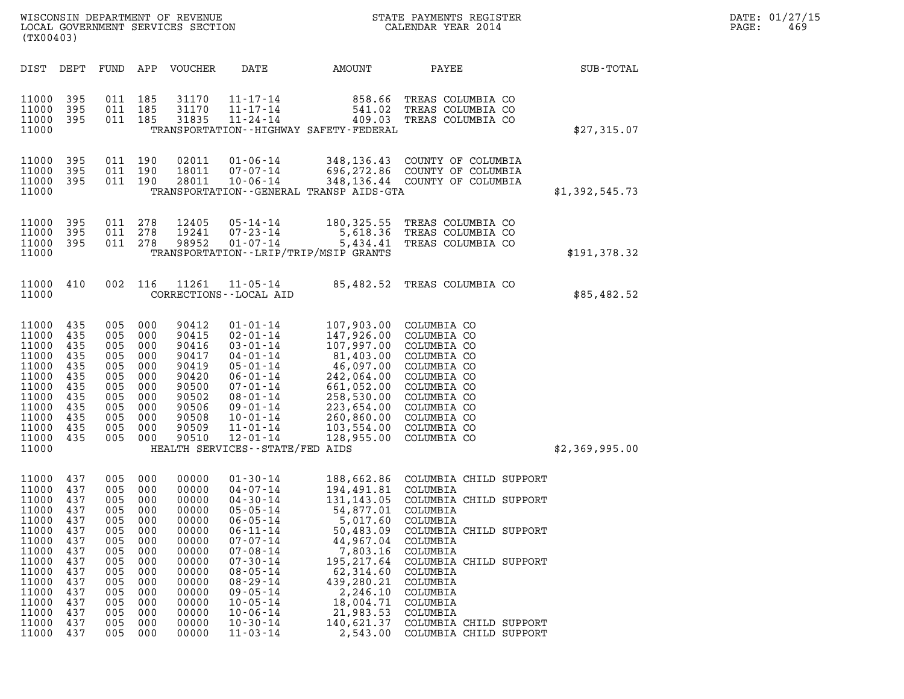WISCONSIN DEPARTMENT OF REVENUE
LOCAL GOVERNMENT SERVICES SECTION
(TX00403)

STATE PAYMENTS REGISTER
CALENDAR YEAR 2014

DATE: 01/27/15

| DIST | DEPT | FUND | APP | VOUCHER | DATE | AMOUNT | PAYEE | SUB-TOTAL |
|---|---|---|---|---|---|---|---|---|
| 11000 | 395 | 011 | 185 | 31170 | 11-17-14 | 858.66 | TREAS COLUMBIA CO | |
| 11000 | 395 | 011 | 185 | 31170 | 11-17-14 | 541.02 | TREAS COLUMBIA CO | |
| 11000 | 395 | 011 | 185 | 31835 | 11-24-14 | 409.03 | TREAS COLUMBIA CO | |
| 11000 | | | | | TRANSPORTATION--HIGHWAY SAFETY-FEDERAL | | | $27,315.07 |
| 11000 | 395 | 011 | 190 | 02011 | 01-06-14 | 348,136.43 | COUNTY OF COLUMBIA | |
| 11000 | 395 | 011 | 190 | 18011 | 07-07-14 | 696,272.86 | COUNTY OF COLUMBIA | |
| 11000 | 395 | 011 | 190 | 28011 | 10-06-14 | 348,136.44 | COUNTY OF COLUMBIA | |
| 11000 | | | | | TRANSPORTATION--GENERAL TRANSP AIDS-GTA | | | $1,392,545.73 |
| 11000 | 395 | 011 | 278 | 12405 | 05-14-14 | 180,325.55 | TREAS COLUMBIA CO | |
| 11000 | 395 | 011 | 278 | 19241 | 07-23-14 | 5,618.36 | TREAS COLUMBIA CO | |
| 11000 | 395 | 011 | 278 | 98952 | 01-07-14 | 5,434.41 | TREAS COLUMBIA CO | |
| 11000 | | | | | TRANSPORTATION--LRIP/TRIP/MSIP GRANTS | | | $191,378.32 |
| 11000 | 410 | 002 | 116 | 11261 | 11-05-14 | 85,482.52 | TREAS COLUMBIA CO | |
| 11000 | | | | | CORRECTIONS--LOCAL AID | | | $85,482.52 |
| 11000 | 435 | 005 | 000 | 90412 | 01-01-14 | 107,903.00 | COLUMBIA CO | |
| 11000 | 435 | 005 | 000 | 90415 | 02-01-14 | 147,926.00 | COLUMBIA CO | |
| 11000 | 435 | 005 | 000 | 90416 | 03-01-14 | 107,997.00 | COLUMBIA CO | |
| 11000 | 435 | 005 | 000 | 90417 | 04-01-14 | 81,403.00 | COLUMBIA CO | |
| 11000 | 435 | 005 | 000 | 90419 | 05-01-14 | 46,097.00 | COLUMBIA CO | |
| 11000 | 435 | 005 | 000 | 90420 | 06-01-14 | 242,064.00 | COLUMBIA CO | |
| 11000 | 435 | 005 | 000 | 90500 | 07-01-14 | 661,052.00 | COLUMBIA CO | |
| 11000 | 435 | 005 | 000 | 90502 | 08-01-14 | 258,530.00 | COLUMBIA CO | |
| 11000 | 435 | 005 | 000 | 90506 | 09-01-14 | 223,654.00 | COLUMBIA CO | |
| 11000 | 435 | 005 | 000 | 90508 | 10-01-14 | 260,860.00 | COLUMBIA CO | |
| 11000 | 435 | 005 | 000 | 90509 | 11-01-14 | 103,554.00 | COLUMBIA CO | |
| 11000 | 435 | 005 | 000 | 90510 | 12-01-14 | 128,955.00 | COLUMBIA CO | |
| 11000 | | | | | HEALTH SERVICES--STATE/FED AIDS | | | $2,369,995.00 |
| 11000 | 437 | 005 | 000 | 00000 | 01-30-14 | 188,662.86 | COLUMBIA CHILD SUPPORT | |
| 11000 | 437 | 005 | 000 | 00000 | 04-07-14 | 194,491.81 | COLUMBIA | |
| 11000 | 437 | 005 | 000 | 00000 | 04-30-14 | 131,143.05 | COLUMBIA CHILD SUPPORT | |
| 11000 | 437 | 005 | 000 | 00000 | 05-05-14 | 54,877.01 | COLUMBIA | |
| 11000 | 437 | 005 | 000 | 00000 | 06-05-14 | 5,017.60 | COLUMBIA | |
| 11000 | 437 | 005 | 000 | 00000 | 06-11-14 | 50,483.09 | COLUMBIA CHILD SUPPORT | |
| 11000 | 437 | 005 | 000 | 00000 | 07-07-14 | 44,967.04 | COLUMBIA | |
| 11000 | 437 | 005 | 000 | 00000 | 07-08-14 | 7,803.16 | COLUMBIA | |
| 11000 | 437 | 005 | 000 | 00000 | 07-30-14 | 195,217.64 | COLUMBIA CHILD SUPPORT | |
| 11000 | 437 | 005 | 000 | 00000 | 08-05-14 | 62,314.60 | COLUMBIA | |
| 11000 | 437 | 005 | 000 | 00000 | 08-29-14 | 439,280.21 | COLUMBIA | |
| 11000 | 437 | 005 | 000 | 00000 | 09-05-14 | 2,246.10 | COLUMBIA | |
| 11000 | 437 | 005 | 000 | 00000 | 10-05-14 | 18,004.71 | COLUMBIA | |
| 11000 | 437 | 005 | 000 | 00000 | 10-06-14 | 21,983.53 | COLUMBIA | |
| 11000 | 437 | 005 | 000 | 00000 | 10-30-14 | 140,621.37 | COLUMBIA CHILD SUPPORT | |
| 11000 | 437 | 005 | 000 | 00000 | 11-03-14 | 2,543.00 | COLUMBIA CHILD SUPPORT | |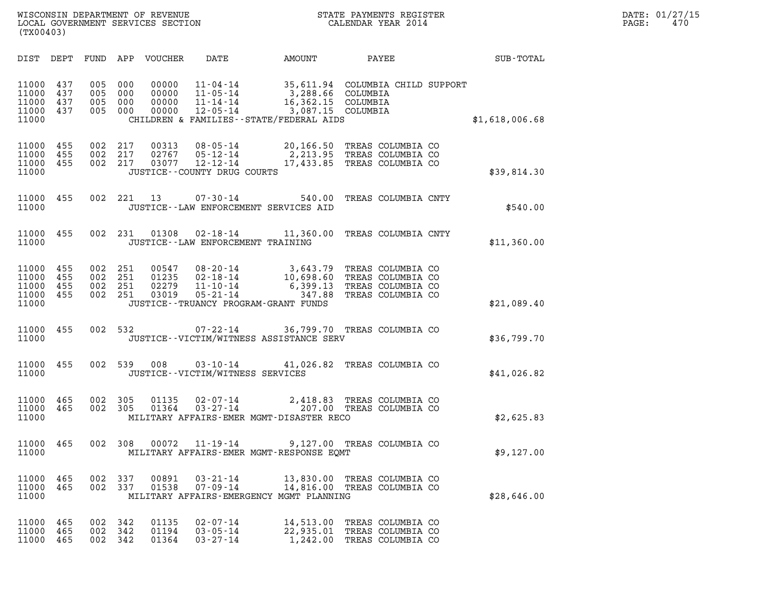WISCONSIN DEPARTMENT OF REVENUE
LOCAL GOVERNMENT SERVICES SECTION
(TX00403)

STATE PAYMENTS REGISTER
CALENDAR YEAR 2014

DATE: 01/27/15
PAGE: 470

| DIST | DEPT | FUND | APP | VOUCHER | DATE | AMOUNT | PAYEE | SUB-TOTAL |
|---|---|---|---|---|---|---|---|---|
| 11000 | 437 | 005 | 000 | 00000 | 11-04-14 | 35,611.94 | COLUMBIA CHILD SUPPORT | |
| 11000 | 437 | 005 | 000 | 00000 | 11-05-14 | 3,288.66 | COLUMBIA | |
| 11000 | 437 | 005 | 000 | 00000 | 11-14-14 | 16,362.15 | COLUMBIA | |
| 11000 | 437 | 005 | 000 | 00000 | 12-05-14 | 3,087.15 | COLUMBIA | |
| 11000 | | | | | CHILDREN & FAMILIES--STATE/FEDERAL AIDS | | | $1,618,006.68 |
| 11000 | 455 | 002 | 217 | 00313 | 08-05-14 | 20,166.50 | TREAS COLUMBIA CO | |
| 11000 | 455 | 002 | 217 | 02767 | 05-12-14 | 2,213.95 | TREAS COLUMBIA CO | |
| 11000 | 455 | 002 | 217 | 03077 | 12-12-14 | 17,433.85 | TREAS COLUMBIA CO | |
| 11000 | | | | | JUSTICE--COUNTY DRUG COURTS | | | $39,814.30 |
| 11000 | 455 | 002 | 221 | 13 | 07-30-14 | 540.00 | TREAS COLUMBIA CNTY | |
| 11000 | | | | | JUSTICE--LAW ENFORCEMENT SERVICES AID | | | $540.00 |
| 11000 | 455 | 002 | 231 | 01308 | 02-18-14 | 11,360.00 | TREAS COLUMBIA CNTY | |
| 11000 | | | | | JUSTICE--LAW ENFORCEMENT TRAINING | | | $11,360.00 |
| 11000 | 455 | 002 | 251 | 00547 | 08-20-14 | 3,643.79 | TREAS COLUMBIA CO | |
| 11000 | 455 | 002 | 251 | 01235 | 02-18-14 | 10,698.60 | TREAS COLUMBIA CO | |
| 11000 | 455 | 002 | 251 | 02279 | 11-10-14 | 6,399.13 | TREAS COLUMBIA CO | |
| 11000 | 455 | 002 | 251 | 03019 | 05-21-14 | 347.88 | TREAS COLUMBIA CO | |
| 11000 | | | | | JUSTICE--TRUANCY PROGRAM-GRANT FUNDS | | | $21,089.40 |
| 11000 | 455 | 002 | 532 | | 07-22-14 | 36,799.70 | TREAS COLUMBIA CO | |
| 11000 | | | | | JUSTICE--VICTIM/WITNESS ASSISTANCE SERV | | | $36,799.70 |
| 11000 | 455 | 002 | 539 | 008 | 03-10-14 | 41,026.82 | TREAS COLUMBIA CO | |
| 11000 | | | | | JUSTICE--VICTIM/WITNESS SERVICES | | | $41,026.82 |
| 11000 | 465 | 002 | 305 | 01135 | 02-07-14 | 2,418.83 | TREAS COLUMBIA CO | |
| 11000 | 465 | 002 | 305 | 01364 | 03-27-14 | 207.00 | TREAS COLUMBIA CO | |
| 11000 | | | | | MILITARY AFFAIRS-EMER MGMT-DISASTER RECO | | | $2,625.83 |
| 11000 | 465 | 002 | 308 | 00072 | 11-19-14 | 9,127.00 | TREAS COLUMBIA CO | |
| 11000 | | | | | MILITARY AFFAIRS-EMER MGMT-RESPONSE EQMT | | | $9,127.00 |
| 11000 | 465 | 002 | 337 | 00891 | 03-21-14 | 13,830.00 | TREAS COLUMBIA CO | |
| 11000 | 465 | 002 | 337 | 01538 | 07-09-14 | 14,816.00 | TREAS COLUMBIA CO | |
| 11000 | | | | | MILITARY AFFAIRS-EMERGENCY MGMT PLANNING | | | $28,646.00 |
| 11000 | 465 | 002 | 342 | 01135 | 02-07-14 | 14,513.00 | TREAS COLUMBIA CO | |
| 11000 | 465 | 002 | 342 | 01194 | 03-05-14 | 22,935.01 | TREAS COLUMBIA CO | |
| 11000 | 465 | 002 | 342 | 01364 | 03-27-14 | 1,242.00 | TREAS COLUMBIA CO | |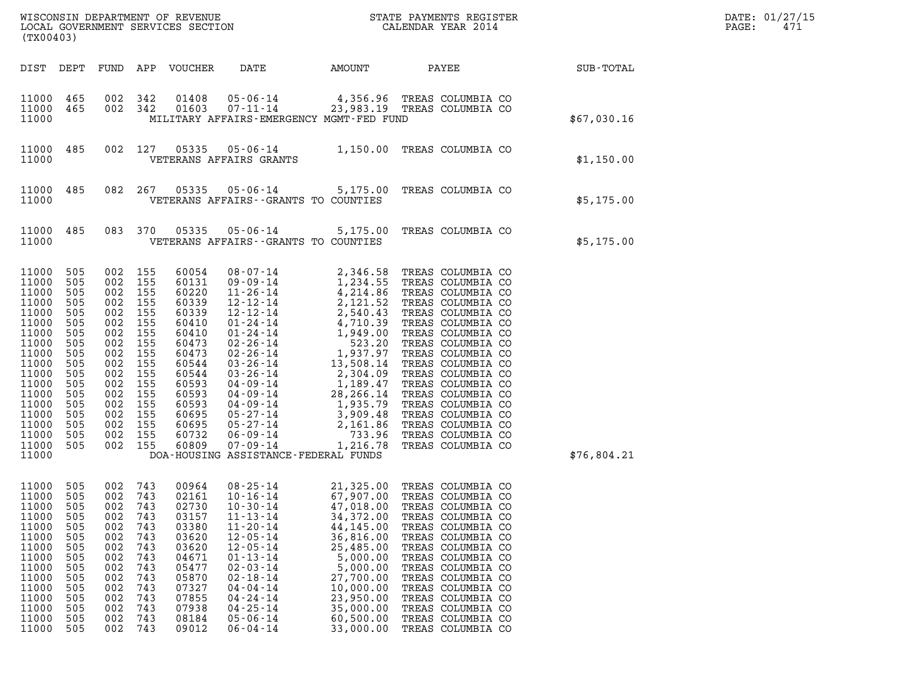WISCONSIN DEPARTMENT OF REVENUE
LOCAL GOVERNMENT SERVICES SECTION
(TX00403)

STATE PAYMENTS REGISTER
CALENDAR YEAR 2014

DATE: 01/27/15
PAGE: 471

| DIST | DEPT | FUND | APP | VOUCHER | DATE | AMOUNT | PAYEE | SUB-TOTAL |
|---|---|---|---|---|---|---|---|---|
| 11000 | 465 | 002 | 342 | 01408 | 05-06-14 | 4,356.96 | TREAS COLUMBIA CO | |
| 11000 | 465 | 002 | 342 | 01603 | 07-11-14 | 23,983.19 | TREAS COLUMBIA CO | |
| 11000 | | | | | MILITARY AFFAIRS-EMERGENCY MGMT-FED FUND | | | $67,030.16 |
| 11000 | 485 | 002 | 127 | 05335 | 05-06-14 | 1,150.00 | TREAS COLUMBIA CO | |
| 11000 | | | | | VETERANS AFFAIRS GRANTS | | | $1,150.00 |
| 11000 | 485 | 082 | 267 | 05335 | 05-06-14 | 5,175.00 | TREAS COLUMBIA CO | |
| 11000 | | | | | VETERANS AFFAIRS--GRANTS TO COUNTIES | | | $5,175.00 |
| 11000 | 485 | 083 | 370 | 05335 | 05-06-14 | 5,175.00 | TREAS COLUMBIA CO | |
| 11000 | | | | | VETERANS AFFAIRS--GRANTS TO COUNTIES | | | $5,175.00 |
| 11000 | 505 | 002 | 155 | 60054 | 08-07-14 | 2,346.58 | TREAS COLUMBIA CO | |
| 11000 | 505 | 002 | 155 | 60131 | 09-09-14 | 1,234.55 | TREAS COLUMBIA CO | |
| 11000 | 505 | 002 | 155 | 60220 | 11-26-14 | 4,214.86 | TREAS COLUMBIA CO | |
| 11000 | 505 | 002 | 155 | 60339 | 12-12-14 | 2,121.52 | TREAS COLUMBIA CO | |
| 11000 | 505 | 002 | 155 | 60339 | 12-12-14 | 2,540.43 | TREAS COLUMBIA CO | |
| 11000 | 505 | 002 | 155 | 60410 | 01-24-14 | 4,710.39 | TREAS COLUMBIA CO | |
| 11000 | 505 | 002 | 155 | 60410 | 01-24-14 | 1,949.00 | TREAS COLUMBIA CO | |
| 11000 | 505 | 002 | 155 | 60473 | 02-26-14 | 523.20 | TREAS COLUMBIA CO | |
| 11000 | 505 | 002 | 155 | 60473 | 02-26-14 | 1,937.97 | TREAS COLUMBIA CO | |
| 11000 | 505 | 002 | 155 | 60544 | 03-26-14 | 13,508.14 | TREAS COLUMBIA CO | |
| 11000 | 505 | 002 | 155 | 60544 | 03-26-14 | 2,304.09 | TREAS COLUMBIA CO | |
| 11000 | 505 | 002 | 155 | 60593 | 04-09-14 | 1,189.47 | TREAS COLUMBIA CO | |
| 11000 | 505 | 002 | 155 | 60593 | 04-09-14 | 28,266.14 | TREAS COLUMBIA CO | |
| 11000 | 505 | 002 | 155 | 60593 | 04-09-14 | 1,935.79 | TREAS COLUMBIA CO | |
| 11000 | 505 | 002 | 155 | 60695 | 05-27-14 | 3,909.48 | TREAS COLUMBIA CO | |
| 11000 | 505 | 002 | 155 | 60695 | 05-27-14 | 2,161.86 | TREAS COLUMBIA CO | |
| 11000 | 505 | 002 | 155 | 60732 | 06-09-14 | 733.96 | TREAS COLUMBIA CO | |
| 11000 | 505 | 002 | 155 | 60809 | 07-09-14 | 1,216.78 | TREAS COLUMBIA CO | |
| 11000 | | | | | DOA-HOUSING ASSISTANCE-FEDERAL FUNDS | | | $76,804.21 |
| 11000 | 505 | 002 | 743 | 00964 | 08-25-14 | 21,325.00 | TREAS COLUMBIA CO | |
| 11000 | 505 | 002 | 743 | 02161 | 10-16-14 | 67,907.00 | TREAS COLUMBIA CO | |
| 11000 | 505 | 002 | 743 | 02730 | 10-30-14 | 47,018.00 | TREAS COLUMBIA CO | |
| 11000 | 505 | 002 | 743 | 03157 | 11-13-14 | 34,372.00 | TREAS COLUMBIA CO | |
| 11000 | 505 | 002 | 743 | 03380 | 11-20-14 | 44,145.00 | TREAS COLUMBIA CO | |
| 11000 | 505 | 002 | 743 | 03620 | 12-05-14 | 36,816.00 | TREAS COLUMBIA CO | |
| 11000 | 505 | 002 | 743 | 03620 | 12-05-14 | 25,485.00 | TREAS COLUMBIA CO | |
| 11000 | 505 | 002 | 743 | 04671 | 01-13-14 | 5,000.00 | TREAS COLUMBIA CO | |
| 11000 | 505 | 002 | 743 | 05477 | 02-03-14 | 5,000.00 | TREAS COLUMBIA CO | |
| 11000 | 505 | 002 | 743 | 05870 | 02-18-14 | 27,700.00 | TREAS COLUMBIA CO | |
| 11000 | 505 | 002 | 743 | 07327 | 04-04-14 | 10,000.00 | TREAS COLUMBIA CO | |
| 11000 | 505 | 002 | 743 | 07855 | 04-24-14 | 23,950.00 | TREAS COLUMBIA CO | |
| 11000 | 505 | 002 | 743 | 07938 | 04-25-14 | 35,000.00 | TREAS COLUMBIA CO | |
| 11000 | 505 | 002 | 743 | 08184 | 05-06-14 | 60,500.00 | TREAS COLUMBIA CO | |
| 11000 | 505 | 002 | 743 | 09012 | 06-04-14 | 33,000.00 | TREAS COLUMBIA CO | |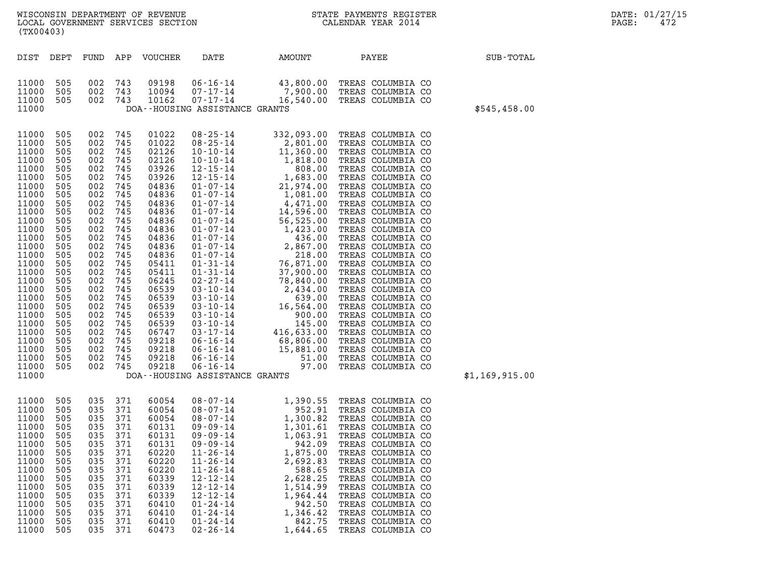| DIST | DEPT | FUND | APP | VOUCHER | DATE | AMOUNT | PAYEE | SUB-TOTAL |
|---|---|---|---|---|---|---|---|---|
| 11000 | 505 | 002 | 743 | 09198 | 06-16-14 | 43,800.00 | TREAS COLUMBIA CO | |
| 11000 | 505 | 002 | 743 | 10094 | 07-17-14 | 7,900.00 | TREAS COLUMBIA CO | |
| 11000 | 505 | 002 | 743 | 10162 | 07-17-14 | 16,540.00 | TREAS COLUMBIA CO | |
| 11000 | | | | DOA--HOUSING ASSISTANCE GRANTS | | | | $545,458.00 |
| 11000 | 505 | 002 | 745 | 01022 | 08-25-14 | 332,093.00 | TREAS COLUMBIA CO | |
| 11000 | 505 | 002 | 745 | 01022 | 08-25-14 | 2,801.00 | TREAS COLUMBIA CO | |
| 11000 | 505 | 002 | 745 | 02126 | 10-10-14 | 11,360.00 | TREAS COLUMBIA CO | |
| 11000 | 505 | 002 | 745 | 02126 | 10-10-14 | 1,818.00 | TREAS COLUMBIA CO | |
| 11000 | 505 | 002 | 745 | 03926 | 12-15-14 | 808.00 | TREAS COLUMBIA CO | |
| 11000 | 505 | 002 | 745 | 03926 | 12-15-14 | 1,683.00 | TREAS COLUMBIA CO | |
| 11000 | 505 | 002 | 745 | 04836 | 01-07-14 | 21,974.00 | TREAS COLUMBIA CO | |
| 11000 | 505 | 002 | 745 | 04836 | 01-07-14 | 1,081.00 | TREAS COLUMBIA CO | |
| 11000 | 505 | 002 | 745 | 04836 | 01-07-14 | 4,471.00 | TREAS COLUMBIA CO | |
| 11000 | 505 | 002 | 745 | 04836 | 01-07-14 | 14,596.00 | TREAS COLUMBIA CO | |
| 11000 | 505 | 002 | 745 | 04836 | 01-07-14 | 56,525.00 | TREAS COLUMBIA CO | |
| 11000 | 505 | 002 | 745 | 04836 | 01-07-14 | 1,423.00 | TREAS COLUMBIA CO | |
| 11000 | 505 | 002 | 745 | 04836 | 01-07-14 | 436.00 | TREAS COLUMBIA CO | |
| 11000 | 505 | 002 | 745 | 04836 | 01-07-14 | 2,867.00 | TREAS COLUMBIA CO | |
| 11000 | 505 | 002 | 745 | 04836 | 01-07-14 | 218.00 | TREAS COLUMBIA CO | |
| 11000 | 505 | 002 | 745 | 05411 | 01-31-14 | 76,871.00 | TREAS COLUMBIA CO | |
| 11000 | 505 | 002 | 745 | 05411 | 01-31-14 | 37,900.00 | TREAS COLUMBIA CO | |
| 11000 | 505 | 002 | 745 | 06245 | 02-27-14 | 78,840.00 | TREAS COLUMBIA CO | |
| 11000 | 505 | 002 | 745 | 06539 | 03-10-14 | 2,434.00 | TREAS COLUMBIA CO | |
| 11000 | 505 | 002 | 745 | 06539 | 03-10-14 | 639.00 | TREAS COLUMBIA CO | |
| 11000 | 505 | 002 | 745 | 06539 | 03-10-14 | 16,564.00 | TREAS COLUMBIA CO | |
| 11000 | 505 | 002 | 745 | 06539 | 03-10-14 | 900.00 | TREAS COLUMBIA CO | |
| 11000 | 505 | 002 | 745 | 06539 | 03-10-14 | 145.00 | TREAS COLUMBIA CO | |
| 11000 | 505 | 002 | 745 | 06747 | 03-17-14 | 416,633.00 | TREAS COLUMBIA CO | |
| 11000 | 505 | 002 | 745 | 09218 | 06-16-14 | 68,806.00 | TREAS COLUMBIA CO | |
| 11000 | 505 | 002 | 745 | 09218 | 06-16-14 | 15,881.00 | TREAS COLUMBIA CO | |
| 11000 | 505 | 002 | 745 | 09218 | 06-16-14 | 51.00 | TREAS COLUMBIA CO | |
| 11000 | 505 | 002 | 745 | 09218 | 06-16-14 | 97.00 | TREAS COLUMBIA CO | |
| 11000 | | | | DOA--HOUSING ASSISTANCE GRANTS | | | | $1,169,915.00 |
| 11000 | 505 | 035 | 371 | 60054 | 08-07-14 | 1,390.55 | TREAS COLUMBIA CO | |
| 11000 | 505 | 035 | 371 | 60054 | 08-07-14 | 952.91 | TREAS COLUMBIA CO | |
| 11000 | 505 | 035 | 371 | 60054 | 08-07-14 | 1,300.82 | TREAS COLUMBIA CO | |
| 11000 | 505 | 035 | 371 | 60131 | 09-09-14 | 1,301.61 | TREAS COLUMBIA CO | |
| 11000 | 505 | 035 | 371 | 60131 | 09-09-14 | 1,063.91 | TREAS COLUMBIA CO | |
| 11000 | 505 | 035 | 371 | 60131 | 09-09-14 | 942.09 | TREAS COLUMBIA CO | |
| 11000 | 505 | 035 | 371 | 60220 | 11-26-14 | 1,875.00 | TREAS COLUMBIA CO | |
| 11000 | 505 | 035 | 371 | 60220 | 11-26-14 | 2,692.83 | TREAS COLUMBIA CO | |
| 11000 | 505 | 035 | 371 | 60220 | 11-26-14 | 588.65 | TREAS COLUMBIA CO | |
| 11000 | 505 | 035 | 371 | 60339 | 12-12-14 | 2,628.25 | TREAS COLUMBIA CO | |
| 11000 | 505 | 035 | 371 | 60339 | 12-12-14 | 1,514.99 | TREAS COLUMBIA CO | |
| 11000 | 505 | 035 | 371 | 60339 | 12-12-14 | 1,964.44 | TREAS COLUMBIA CO | |
| 11000 | 505 | 035 | 371 | 60410 | 01-24-14 | 942.50 | TREAS COLUMBIA CO | |
| 11000 | 505 | 035 | 371 | 60410 | 01-24-14 | 1,346.42 | TREAS COLUMBIA CO | |
| 11000 | 505 | 035 | 371 | 60410 | 01-24-14 | 842.75 | TREAS COLUMBIA CO | |
| 11000 | 505 | 035 | 371 | 60473 | 02-26-14 | 1,644.65 | TREAS COLUMBIA CO | |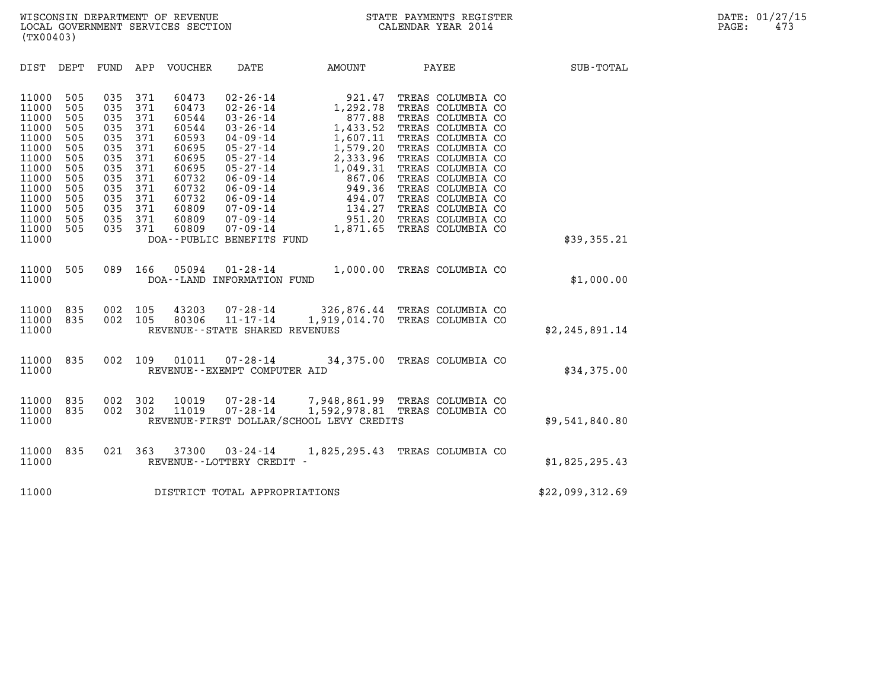WISCONSIN DEPARTMENT OF REVENUE
LOCAL GOVERNMENT SERVICES SECTION
(TX00403)

STATE PAYMENTS REGISTER
CALENDAR YEAR 2014

DATE: 01/27/15
PAGE: 473

| DIST | DEPT | FUND | APP | VOUCHER | DATE | AMOUNT | PAYEE | SUB-TOTAL |
|---|---|---|---|---|---|---|---|---|
| 11000 | 505 | 035 | 371 | 60473 | 02-26-14 | 921.47 | TREAS COLUMBIA CO | |
| 11000 | 505 | 035 | 371 | 60473 | 02-26-14 | 1,292.78 | TREAS COLUMBIA CO | |
| 11000 | 505 | 035 | 371 | 60544 | 03-26-14 | 877.88 | TREAS COLUMBIA CO | |
| 11000 | 505 | 035 | 371 | 60544 | 03-26-14 | 1,433.52 | TREAS COLUMBIA CO | |
| 11000 | 505 | 035 | 371 | 60593 | 04-09-14 | 1,607.11 | TREAS COLUMBIA CO | |
| 11000 | 505 | 035 | 371 | 60695 | 05-27-14 | 1,579.20 | TREAS COLUMBIA CO | |
| 11000 | 505 | 035 | 371 | 60695 | 05-27-14 | 2,333.96 | TREAS COLUMBIA CO | |
| 11000 | 505 | 035 | 371 | 60695 | 05-27-14 | 1,049.31 | TREAS COLUMBIA CO | |
| 11000 | 505 | 035 | 371 | 60732 | 06-09-14 | 867.06 | TREAS COLUMBIA CO | |
| 11000 | 505 | 035 | 371 | 60732 | 06-09-14 | 949.36 | TREAS COLUMBIA CO | |
| 11000 | 505 | 035 | 371 | 60732 | 06-09-14 | 494.07 | TREAS COLUMBIA CO | |
| 11000 | 505 | 035 | 371 | 60809 | 07-09-14 | 134.27 | TREAS COLUMBIA CO | |
| 11000 | 505 | 035 | 371 | 60809 | 07-09-14 | 951.20 | TREAS COLUMBIA CO | |
| 11000 | 505 | 035 | 371 | 60809 | 07-09-14 | 1,871.65 | TREAS COLUMBIA CO | |
| 11000 | | | | DOA--PUBLIC BENEFITS FUND | | | | $39,355.21 |
| 11000 | 505 | 089 | 166 | 05094 | 01-28-14 | 1,000.00 | TREAS COLUMBIA CO | |
| 11000 | | | | DOA--LAND INFORMATION FUND | | | | $1,000.00 |
| 11000 | 835 | 002 | 105 | 43203 | 07-28-14 | 326,876.44 | TREAS COLUMBIA CO | |
| 11000 | 835 | 002 | 105 | 80306 | 11-17-14 | 1,919,014.70 | TREAS COLUMBIA CO | |
| 11000 | | | | REVENUE--STATE SHARED REVENUES | | | | $2,245,891.14 |
| 11000 | 835 | 002 | 109 | 01011 | 07-28-14 | 34,375.00 | TREAS COLUMBIA CO | |
| 11000 | | | | REVENUE--EXEMPT COMPUTER AID | | | | $34,375.00 |
| 11000 | 835 | 002 | 302 | 10019 | 07-28-14 | 7,948,861.99 | TREAS COLUMBIA CO | |
| 11000 | 835 | 002 | 302 | 11019 | 07-28-14 | 1,592,978.81 | TREAS COLUMBIA CO | |
| 11000 | | | | REVENUE-FIRST DOLLAR/SCHOOL LEVY CREDITS | | | | $9,541,840.80 |
| 11000 | 835 | 021 | 363 | 37300 | 03-24-14 | 1,825,295.43 | TREAS COLUMBIA CO | |
| 11000 | | | | REVENUE--LOTTERY CREDIT - | | | | $1,825,295.43 |
| 11000 | | | | DISTRICT TOTAL APPROPRIATIONS | | | | $22,099,312.69 |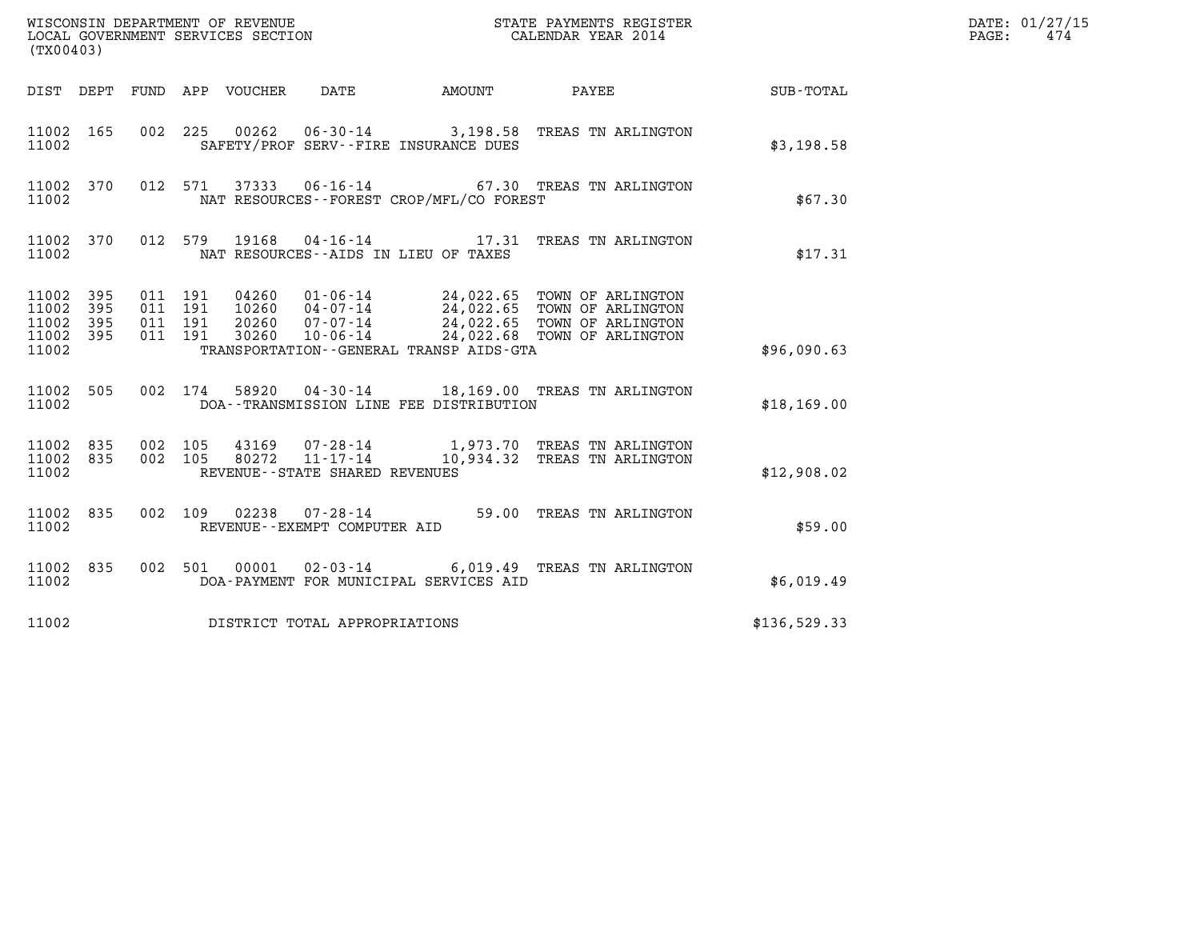WISCONSIN DEPARTMENT OF REVENUE
LOCAL GOVERNMENT SERVICES SECTION
(TX00403)

STATE PAYMENTS REGISTER
CALENDAR YEAR 2014

DATE: 01/27/15
PAGE: 474

| DIST | DEPT | FUND | APP | VOUCHER | DATE | AMOUNT | PAYEE | SUB-TOTAL |
|---|---|---|---|---|---|---|---|---|
| 11002 | 165 | 002 | 225 | 00262 | 06-30-14 | 3,198.58 | TREAS TN ARLINGTON | |
| 11002 | | | | | SAFETY/PROF SERV--FIRE INSURANCE DUES | | | $3,198.58 |
| 11002 | 370 | 012 | 571 | 37333 | 06-16-14 | 67.30 | TREAS TN ARLINGTON | |
| 11002 | | | | | NAT RESOURCES--FOREST CROP/MFL/CO FOREST | | | $67.30 |
| 11002 | 370 | 012 | 579 | 19168 | 04-16-14 | 17.31 | TREAS TN ARLINGTON | |
| 11002 | | | | | NAT RESOURCES--AIDS IN LIEU OF TAXES | | | $17.31 |
| 11002 | 395 | 011 | 191 | 04260 | 01-06-14 | 24,022.65 | TOWN OF ARLINGTON | |
| 11002 | 395 | 011 | 191 | 10260 | 04-07-14 | 24,022.65 | TOWN OF ARLINGTON | |
| 11002 | 395 | 011 | 191 | 20260 | 07-07-14 | 24,022.65 | TOWN OF ARLINGTON | |
| 11002 | 395 | 011 | 191 | 30260 | 10-06-14 | 24,022.68 | TOWN OF ARLINGTON | |
| 11002 | | | | | TRANSPORTATION--GENERAL TRANSP AIDS-GTA | | | $96,090.63 |
| 11002 | 505 | 002 | 174 | 58920 | 04-30-14 | 18,169.00 | TREAS TN ARLINGTON | |
| 11002 | | | | | DOA--TRANSMISSION LINE FEE DISTRIBUTION | | | $18,169.00 |
| 11002 | 835 | 002 | 105 | 43169 | 07-28-14 | 1,973.70 | TREAS TN ARLINGTON | |
| 11002 | 835 | 002 | 105 | 80272 | 11-17-14 | 10,934.32 | TREAS TN ARLINGTON | |
| 11002 | | | | | REVENUE--STATE SHARED REVENUES | | | $12,908.02 |
| 11002 | 835 | 002 | 109 | 02238 | 07-28-14 | 59.00 | TREAS TN ARLINGTON | |
| 11002 | | | | | REVENUE--EXEMPT COMPUTER AID | | | $59.00 |
| 11002 | 835 | 002 | 501 | 00001 | 02-03-14 | 6,019.49 | TREAS TN ARLINGTON | |
| 11002 | | | | | DOA-PAYMENT FOR MUNICIPAL SERVICES AID | | | $6,019.49 |
| 11002 | | | | | DISTRICT TOTAL APPROPRIATIONS | | | $136,529.33 |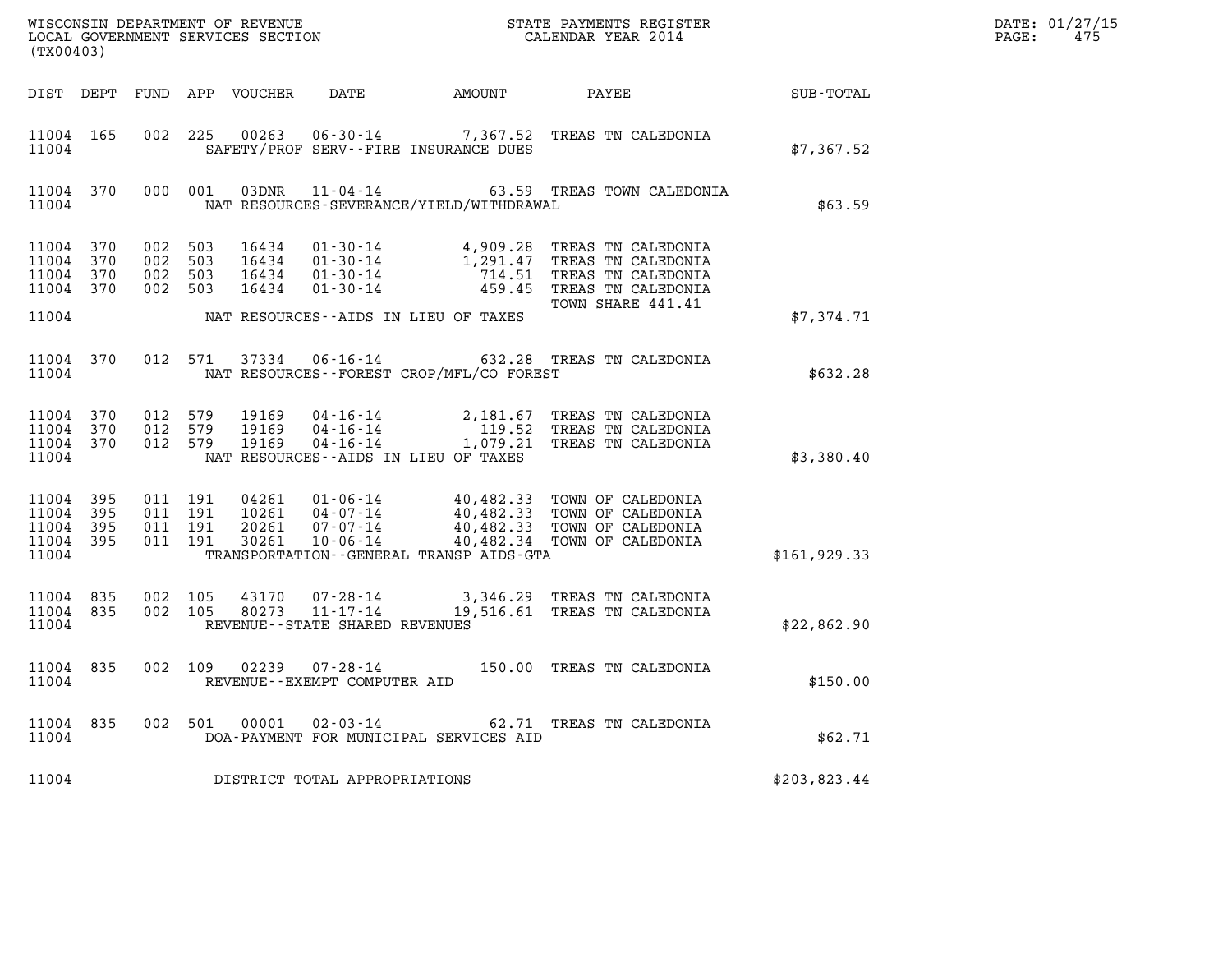WISCONSIN DEPARTMENT OF REVENUE
LOCAL GOVERNMENT SERVICES SECTION
(TX00403)

STATE PAYMENTS REGISTER
CALENDAR YEAR 2014

DATE: 01/27/15

| DIST | DEPT | FUND | APP | VOUCHER | DATE | AMOUNT | PAYEE | SUB-TOTAL |
|---|---|---|---|---|---|---|---|---|
| 11004 | 165 | 002 | 225 | 00263 | 06-30-14 | 7,367.52 | TREAS TN CALEDONIA | |
| 11004 | | | | | SAFETY/PROF SERV--FIRE INSURANCE DUES | | | $7,367.52 |
| 11004 | 370 | 000 | 001 | 03DNR | 11-04-14 | 63.59 | TREAS TOWN CALEDONIA | |
| 11004 | | | | | NAT RESOURCES-SEVERANCE/YIELD/WITHDRAWAL | | | $63.59 |
| 11004 | 370 | 002 | 503 | 16434 | 01-30-14 | 4,909.28 | TREAS TN CALEDONIA | |
| 11004 | 370 | 002 | 503 | 16434 | 01-30-14 | 1,291.47 | TREAS TN CALEDONIA | |
| 11004 | 370 | 002 | 503 | 16434 | 01-30-14 | 714.51 | TREAS TN CALEDONIA | |
| 11004 | 370 | 002 | 503 | 16434 | 01-30-14 | 459.45 | TREAS TN CALEDONIA TOWN SHARE 441.41 | |
| 11004 | | | | | NAT RESOURCES--AIDS IN LIEU OF TAXES | | | $7,374.71 |
| 11004 | 370 | 012 | 571 | 37334 | 06-16-14 | 632.28 | TREAS TN CALEDONIA | |
| 11004 | | | | | NAT RESOURCES--FOREST CROP/MFL/CO FOREST | | | $632.28 |
| 11004 | 370 | 012 | 579 | 19169 | 04-16-14 | 2,181.67 | TREAS TN CALEDONIA | |
| 11004 | 370 | 012 | 579 | 19169 | 04-16-14 | 119.52 | TREAS TN CALEDONIA | |
| 11004 | 370 | 012 | 579 | 19169 | 04-16-14 | 1,079.21 | TREAS TN CALEDONIA | |
| 11004 | | | | | NAT RESOURCES--AIDS IN LIEU OF TAXES | | | $3,380.40 |
| 11004 | 395 | 011 | 191 | 04261 | 01-06-14 | 40,482.33 | TOWN OF CALEDONIA | |
| 11004 | 395 | 011 | 191 | 10261 | 04-07-14 | 40,482.33 | TOWN OF CALEDONIA | |
| 11004 | 395 | 011 | 191 | 20261 | 07-07-14 | 40,482.33 | TOWN OF CALEDONIA | |
| 11004 | 395 | 011 | 191 | 30261 | 10-06-14 | 40,482.34 | TOWN OF CALEDONIA | |
| 11004 | | | | | TRANSPORTATION--GENERAL TRANSP AIDS-GTA | | | $161,929.33 |
| 11004 | 835 | 002 | 105 | 43170 | 07-28-14 | 3,346.29 | TREAS TN CALEDONIA | |
| 11004 | 835 | 002 | 105 | 80273 | 11-17-14 | 19,516.61 | TREAS TN CALEDONIA | |
| 11004 | | | | | REVENUE--STATE SHARED REVENUES | | | $22,862.90 |
| 11004 | 835 | 002 | 109 | 02239 | 07-28-14 | 150.00 | TREAS TN CALEDONIA | |
| 11004 | | | | | REVENUE--EXEMPT COMPUTER AID | | | $150.00 |
| 11004 | 835 | 002 | 501 | 00001 | 02-03-14 | 62.71 | TREAS TN CALEDONIA | |
| 11004 | | | | | DOA-PAYMENT FOR MUNICIPAL SERVICES AID | | | $62.71 |
| 11004 | | | | | DISTRICT TOTAL APPROPRIATIONS | | | $203,823.44 |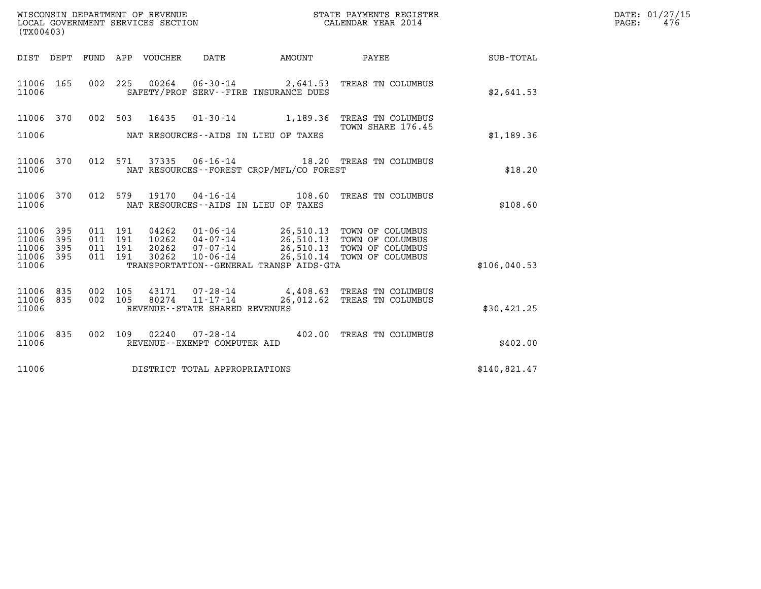WISCONSIN DEPARTMENT OF REVENUE
LOCAL GOVERNMENT SERVICES SECTION
(TX00403)

STATE PAYMENTS REGISTER
CALENDAR YEAR 2014

| DIST | DEPT | FUND | APP | VOUCHER | DATE | AMOUNT | PAYEE | SUB-TOTAL |
|---|---|---|---|---|---|---|---|---|
| 11006 | 165 | 002 | 225 | 00264 | 06-30-14 | 2,641.53 | TREAS TN COLUMBUS | |
| 11006 | | | | | SAFETY/PROF SERV--FIRE INSURANCE DUES | | | $2,641.53 |
| 11006 | 370 | 002 | 503 | 16435 | 01-30-14 | 1,189.36 | TREAS TN COLUMBUS TOWN SHARE 176.45 | |
| 11006 | | | | | NAT RESOURCES--AIDS IN LIEU OF TAXES | | | $1,189.36 |
| 11006 | 370 | 012 | 571 | 37335 | 06-16-14 | 18.20 | TREAS TN COLUMBUS | |
| 11006 | | | | | NAT RESOURCES--FOREST CROP/MFL/CO FOREST | | | $18.20 |
| 11006 | 370 | 012 | 579 | 19170 | 04-16-14 | 108.60 | TREAS TN COLUMBUS | |
| 11006 | | | | | NAT RESOURCES--AIDS IN LIEU OF TAXES | | | $108.60 |
| 11006 | 395 | 011 | 191 | 04262 | 01-06-14 | 26,510.13 | TOWN OF COLUMBUS | |
| 11006 | 395 | 011 | 191 | 10262 | 04-07-14 | 26,510.13 | TOWN OF COLUMBUS | |
| 11006 | 395 | 011 | 191 | 20262 | 07-07-14 | 26,510.13 | TOWN OF COLUMBUS | |
| 11006 | 395 | 011 | 191 | 30262 | 10-06-14 | 26,510.14 | TOWN OF COLUMBUS | |
| 11006 | | | | | TRANSPORTATION--GENERAL TRANSP AIDS-GTA | | | $106,040.53 |
| 11006 | 835 | 002 | 105 | 43171 | 07-28-14 | 4,408.63 | TREAS TN COLUMBUS | |
| 11006 | 835 | 002 | 105 | 80274 | 11-17-14 | 26,012.62 | TREAS TN COLUMBUS | |
| 11006 | | | | | REVENUE--STATE SHARED REVENUES | | | $30,421.25 |
| 11006 | 835 | 002 | 109 | 02240 | 07-28-14 | 402.00 | TREAS TN COLUMBUS | |
| 11006 | | | | | REVENUE--EXEMPT COMPUTER AID | | | $402.00 |
| 11006 | | | | | DISTRICT TOTAL APPROPRIATIONS | | | $140,821.47 |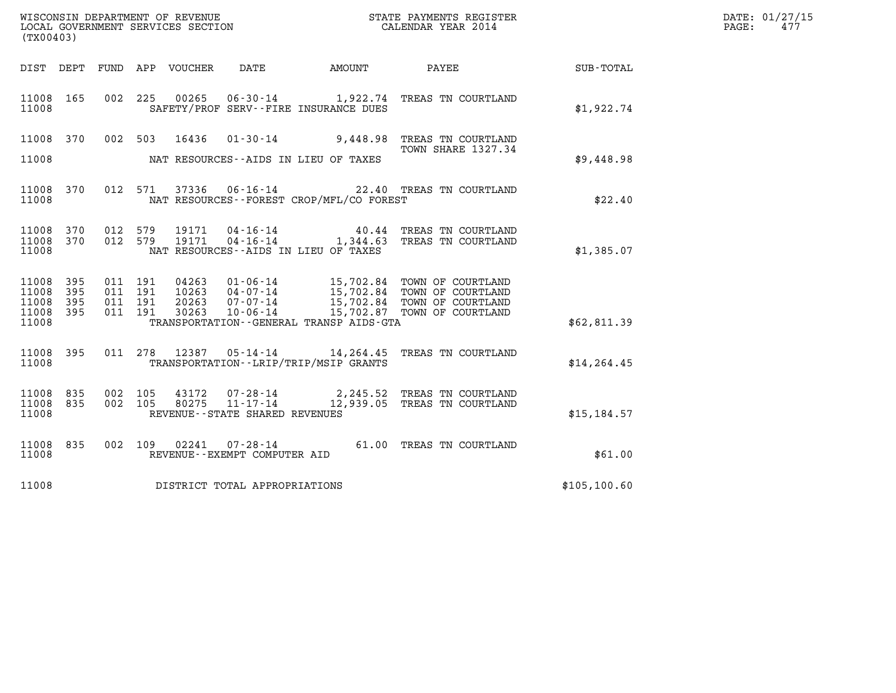WISCONSIN DEPARTMENT OF REVENUE
LOCAL GOVERNMENT SERVICES SECTION
(TX00403)

STATE PAYMENTS REGISTER
CALENDAR YEAR 2014

DATE: 01/27/15
PAGE: 477

| DIST | DEPT | FUND | APP | VOUCHER | DATE | AMOUNT | PAYEE | SUB-TOTAL |
|---|---|---|---|---|---|---|---|---|
| 11008 | 165 | 002 | 225 | 00265 | 06-30-14 | 1,922.74 | TREAS TN COURTLAND | |
| 11008 | | | | | SAFETY/PROF SERV--FIRE INSURANCE DUES | | | $1,922.74 |
| 11008 | 370 | 002 | 503 | 16436 | 01-30-14 | 9,448.98 | TREAS TN COURTLAND TOWN SHARE 1327.34 | |
| 11008 | | | | | NAT RESOURCES--AIDS IN LIEU OF TAXES | | | $9,448.98 |
| 11008 | 370 | 012 | 571 | 37336 | 06-16-14 | 22.40 | TREAS TN COURTLAND | |
| 11008 | | | | | NAT RESOURCES--FOREST CROP/MFL/CO FOREST | | | $22.40 |
| 11008 | 370 | 012 | 579 | 19171 | 04-16-14 | 40.44 | TREAS TN COURTLAND | |
| 11008 | 370 | 012 | 579 | 19171 | 04-16-14 | 1,344.63 | TREAS TN COURTLAND | |
| 11008 | | | | | NAT RESOURCES--AIDS IN LIEU OF TAXES | | | $1,385.07 |
| 11008 | 395 | 011 | 191 | 04263 | 01-06-14 | 15,702.84 | TOWN OF COURTLAND | |
| 11008 | 395 | 011 | 191 | 10263 | 04-07-14 | 15,702.84 | TOWN OF COURTLAND | |
| 11008 | 395 | 011 | 191 | 20263 | 07-07-14 | 15,702.84 | TOWN OF COURTLAND | |
| 11008 | 395 | 011 | 191 | 30263 | 10-06-14 | 15,702.87 | TOWN OF COURTLAND | |
| 11008 | | | | | TRANSPORTATION--GENERAL TRANSP AIDS-GTA | | | $62,811.39 |
| 11008 | 395 | 011 | 278 | 12387 | 05-14-14 | 14,264.45 | TREAS TN COURTLAND | |
| 11008 | | | | | TRANSPORTATION--LRIP/TRIP/MSIP GRANTS | | | $14,264.45 |
| 11008 | 835 | 002 | 105 | 43172 | 07-28-14 | 2,245.52 | TREAS TN COURTLAND | |
| 11008 | 835 | 002 | 105 | 80275 | 11-17-14 | 12,939.05 | TREAS TN COURTLAND | |
| 11008 | | | | | REVENUE--STATE SHARED REVENUES | | | $15,184.57 |
| 11008 | 835 | 002 | 109 | 02241 | 07-28-14 | 61.00 | TREAS TN COURTLAND | |
| 11008 | | | | | REVENUE--EXEMPT COMPUTER AID | | | $61.00 |
| 11008 | | | | | DISTRICT TOTAL APPROPRIATIONS | | | $105,100.60 |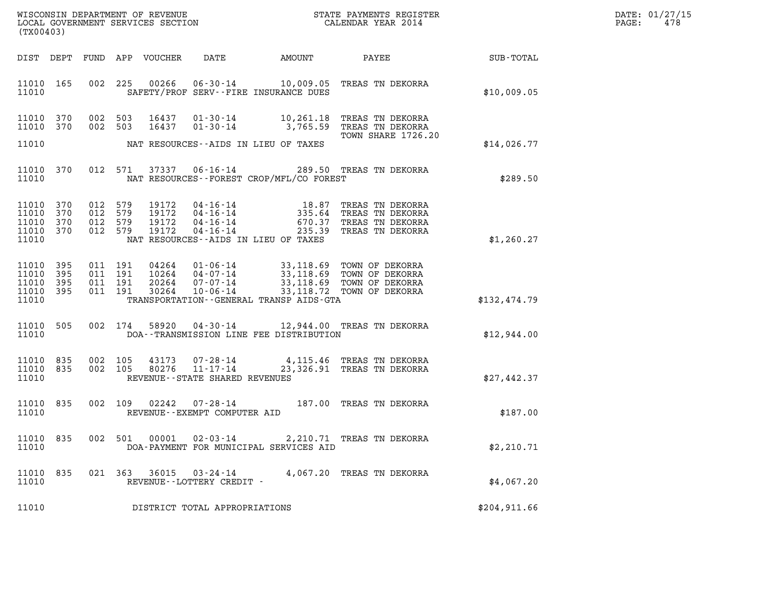WISCONSIN DEPARTMENT OF REVENUE
LOCAL GOVERNMENT SERVICES SECTION
(TX00403)

STATE PAYMENTS REGISTER
CALENDAR YEAR 2014

DATE: 01/27/15
PAGE: 478

| DIST | DEPT | FUND | APP | VOUCHER | DATE | AMOUNT | PAYEE | SUB-TOTAL |
|---|---|---|---|---|---|---|---|---|
| 11010 | 165 | 002 | 225 | 00266 | 06-30-14 | 10,009.05 | TREAS TN DEKORRA | |
| 11010 | | | | | SAFETY/PROF SERV--FIRE INSURANCE DUES | | | $10,009.05 |
| 11010 | 370 | 002 | 503 | 16437 | 01-30-14 | 10,261.18 | TREAS TN DEKORRA | |
| 11010 | 370 | 002 | 503 | 16437 | 01-30-14 | 3,765.59 | TREAS TN DEKORRA TOWN SHARE 1726.20 | |
| 11010 | | | | | NAT RESOURCES--AIDS IN LIEU OF TAXES | | | $14,026.77 |
| 11010 | 370 | 012 | 571 | 37337 | 06-16-14 | 289.50 | TREAS TN DEKORRA | |
| 11010 | | | | | NAT RESOURCES--FOREST CROP/MFL/CO FOREST | | | $289.50 |
| 11010 | 370 | 012 | 579 | 19172 | 04-16-14 | 18.87 | TREAS TN DEKORRA | |
| 11010 | 370 | 012 | 579 | 19172 | 04-16-14 | 335.64 | TREAS TN DEKORRA | |
| 11010 | 370 | 012 | 579 | 19172 | 04-16-14 | 670.37 | TREAS TN DEKORRA | |
| 11010 | 370 | 012 | 579 | 19172 | 04-16-14 | 235.39 | TREAS TN DEKORRA | |
| 11010 | | | | | NAT RESOURCES--AIDS IN LIEU OF TAXES | | | $1,260.27 |
| 11010 | 395 | 011 | 191 | 04264 | 01-06-14 | 33,118.69 | TOWN OF DEKORRA | |
| 11010 | 395 | 011 | 191 | 10264 | 04-07-14 | 33,118.69 | TOWN OF DEKORRA | |
| 11010 | 395 | 011 | 191 | 20264 | 07-07-14 | 33,118.69 | TOWN OF DEKORRA | |
| 11010 | 395 | 011 | 191 | 30264 | 10-06-14 | 33,118.72 | TOWN OF DEKORRA | |
| 11010 | | | | | TRANSPORTATION--GENERAL TRANSP AIDS-GTA | | | $132,474.79 |
| 11010 | 505 | 002 | 174 | 58920 | 04-30-14 | 12,944.00 | TREAS TN DEKORRA | |
| 11010 | | | | | DOA--TRANSMISSION LINE FEE DISTRIBUTION | | | $12,944.00 |
| 11010 | 835 | 002 | 105 | 43173 | 07-28-14 | 4,115.46 | TREAS TN DEKORRA | |
| 11010 | 835 | 002 | 105 | 80276 | 11-17-14 | 23,326.91 | TREAS TN DEKORRA | |
| 11010 | | | | | REVENUE--STATE SHARED REVENUES | | | $27,442.37 |
| 11010 | 835 | 002 | 109 | 02242 | 07-28-14 | 187.00 | TREAS TN DEKORRA | |
| 11010 | | | | | REVENUE--EXEMPT COMPUTER AID | | | $187.00 |
| 11010 | 835 | 002 | 501 | 00001 | 02-03-14 | 2,210.71 | TREAS TN DEKORRA | |
| 11010 | | | | | DOA-PAYMENT FOR MUNICIPAL SERVICES AID | | | $2,210.71 |
| 11010 | 835 | 021 | 363 | 36015 | 03-24-14 | 4,067.20 | TREAS TN DEKORRA | |
| 11010 | | | | | REVENUE--LOTTERY CREDIT - | | | $4,067.20 |
| 11010 | | | | | DISTRICT TOTAL APPROPRIATIONS | | | $204,911.66 |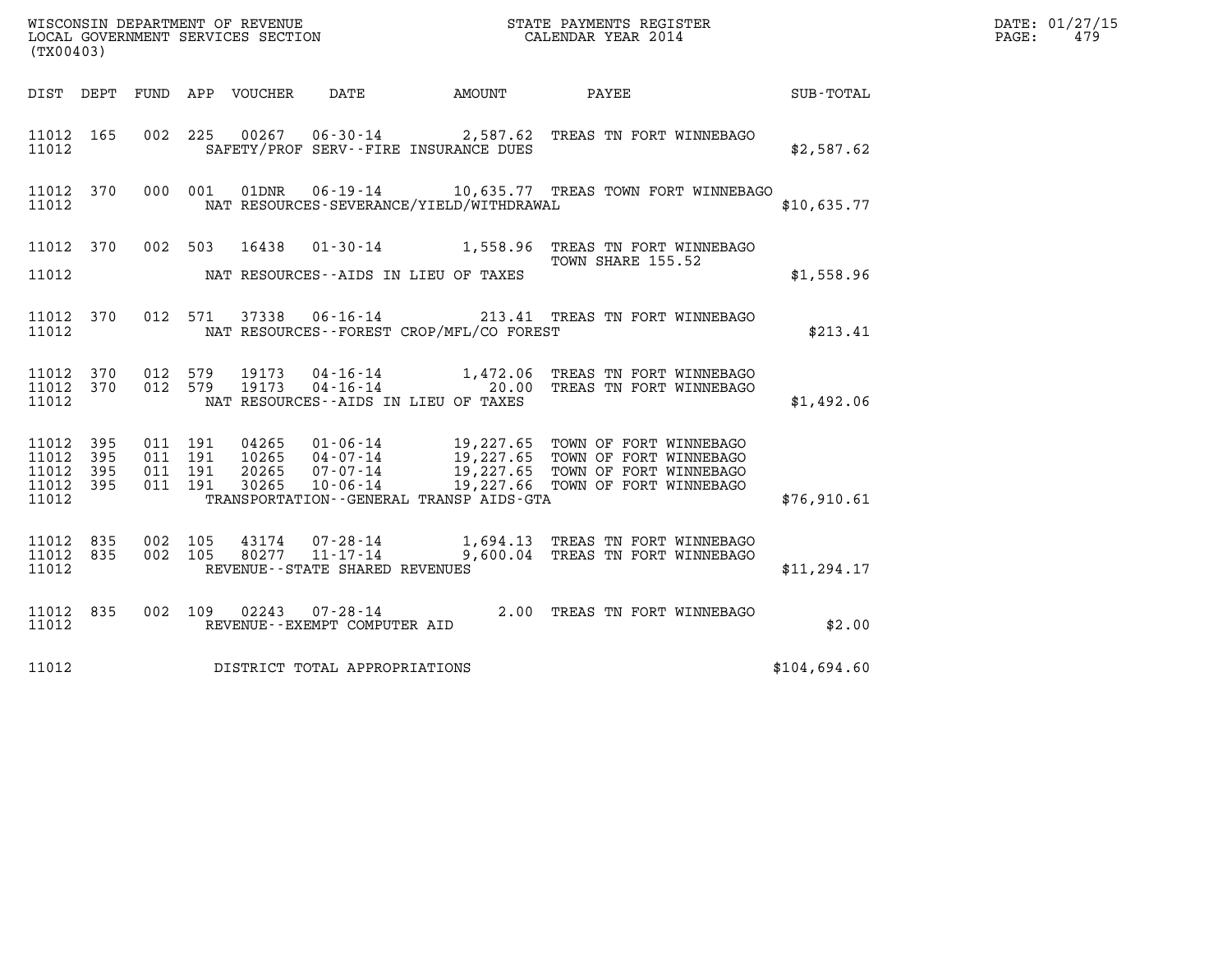WISCONSIN DEPARTMENT OF REVENUE
LOCAL GOVERNMENT SERVICES SECTION
(TX00403)

STATE PAYMENTS REGISTER
CALENDAR YEAR 2014

DATE: 01/27/15
PAGE: 479

| DIST | DEPT | FUND | APP | VOUCHER | DATE | AMOUNT | PAYEE | SUB-TOTAL |
|---|---|---|---|---|---|---|---|---|
| 11012 | 165 | 002 | 225 | 00267 | 06-30-14 | 2,587.62 | TREAS TN FORT WINNEBAGO | |
| 11012 | | | | | SAFETY/PROF SERV--FIRE INSURANCE DUES | | | $2,587.62 |
| 11012 | 370 | 000 | 001 | 01DNR | 06-19-14 | 10,635.77 | TREAS TOWN FORT WINNEBAGO | |
| 11012 | | | | | NAT RESOURCES-SEVERANCE/YIELD/WITHDRAWAL | | | $10,635.77 |
| 11012 | 370 | 002 | 503 | 16438 | 01-30-14 | 1,558.96 | TREAS TN FORT WINNEBAGO TOWN SHARE 155.52 | |
| 11012 | | | | | NAT RESOURCES--AIDS IN LIEU OF TAXES | | | $1,558.96 |
| 11012 | 370 | 012 | 571 | 37338 | 06-16-14 | 213.41 | TREAS TN FORT WINNEBAGO | |
| 11012 | | | | | NAT RESOURCES--FOREST CROP/MFL/CO FOREST | | | $213.41 |
| 11012 | 370 | 012 | 579 | 19173 | 04-16-14 | 1,472.06 | TREAS TN FORT WINNEBAGO | |
| 11012 | 370 | 012 | 579 | 19173 | 04-16-14 | 20.00 | TREAS TN FORT WINNEBAGO | |
| 11012 | | | | | NAT RESOURCES--AIDS IN LIEU OF TAXES | | | $1,492.06 |
| 11012 | 395 | 011 | 191 | 04265 | 01-06-14 | 19,227.65 | TOWN OF FORT WINNEBAGO | |
| 11012 | 395 | 011 | 191 | 10265 | 04-07-14 | 19,227.65 | TOWN OF FORT WINNEBAGO | |
| 11012 | 395 | 011 | 191 | 20265 | 07-07-14 | 19,227.65 | TOWN OF FORT WINNEBAGO | |
| 11012 | 395 | 011 | 191 | 30265 | 10-06-14 | 19,227.66 | TOWN OF FORT WINNEBAGO | |
| 11012 | | | | | TRANSPORTATION--GENERAL TRANSP AIDS-GTA | | | $76,910.61 |
| 11012 | 835 | 002 | 105 | 43174 | 07-28-14 | 1,694.13 | TREAS TN FORT WINNEBAGO | |
| 11012 | 835 | 002 | 105 | 80277 | 11-17-14 | 9,600.04 | TREAS TN FORT WINNEBAGO | |
| 11012 | | | | | REVENUE--STATE SHARED REVENUES | | | $11,294.17 |
| 11012 | 835 | 002 | 109 | 02243 | 07-28-14 | 2.00 | TREAS TN FORT WINNEBAGO | |
| 11012 | | | | | REVENUE--EXEMPT COMPUTER AID | | | $2.00 |
| 11012 | | | | | DISTRICT TOTAL APPROPRIATIONS | | | $104,694.60 |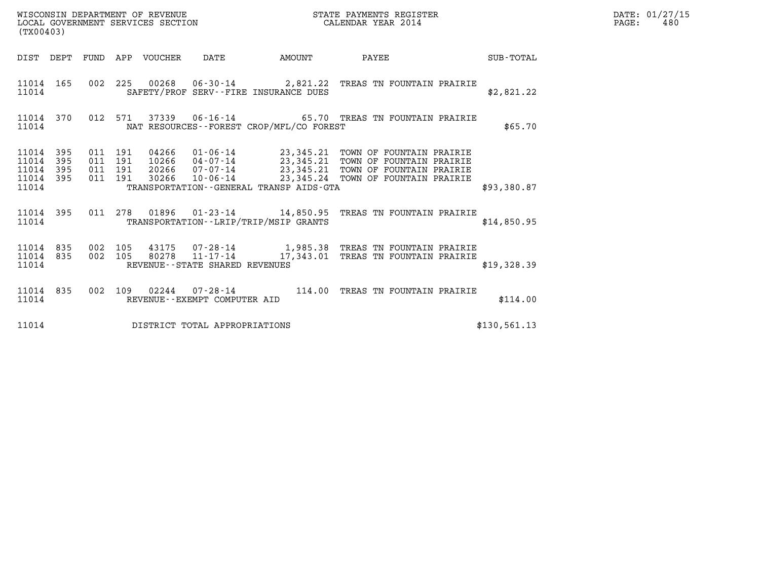WISCONSIN DEPARTMENT OF REVENUE
LOCAL GOVERNMENT SERVICES SECTION
(TX00403)

STATE PAYMENTS REGISTER
CALENDAR YEAR 2014

DATE: 01/27/15

| DIST | DEPT | FUND | APP | VOUCHER | DATE | AMOUNT | PAYEE | SUB-TOTAL |
|---|---|---|---|---|---|---|---|---|
| 11014 | 165 | 002 | 225 | 00268 | 06-30-14 | 2,821.22 | TREAS TN FOUNTAIN PRAIRIE | |
| 11014 | | | | SAFETY/PROF SERV--FIRE INSURANCE DUES | | | | $2,821.22 |
| 11014 | 370 | 012 | 571 | 37339 | 06-16-14 | 65.70 | TREAS TN FOUNTAIN PRAIRIE | |
| 11014 | | | | NAT RESOURCES--FOREST CROP/MFL/CO FOREST | | | | $65.70 |
| 11014 | 395 | 011 | 191 | 04266 | 01-06-14 | 23,345.21 | TOWN OF FOUNTAIN PRAIRIE | |
| 11014 | 395 | 011 | 191 | 10266 | 04-07-14 | 23,345.21 | TOWN OF FOUNTAIN PRAIRIE | |
| 11014 | 395 | 011 | 191 | 20266 | 07-07-14 | 23,345.21 | TOWN OF FOUNTAIN PRAIRIE | |
| 11014 | 395 | 011 | 191 | 30266 | 10-06-14 | 23,345.24 | TOWN OF FOUNTAIN PRAIRIE | |
| 11014 | | | | TRANSPORTATION--GENERAL TRANSP AIDS-GTA | | | | $93,380.87 |
| 11014 | 395 | 011 | 278 | 01896 | 01-23-14 | 14,850.95 | TREAS TN FOUNTAIN PRAIRIE | |
| 11014 | | | | TRANSPORTATION--LRIP/TRIP/MSIP GRANTS | | | | $14,850.95 |
| 11014 | 835 | 002 | 105 | 43175 | 07-28-14 | 1,985.38 | TREAS TN FOUNTAIN PRAIRIE | |
| 11014 | 835 | 002 | 105 | 80278 | 11-17-14 | 17,343.01 | TREAS TN FOUNTAIN PRAIRIE | |
| 11014 | | | | REVENUE--STATE SHARED REVENUES | | | | $19,328.39 |
| 11014 | 835 | 002 | 109 | 02244 | 07-28-14 | 114.00 | TREAS TN FOUNTAIN PRAIRIE | |
| 11014 | | | | REVENUE--EXEMPT COMPUTER AID | | | | $114.00 |
| 11014 | | | | DISTRICT TOTAL APPROPRIATIONS | | | | $130,561.13 |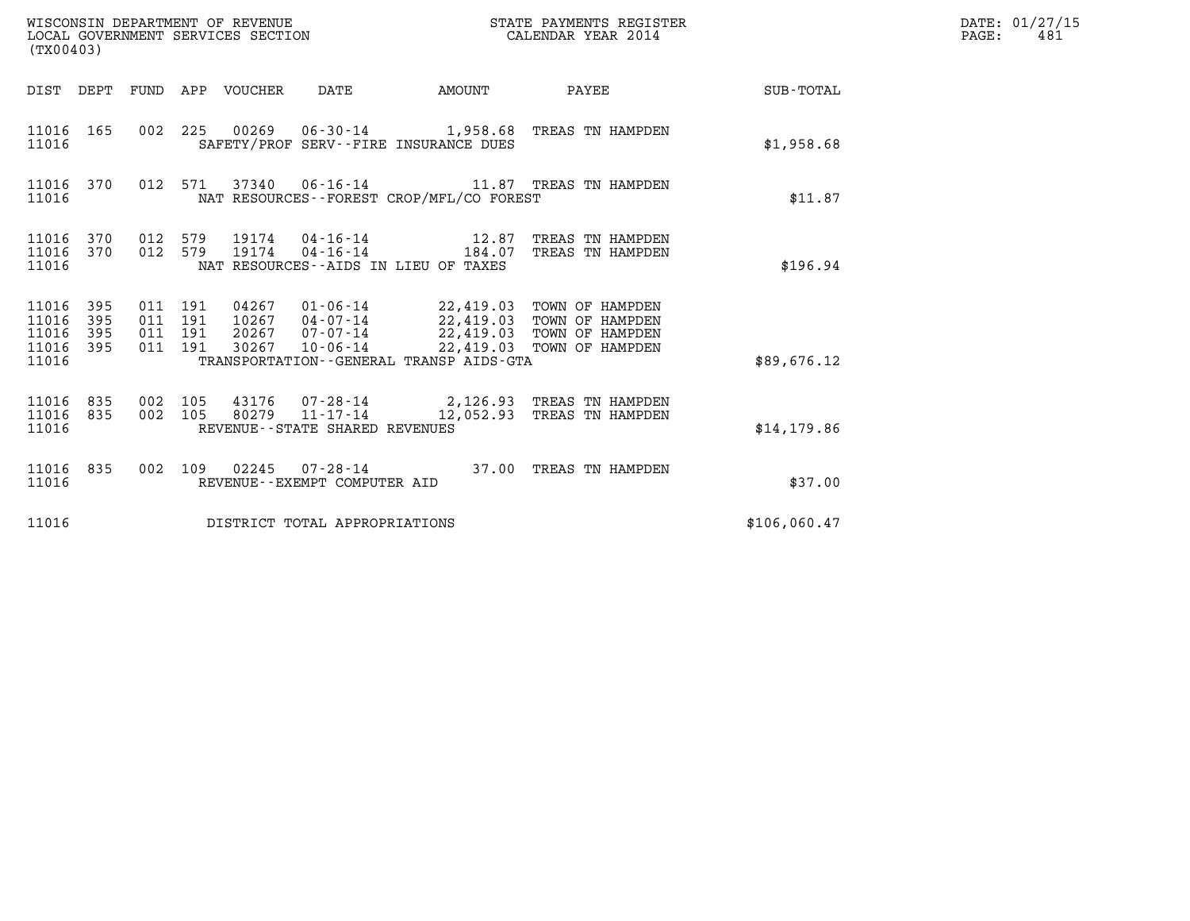WISCONSIN DEPARTMENT OF REVENUE
LOCAL GOVERNMENT SERVICES SECTION
(TX00403)

STATE PAYMENTS REGISTER
CALENDAR YEAR 2014

DATE: 01/27/15
PAGE: 481

| DIST | DEPT | FUND | APP | VOUCHER | DATE | AMOUNT | PAYEE | SUB-TOTAL |
|---|---|---|---|---|---|---|---|---|
| 11016 | 165 | 002 | 225 | 00269 | 06-30-14 | 1,958.68 | TREAS TN HAMPDEN | |
| 11016 | | | | | SAFETY/PROF SERV--FIRE INSURANCE DUES | | | $1,958.68 |
| 11016 | 370 | 012 | 571 | 37340 | 06-16-14 | 11.87 | TREAS TN HAMPDEN | |
| 11016 | | | | | NAT RESOURCES--FOREST CROP/MFL/CO FOREST | | | $11.87 |
| 11016 | 370 | 012 | 579 | 19174 | 04-16-14 | 12.87 | TREAS TN HAMPDEN | |
| 11016 | 370 | 012 | 579 | 19174 | 04-16-14 | 184.07 | TREAS TN HAMPDEN | |
| 11016 | | | | | NAT RESOURCES--AIDS IN LIEU OF TAXES | | | $196.94 |
| 11016 | 395 | 011 | 191 | 04267 | 01-06-14 | 22,419.03 | TOWN OF HAMPDEN | |
| 11016 | 395 | 011 | 191 | 10267 | 04-07-14 | 22,419.03 | TOWN OF HAMPDEN | |
| 11016 | 395 | 011 | 191 | 20267 | 07-07-14 | 22,419.03 | TOWN OF HAMPDEN | |
| 11016 | 395 | 011 | 191 | 30267 | 10-06-14 | 22,419.03 | TOWN OF HAMPDEN | |
| 11016 | | | | | TRANSPORTATION--GENERAL TRANSP AIDS-GTA | | | $89,676.12 |
| 11016 | 835 | 002 | 105 | 43176 | 07-28-14 | 2,126.93 | TREAS TN HAMPDEN | |
| 11016 | 835 | 002 | 105 | 80279 | 11-17-14 | 12,052.93 | TREAS TN HAMPDEN | |
| 11016 | | | | | REVENUE--STATE SHARED REVENUES | | | $14,179.86 |
| 11016 | 835 | 002 | 109 | 02245 | 07-28-14 | 37.00 | TREAS TN HAMPDEN | |
| 11016 | | | | | REVENUE--EXEMPT COMPUTER AID | | | $37.00 |
| 11016 | | | | | DISTRICT TOTAL APPROPRIATIONS | | | $106,060.47 |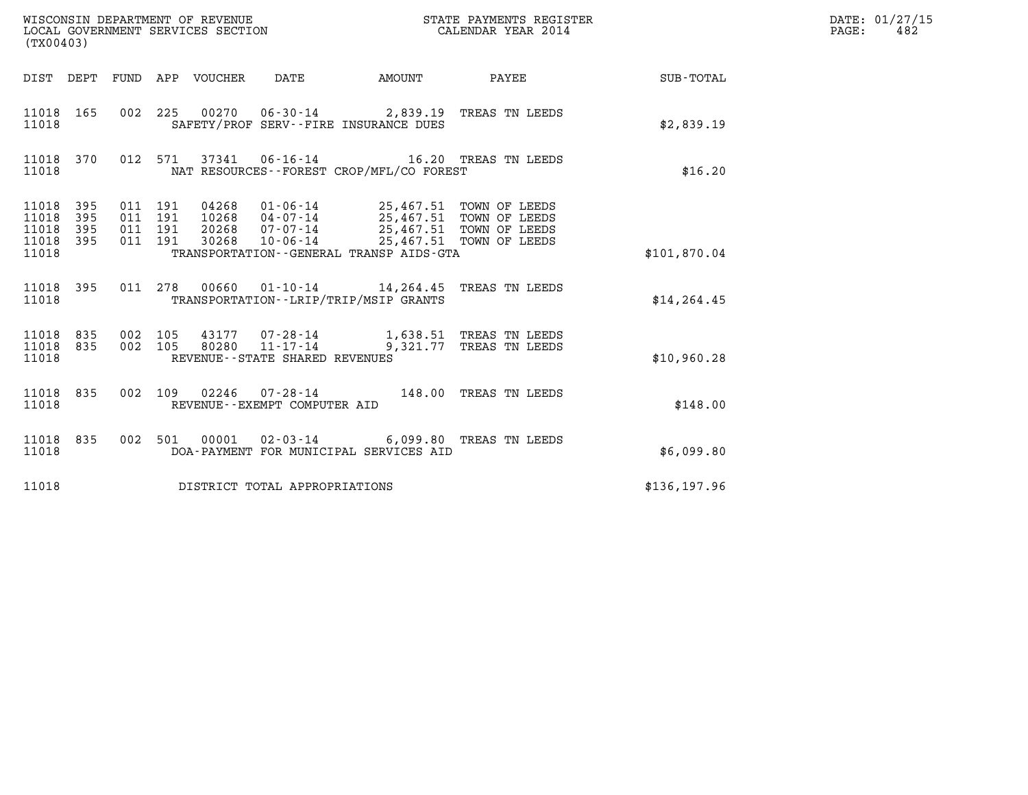WISCONSIN DEPARTMENT OF REVENUE
LOCAL GOVERNMENT SERVICES SECTION
(TX00403)

STATE PAYMENTS REGISTER
CALENDAR YEAR 2014

DATE: 01/27/15
PAGE: 482

| DIST | DEPT | FUND | APP | VOUCHER | DATE | AMOUNT | PAYEE | SUB-TOTAL |
|---|---|---|---|---|---|---|---|---|
| 11018 | 165 | 002 | 225 | 00270 | 06-30-14 | 2,839.19 | TREAS TN LEEDS | |
| 11018 | | | | SAFETY/PROF SERV--FIRE INSURANCE DUES | | | | $2,839.19 |
| 11018 | 370 | 012 | 571 | 37341 | 06-16-14 | 16.20 | TREAS TN LEEDS | |
| 11018 | | | | NAT RESOURCES--FOREST CROP/MFL/CO FOREST | | | | $16.20 |
| 11018 | 395 | 011 | 191 | 04268 | 01-06-14 | 25,467.51 | TOWN OF LEEDS | |
| 11018 | 395 | 011 | 191 | 10268 | 04-07-14 | 25,467.51 | TOWN OF LEEDS | |
| 11018 | 395 | 011 | 191 | 20268 | 07-07-14 | 25,467.51 | TOWN OF LEEDS | |
| 11018 | 395 | 011 | 191 | 30268 | 10-06-14 | 25,467.51 | TOWN OF LEEDS | |
| 11018 | | | | TRANSPORTATION--GENERAL TRANSP AIDS-GTA | | | | $101,870.04 |
| 11018 | 395 | 011 | 278 | 00660 | 01-10-14 | 14,264.45 | TREAS TN LEEDS | |
| 11018 | | | | TRANSPORTATION--LRIP/TRIP/MSIP GRANTS | | | | $14,264.45 |
| 11018 | 835 | 002 | 105 | 43177 | 07-28-14 | 1,638.51 | TREAS TN LEEDS | |
| 11018 | 835 | 002 | 105 | 80280 | 11-17-14 | 9,321.77 | TREAS TN LEEDS | |
| 11018 | | | | REVENUE--STATE SHARED REVENUES | | | | $10,960.28 |
| 11018 | 835 | 002 | 109 | 02246 | 07-28-14 | 148.00 | TREAS TN LEEDS | |
| 11018 | | | | REVENUE--EXEMPT COMPUTER AID | | | | $148.00 |
| 11018 | 835 | 002 | 501 | 00001 | 02-03-14 | 6,099.80 | TREAS TN LEEDS | |
| 11018 | | | | DOA-PAYMENT FOR MUNICIPAL SERVICES AID | | | | $6,099.80 |
| 11018 | | | | DISTRICT TOTAL APPROPRIATIONS | | | | $136,197.96 |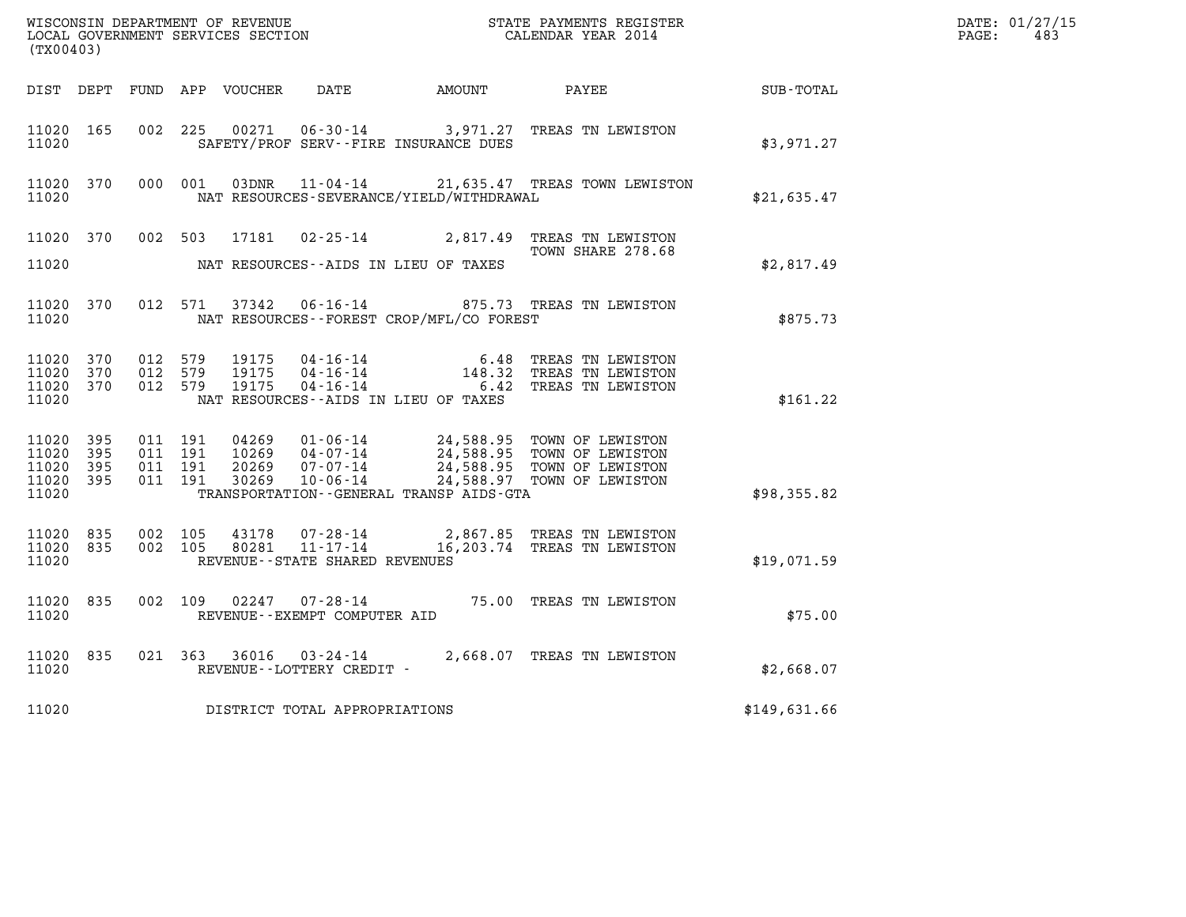WISCONSIN DEPARTMENT OF REVENUE
LOCAL GOVERNMENT SERVICES SECTION
(TX00403)

STATE PAYMENTS REGISTER
CALENDAR YEAR 2014

DATE: 01/27/15
PAGE: 483

| DIST | DEPT | FUND | APP | VOUCHER | DATE | AMOUNT | PAYEE | SUB-TOTAL |
|---|---|---|---|---|---|---|---|---|
| 11020 | 165 | 002 | 225 | 00271 | 06-30-14 | 3,971.27 | TREAS TN LEWISTON | |
| 11020 | | | | SAFETY/PROF SERV--FIRE INSURANCE DUES | | | | $3,971.27 |
| 11020 | 370 | 000 | 001 | 03DNR | 11-04-14 | 21,635.47 | TREAS TOWN LEWISTON | |
| 11020 | | | | NAT RESOURCES-SEVERANCE/YIELD/WITHDRAWAL | | | | $21,635.47 |
| 11020 | 370 | 002 | 503 | 17181 | 02-25-14 | 2,817.49 | TREAS TN LEWISTON TOWN SHARE 278.68 | |
| 11020 | | | | NAT RESOURCES--AIDS IN LIEU OF TAXES | | | | $2,817.49 |
| 11020 | 370 | 012 | 571 | 37342 | 06-16-14 | 875.73 | TREAS TN LEWISTON | |
| 11020 | | | | NAT RESOURCES--FOREST CROP/MFL/CO FOREST | | | | $875.73 |
| 11020 | 370 | 012 | 579 | 19175 | 04-16-14 | 6.48 | TREAS TN LEWISTON | |
| 11020 | 370 | 012 | 579 | 19175 | 04-16-14 | 148.32 | TREAS TN LEWISTON | |
| 11020 | 370 | 012 | 579 | 19175 | 04-16-14 | 6.42 | TREAS TN LEWISTON | |
| 11020 | | | | NAT RESOURCES--AIDS IN LIEU OF TAXES | | | | $161.22 |
| 11020 | 395 | 011 | 191 | 04269 | 01-06-14 | 24,588.95 | TOWN OF LEWISTON | |
| 11020 | 395 | 011 | 191 | 10269 | 04-07-14 | 24,588.95 | TOWN OF LEWISTON | |
| 11020 | 395 | 011 | 191 | 20269 | 07-07-14 | 24,588.95 | TOWN OF LEWISTON | |
| 11020 | 395 | 011 | 191 | 30269 | 10-06-14 | 24,588.97 | TOWN OF LEWISTON | |
| 11020 | | | | TRANSPORTATION--GENERAL TRANSP AIDS-GTA | | | | $98,355.82 |
| 11020 | 835 | 002 | 105 | 43178 | 07-28-14 | 2,867.85 | TREAS TN LEWISTON | |
| 11020 | 835 | 002 | 105 | 80281 | 11-17-14 | 16,203.74 | TREAS TN LEWISTON | |
| 11020 | | | | REVENUE--STATE SHARED REVENUES | | | | $19,071.59 |
| 11020 | 835 | 002 | 109 | 02247 | 07-28-14 | 75.00 | TREAS TN LEWISTON | |
| 11020 | | | | REVENUE--EXEMPT COMPUTER AID | | | | $75.00 |
| 11020 | 835 | 021 | 363 | 36016 | 03-24-14 | 2,668.07 | TREAS TN LEWISTON | |
| 11020 | | | | REVENUE--LOTTERY CREDIT - | | | | $2,668.07 |
| 11020 | | | | DISTRICT TOTAL APPROPRIATIONS | | | | $149,631.66 |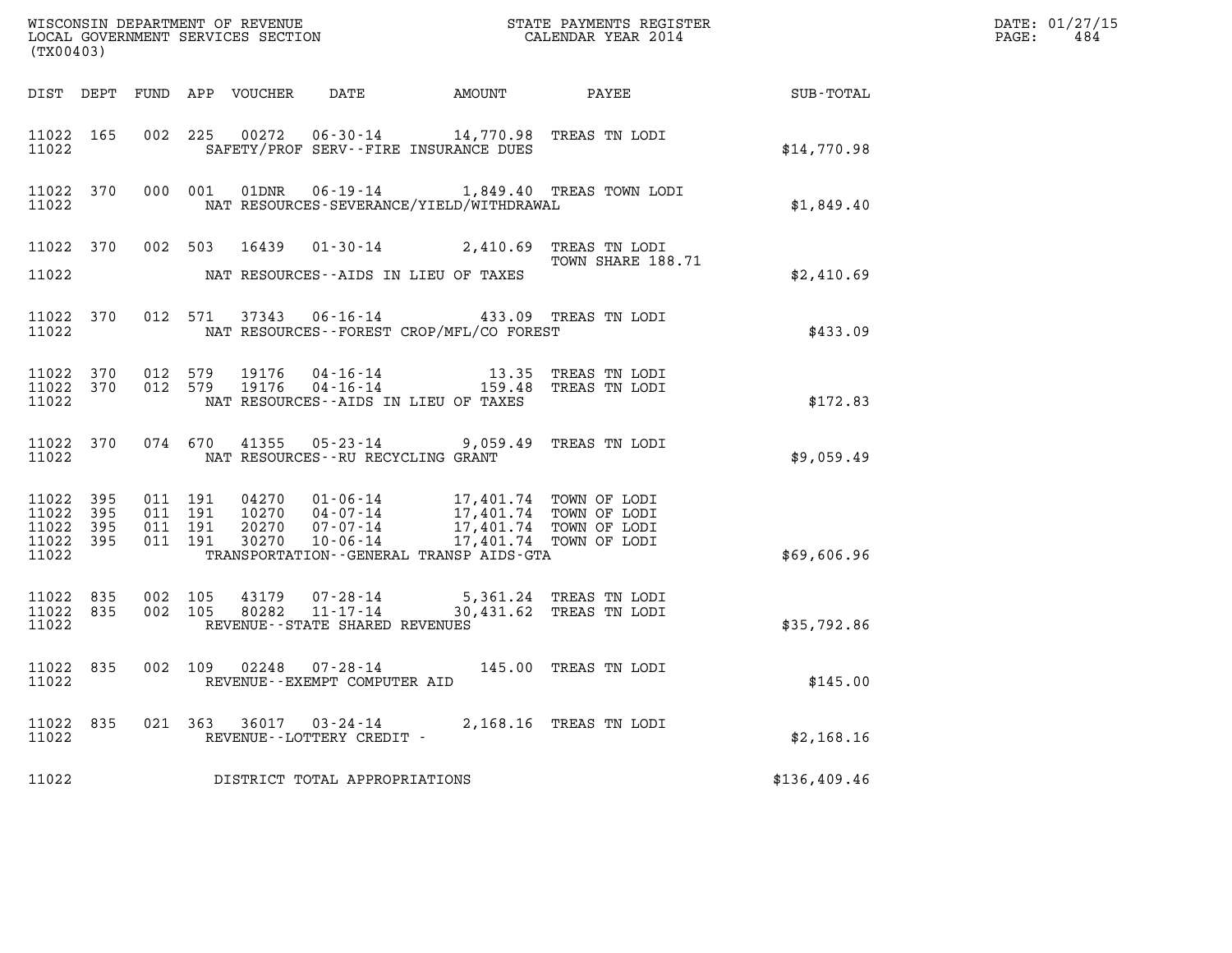WISCONSIN DEPARTMENT OF REVENUE
LOCAL GOVERNMENT SERVICES SECTION
(TX00403)

STATE PAYMENTS REGISTER
CALENDAR YEAR 2014

DATE: 01/27/15
PAGE: 484

| DIST | DEPT | FUND | APP | VOUCHER | DATE | AMOUNT | PAYEE | SUB-TOTAL |
|---|---|---|---|---|---|---|---|---|
| 11022 | 165 | 002 | 225 | 00272 | 06-30-14 | 14,770.98 | TREAS TN LODI | |
| 11022 | | | | SAFETY/PROF SERV--FIRE INSURANCE DUES | | | | $14,770.98 |
| 11022 | 370 | 000 | 001 | 01DNR | 06-19-14 | 1,849.40 | TREAS TOWN LODI | |
| 11022 | | | | NAT RESOURCES-SEVERANCE/YIELD/WITHDRAWAL | | | | $1,849.40 |
| 11022 | 370 | 002 | 503 | 16439 | 01-30-14 | 2,410.69 | TREAS TN LODI TOWN SHARE 188.71 | |
| 11022 | | | | NAT RESOURCES--AIDS IN LIEU OF TAXES | | | | $2,410.69 |
| 11022 | 370 | 012 | 571 | 37343 | 06-16-14 | 433.09 | TREAS TN LODI | |
| 11022 | | | | NAT RESOURCES--FOREST CROP/MFL/CO FOREST | | | | $433.09 |
| 11022 | 370 | 012 | 579 | 19176 | 04-16-14 | 13.35 | TREAS TN LODI | |
| 11022 | 370 | 012 | 579 | 19176 | 04-16-14 | 159.48 | TREAS TN LODI | |
| 11022 | | | | NAT RESOURCES--AIDS IN LIEU OF TAXES | | | | $172.83 |
| 11022 | 370 | 074 | 670 | 41355 | 05-23-14 | 9,059.49 | TREAS TN LODI | |
| 11022 | | | | NAT RESOURCES--RU RECYCLING GRANT | | | | $9,059.49 |
| 11022 | 395 | 011 | 191 | 04270 | 01-06-14 | 17,401.74 | TOWN OF LODI | |
| 11022 | 395 | 011 | 191 | 10270 | 04-07-14 | 17,401.74 | TOWN OF LODI | |
| 11022 | 395 | 011 | 191 | 20270 | 07-07-14 | 17,401.74 | TOWN OF LODI | |
| 11022 | 395 | 011 | 191 | 30270 | 10-06-14 | 17,401.74 | TOWN OF LODI | |
| 11022 | | | | TRANSPORTATION--GENERAL TRANSP AIDS-GTA | | | | $69,606.96 |
| 11022 | 835 | 002 | 105 | 43179 | 07-28-14 | 5,361.24 | TREAS TN LODI | |
| 11022 | 835 | 002 | 105 | 80282 | 11-17-14 | 30,431.62 | TREAS TN LODI | |
| 11022 | | | | REVENUE--STATE SHARED REVENUES | | | | $35,792.86 |
| 11022 | 835 | 002 | 109 | 02248 | 07-28-14 | 145.00 | TREAS TN LODI | |
| 11022 | | | | REVENUE--EXEMPT COMPUTER AID | | | | $145.00 |
| 11022 | 835 | 021 | 363 | 36017 | 03-24-14 | 2,168.16 | TREAS TN LODI | |
| 11022 | | | | REVENUE--LOTTERY CREDIT - | | | | $2,168.16 |
| 11022 | | | | DISTRICT TOTAL APPROPRIATIONS | | | | $136,409.46 |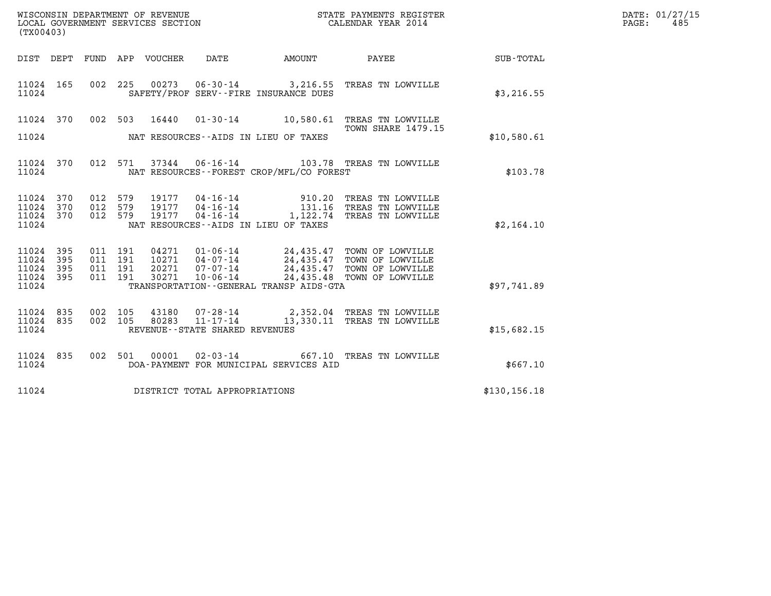WISCONSIN DEPARTMENT OF REVENUE
LOCAL GOVERNMENT SERVICES SECTION
(TX00403)

STATE PAYMENTS REGISTER
CALENDAR YEAR 2014

DATE: 01/27/15
PAGE: 485

| DIST | DEPT | FUND | APP | VOUCHER | DATE | AMOUNT | PAYEE | SUB-TOTAL |
|---|---|---|---|---|---|---|---|---|
| 11024 | 165 | 002 | 225 | 00273 | 06-30-14 | 3,216.55 | TREAS TN LOWVILLE | |
| 11024 | | | | | SAFETY/PROF SERV--FIRE INSURANCE DUES | | | $3,216.55 |
| 11024 | 370 | 002 | 503 | 16440 | 01-30-14 | 10,580.61 | TREAS TN LOWVILLE TOWN SHARE 1479.15 | |
| 11024 | | | | | NAT RESOURCES--AIDS IN LIEU OF TAXES | | | $10,580.61 |
| 11024 | 370 | 012 | 571 | 37344 | 06-16-14 | 103.78 | TREAS TN LOWVILLE | |
| 11024 | | | | | NAT RESOURCES--FOREST CROP/MFL/CO FOREST | | | $103.78 |
| 11024 | 370 | 012 | 579 | 19177 | 04-16-14 | 910.20 | TREAS TN LOWVILLE | |
| 11024 | 370 | 012 | 579 | 19177 | 04-16-14 | 131.16 | TREAS TN LOWVILLE | |
| 11024 | 370 | 012 | 579 | 19177 | 04-16-14 | 1,122.74 | TREAS TN LOWVILLE | |
| 11024 | | | | | NAT RESOURCES--AIDS IN LIEU OF TAXES | | | $2,164.10 |
| 11024 | 395 | 011 | 191 | 04271 | 01-06-14 | 24,435.47 | TOWN OF LOWVILLE | |
| 11024 | 395 | 011 | 191 | 10271 | 04-07-14 | 24,435.47 | TOWN OF LOWVILLE | |
| 11024 | 395 | 011 | 191 | 20271 | 07-07-14 | 24,435.47 | TOWN OF LOWVILLE | |
| 11024 | 395 | 011 | 191 | 30271 | 10-06-14 | 24,435.48 | TOWN OF LOWVILLE | |
| 11024 | | | | | TRANSPORTATION--GENERAL TRANSP AIDS-GTA | | | $97,741.89 |
| 11024 | 835 | 002 | 105 | 43180 | 07-28-14 | 2,352.04 | TREAS TN LOWVILLE | |
| 11024 | 835 | 002 | 105 | 80283 | 11-17-14 | 13,330.11 | TREAS TN LOWVILLE | |
| 11024 | | | | | REVENUE--STATE SHARED REVENUES | | | $15,682.15 |
| 11024 | 835 | 002 | 501 | 00001 | 02-03-14 | 667.10 | TREAS TN LOWVILLE | |
| 11024 | | | | | DOA-PAYMENT FOR MUNICIPAL SERVICES AID | | | $667.10 |
| 11024 | | | | | DISTRICT TOTAL APPROPRIATIONS | | | $130,156.18 |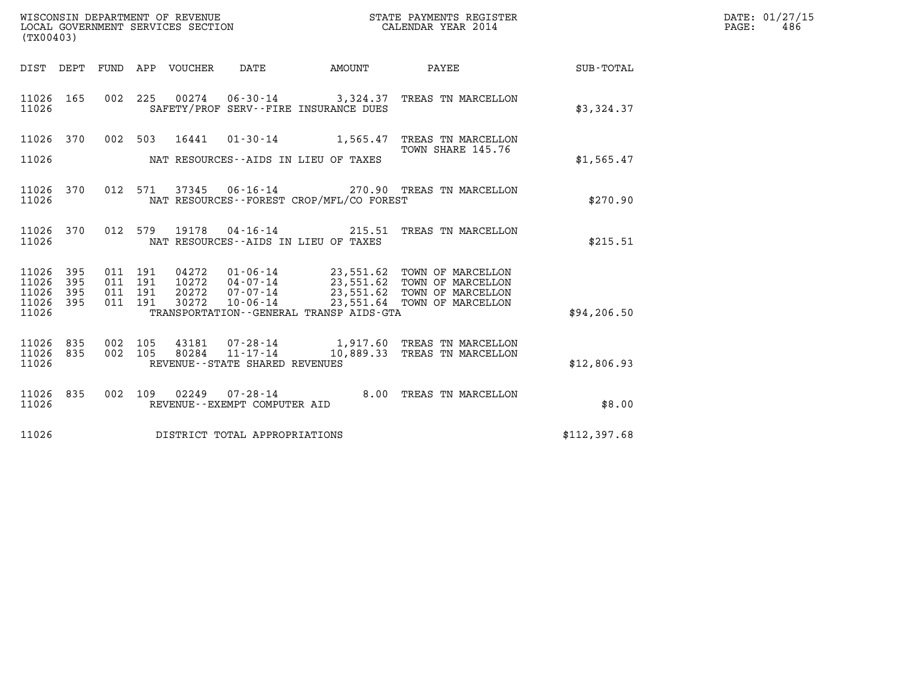WISCONSIN DEPARTMENT OF REVENUE
LOCAL GOVERNMENT SERVICES SECTION
(TX00403)

STATE PAYMENTS REGISTER
CALENDAR YEAR 2014

DATE: 01/27/15
PAGE: 486

| DIST | DEPT | FUND | APP | VOUCHER | DATE | AMOUNT | PAYEE | SUB-TOTAL |
|---|---|---|---|---|---|---|---|---|
| 11026 | 165 | 002 | 225 | 00274 | 06-30-14 | 3,324.37 | TREAS TN MARCELLON | |
| 11026 | | | | | SAFETY/PROF SERV--FIRE INSURANCE DUES | | | $3,324.37 |
| 11026 | 370 | 002 | 503 | 16441 | 01-30-14 | 1,565.47 | TREAS TN MARCELLON TOWN SHARE 145.76 | |
| 11026 | | | | | NAT RESOURCES--AIDS IN LIEU OF TAXES | | | $1,565.47 |
| 11026 | 370 | 012 | 571 | 37345 | 06-16-14 | 270.90 | TREAS TN MARCELLON | |
| 11026 | | | | | NAT RESOURCES--FOREST CROP/MFL/CO FOREST | | | $270.90 |
| 11026 | 370 | 012 | 579 | 19178 | 04-16-14 | 215.51 | TREAS TN MARCELLON | |
| 11026 | | | | | NAT RESOURCES--AIDS IN LIEU OF TAXES | | | $215.51 |
| 11026 | 395 | 011 | 191 | 04272 | 01-06-14 | 23,551.62 | TOWN OF MARCELLON | |
| 11026 | 395 | 011 | 191 | 10272 | 04-07-14 | 23,551.62 | TOWN OF MARCELLON | |
| 11026 | 395 | 011 | 191 | 20272 | 07-07-14 | 23,551.62 | TOWN OF MARCELLON | |
| 11026 | 395 | 011 | 191 | 30272 | 10-06-14 | 23,551.64 | TOWN OF MARCELLON | |
| 11026 | | | | | TRANSPORTATION--GENERAL TRANSP AIDS-GTA | | | $94,206.50 |
| 11026 | 835 | 002 | 105 | 43181 | 07-28-14 | 1,917.60 | TREAS TN MARCELLON | |
| 11026 | 835 | 002 | 105 | 80284 | 11-17-14 | 10,889.33 | TREAS TN MARCELLON | |
| 11026 | | | | | REVENUE--STATE SHARED REVENUES | | | $12,806.93 |
| 11026 | 835 | 002 | 109 | 02249 | 07-28-14 | 8.00 | TREAS TN MARCELLON | |
| 11026 | | | | | REVENUE--EXEMPT COMPUTER AID | | | $8.00 |
| 11026 | | | | | DISTRICT TOTAL APPROPRIATIONS | | | $112,397.68 |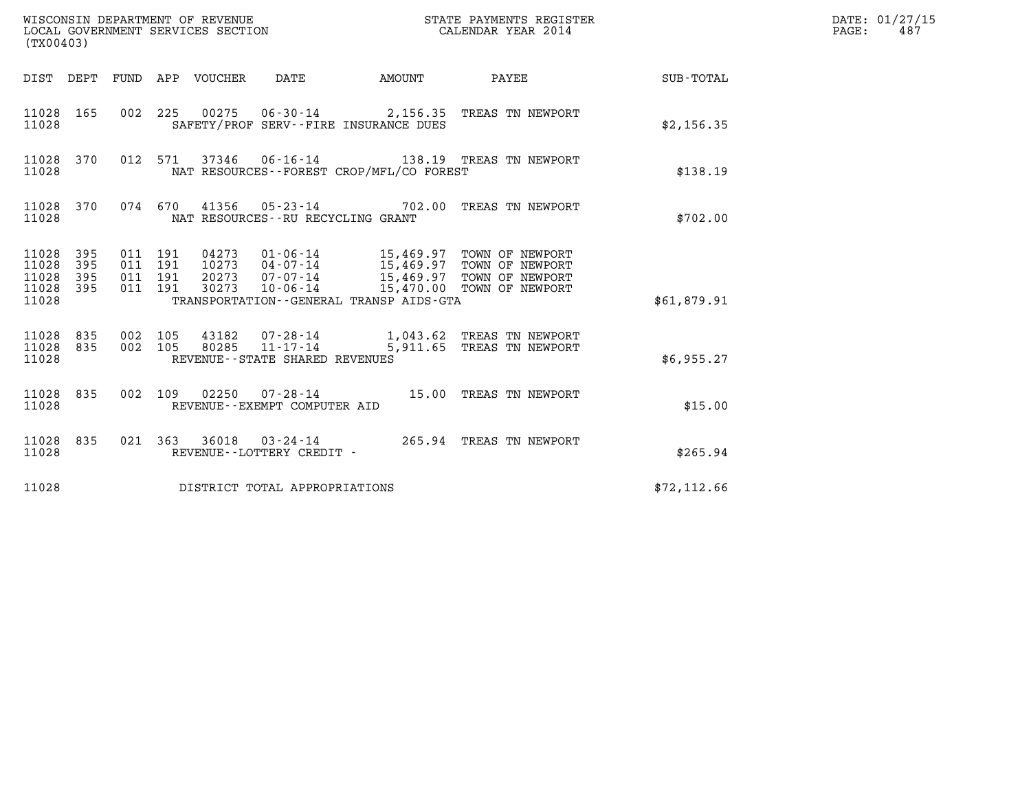WISCONSIN DEPARTMENT OF REVENUE
LOCAL GOVERNMENT SERVICES SECTION
(TX00403)

STATE PAYMENTS REGISTER
CALENDAR YEAR 2014

DATE: 01/27/15
PAGE: 487

| DIST | DEPT | FUND | APP | VOUCHER | DATE | AMOUNT | PAYEE | SUB-TOTAL |
|---|---|---|---|---|---|---|---|---|
| 11028 | 165 | 002 | 225 | 00275 | 06-30-14 | 2,156.35 | TREAS TN NEWPORT | |
| 11028 | | | | SAFETY/PROF SERV--FIRE INSURANCE DUES | | | | $2,156.35 |
| 11028 | 370 | 012 | 571 | 37346 | 06-16-14 | 138.19 | TREAS TN NEWPORT | |
| 11028 | | | | NAT RESOURCES--FOREST CROP/MFL/CO FOREST | | | | $138.19 |
| 11028 | 370 | 074 | 670 | 41356 | 05-23-14 | 702.00 | TREAS TN NEWPORT | |
| 11028 | | | | NAT RESOURCES--RU RECYCLING GRANT | | | | $702.00 |
| 11028 | 395 | 011 | 191 | 04273 | 01-06-14 | 15,469.97 | TOWN OF NEWPORT | |
| 11028 | 395 | 011 | 191 | 10273 | 04-07-14 | 15,469.97 | TOWN OF NEWPORT | |
| 11028 | 395 | 011 | 191 | 20273 | 07-07-14 | 15,469.97 | TOWN OF NEWPORT | |
| 11028 | 395 | 011 | 191 | 30273 | 10-06-14 | 15,470.00 | TOWN OF NEWPORT | |
| 11028 | | | | TRANSPORTATION--GENERAL TRANSP AIDS-GTA | | | | $61,879.91 |
| 11028 | 835 | 002 | 105 | 43182 | 07-28-14 | 1,043.62 | TREAS TN NEWPORT | |
| 11028 | 835 | 002 | 105 | 80285 | 11-17-14 | 5,911.65 | TREAS TN NEWPORT | |
| 11028 | | | | REVENUE--STATE SHARED REVENUES | | | | $6,955.27 |
| 11028 | 835 | 002 | 109 | 02250 | 07-28-14 | 15.00 | TREAS TN NEWPORT | |
| 11028 | | | | REVENUE--EXEMPT COMPUTER AID | | | | $15.00 |
| 11028 | 835 | 021 | 363 | 36018 | 03-24-14 | 265.94 | TREAS TN NEWPORT | |
| 11028 | | | | REVENUE--LOTTERY CREDIT - | | | | $265.94 |
| 11028 | | | | DISTRICT TOTAL APPROPRIATIONS | | | | $72,112.66 |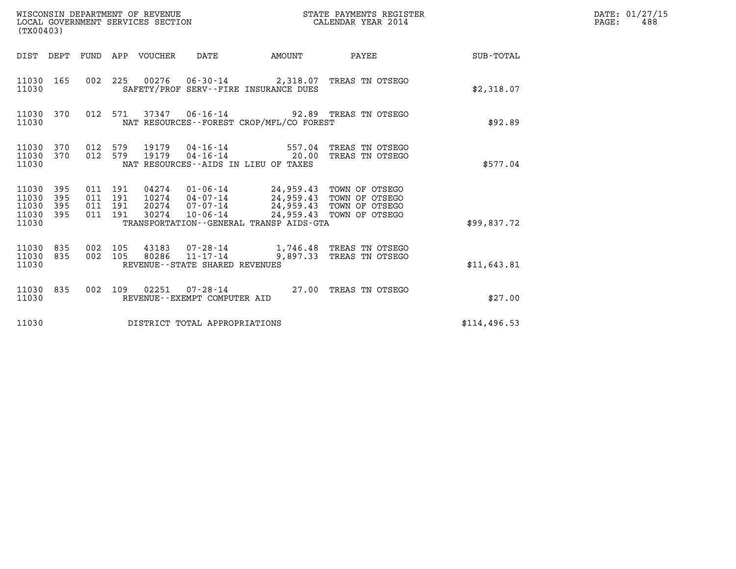WISCONSIN DEPARTMENT OF REVENUE
LOCAL GOVERNMENT SERVICES SECTION
(TX00403)

STATE PAYMENTS REGISTER
CALENDAR YEAR 2014

DATE: 01/27/15
PAGE: 488

| DIST | DEPT | FUND | APP | VOUCHER | DATE | AMOUNT | PAYEE | SUB-TOTAL |
|---|---|---|---|---|---|---|---|---|
| 11030 | 165 | 002 | 225 | 00276 | 06-30-14 | 2,318.07 | TREAS TN OTSEGO | |
| 11030 | | | | SAFETY/PROF SERV--FIRE INSURANCE DUES | | | | $2,318.07 |
| 11030 | 370 | 012 | 571 | 37347 | 06-16-14 | 92.89 | TREAS TN OTSEGO | |
| 11030 | | | | NAT RESOURCES--FOREST CROP/MFL/CO FOREST | | | | $92.89 |
| 11030 | 370 | 012 | 579 | 19179 | 04-16-14 | 557.04 | TREAS TN OTSEGO | |
| 11030 | 370 | 012 | 579 | 19179 | 04-16-14 | 20.00 | TREAS TN OTSEGO | |
| 11030 | | | | NAT RESOURCES--AIDS IN LIEU OF TAXES | | | | $577.04 |
| 11030 | 395 | 011 | 191 | 04274 | 01-06-14 | 24,959.43 | TOWN OF OTSEGO | |
| 11030 | 395 | 011 | 191 | 10274 | 04-07-14 | 24,959.43 | TOWN OF OTSEGO | |
| 11030 | 395 | 011 | 191 | 20274 | 07-07-14 | 24,959.43 | TOWN OF OTSEGO | |
| 11030 | 395 | 011 | 191 | 30274 | 10-06-14 | 24,959.43 | TOWN OF OTSEGO | |
| 11030 | | | | TRANSPORTATION--GENERAL TRANSP AIDS-GTA | | | | $99,837.72 |
| 11030 | 835 | 002 | 105 | 43183 | 07-28-14 | 1,746.48 | TREAS TN OTSEGO | |
| 11030 | 835 | 002 | 105 | 80286 | 11-17-14 | 9,897.33 | TREAS TN OTSEGO | |
| 11030 | | | | REVENUE--STATE SHARED REVENUES | | | | $11,643.81 |
| 11030 | 835 | 002 | 109 | 02251 | 07-28-14 | 27.00 | TREAS TN OTSEGO | |
| 11030 | | | | REVENUE--EXEMPT COMPUTER AID | | | | $27.00 |
| 11030 | | | | DISTRICT TOTAL APPROPRIATIONS | | | | $114,496.53 |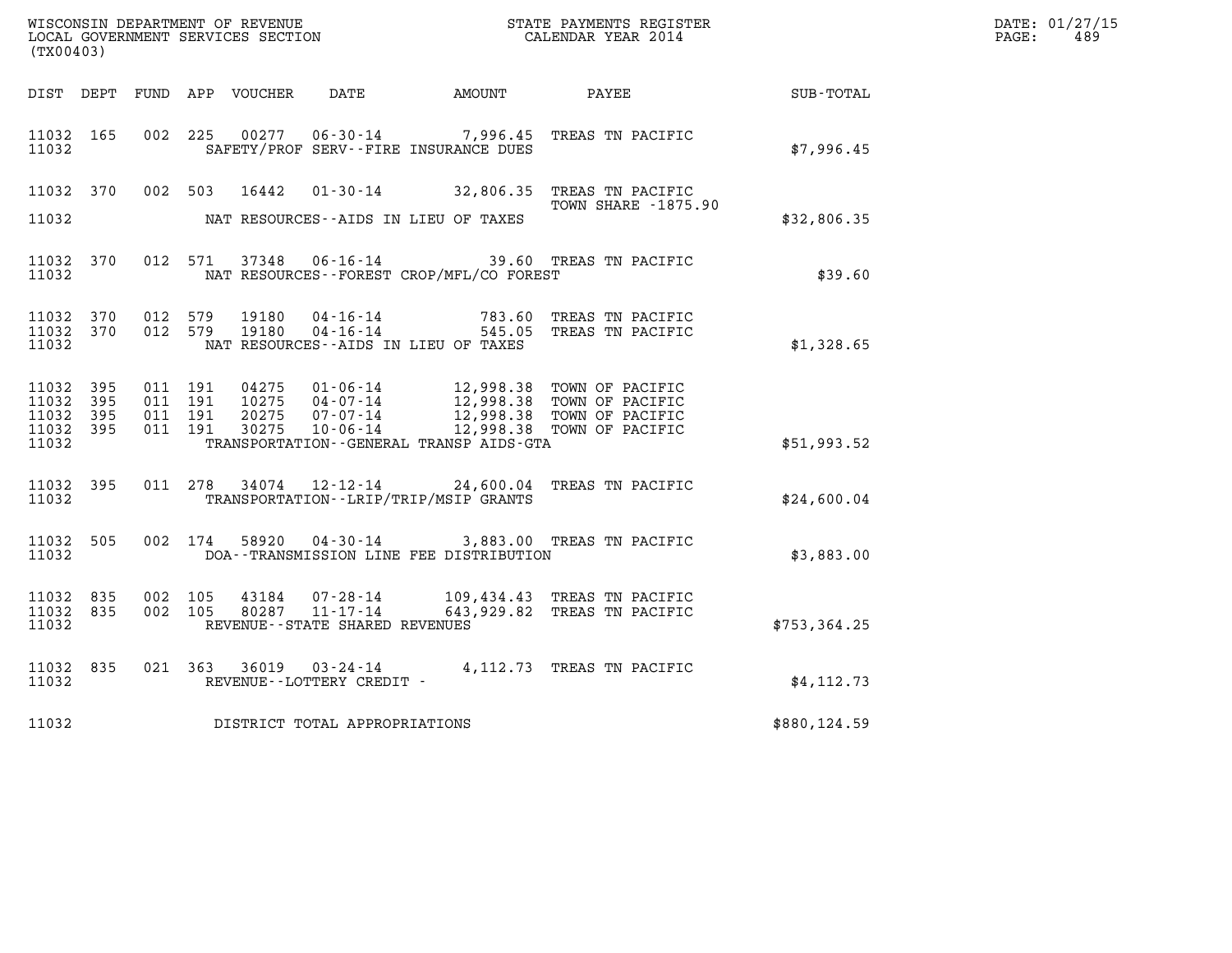WISCONSIN DEPARTMENT OF REVENUE
LOCAL GOVERNMENT SERVICES SECTION
(TX00403)

STATE PAYMENTS REGISTER
CALENDAR YEAR 2014

DATE: 01/27/15
PAGE: 489

| DIST | DEPT | FUND | APP | VOUCHER | DATE | AMOUNT | PAYEE | SUB-TOTAL |
|---|---|---|---|---|---|---|---|---|
| 11032 | 165 | 002 | 225 | 00277 | 06-30-14 | 7,996.45 | TREAS TN PACIFIC | |
| 11032 | | | | | SAFETY/PROF SERV--FIRE INSURANCE DUES | | | $7,996.45 |
| 11032 | 370 | 002 | 503 | 16442 | 01-30-14 | 32,806.35 | TREAS TN PACIFIC TOWN SHARE -1875.90 | |
| 11032 | | | | | NAT RESOURCES--AIDS IN LIEU OF TAXES | | | $32,806.35 |
| 11032 | 370 | 012 | 571 | 37348 | 06-16-14 | 39.60 | TREAS TN PACIFIC | |
| 11032 | | | | | NAT RESOURCES--FOREST CROP/MFL/CO FOREST | | | $39.60 |
| 11032 | 370 | 012 | 579 | 19180 | 04-16-14 | 783.60 | TREAS TN PACIFIC | |
| 11032 | 370 | 012 | 579 | 19180 | 04-16-14 | 545.05 | TREAS TN PACIFIC | |
| 11032 | | | | | NAT RESOURCES--AIDS IN LIEU OF TAXES | | | $1,328.65 |
| 11032 | 395 | 011 | 191 | 04275 | 01-06-14 | 12,998.38 | TOWN OF PACIFIC | |
| 11032 | 395 | 011 | 191 | 10275 | 04-07-14 | 12,998.38 | TOWN OF PACIFIC | |
| 11032 | 395 | 011 | 191 | 20275 | 07-07-14 | 12,998.38 | TOWN OF PACIFIC | |
| 11032 | 395 | 011 | 191 | 30275 | 10-06-14 | 12,998.38 | TOWN OF PACIFIC | |
| 11032 | | | | | TRANSPORTATION--GENERAL TRANSP AIDS-GTA | | | $51,993.52 |
| 11032 | 395 | 011 | 278 | 34074 | 12-12-14 | 24,600.04 | TREAS TN PACIFIC | |
| 11032 | | | | | TRANSPORTATION--LRIP/TRIP/MSIP GRANTS | | | $24,600.04 |
| 11032 | 505 | 002 | 174 | 58920 | 04-30-14 | 3,883.00 | TREAS TN PACIFIC | |
| 11032 | | | | | DOA--TRANSMISSION LINE FEE DISTRIBUTION | | | $3,883.00 |
| 11032 | 835 | 002 | 105 | 43184 | 07-28-14 | 109,434.43 | TREAS TN PACIFIC | |
| 11032 | 835 | 002 | 105 | 80287 | 11-17-14 | 643,929.82 | TREAS TN PACIFIC | |
| 11032 | | | | | REVENUE--STATE SHARED REVENUES | | | $753,364.25 |
| 11032 | 835 | 021 | 363 | 36019 | 03-24-14 | 4,112.73 | TREAS TN PACIFIC | |
| 11032 | | | | | REVENUE--LOTTERY CREDIT - | | | $4,112.73 |
| 11032 | | | | | DISTRICT TOTAL APPROPRIATIONS | | | $880,124.59 |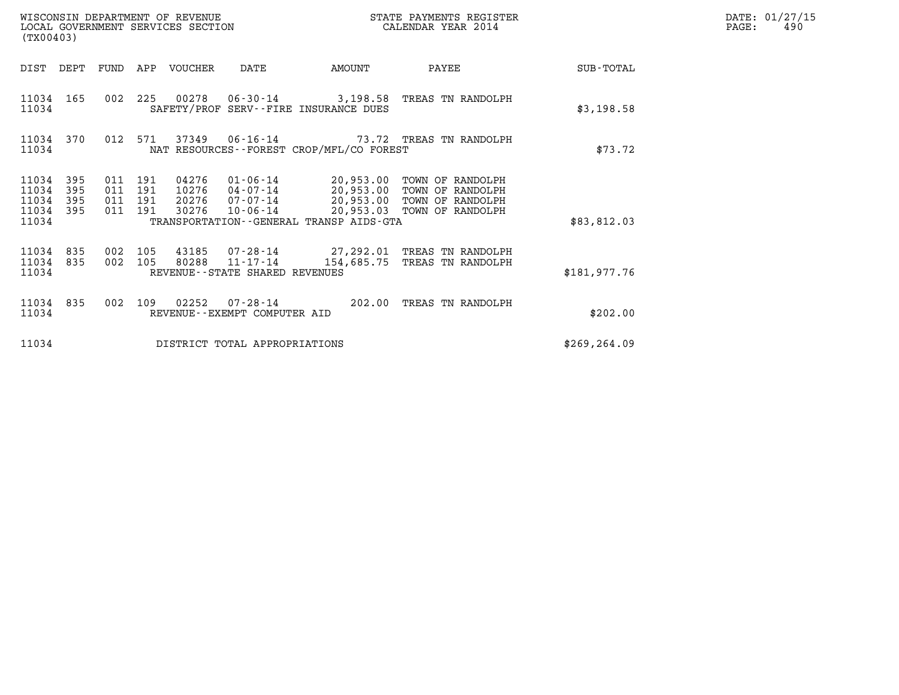WISCONSIN DEPARTMENT OF REVENUE
LOCAL GOVERNMENT SERVICES SECTION
(TX00403)

STATE PAYMENTS REGISTER
CALENDAR YEAR 2014

DATE: 01/27/15
PAGE: 490

| DIST | DEPT | FUND | APP | VOUCHER | DATE | AMOUNT | PAYEE | SUB-TOTAL |
|---|---|---|---|---|---|---|---|---|
| 11034 | 165 | 002 | 225 | 00278 | 06-30-14 | 3,198.58 | TREAS TN RANDOLPH | |
| 11034 | | | | SAFETY/PROF SERV--FIRE INSURANCE DUES | | | | $3,198.58 |
| 11034 | 370 | 012 | 571 | 37349 | 06-16-14 | 73.72 | TREAS TN RANDOLPH | |
| 11034 | | | | NAT RESOURCES--FOREST CROP/MFL/CO FOREST | | | | $73.72 |
| 11034 | 395 | 011 | 191 | 04276 | 01-06-14 | 20,953.00 | TOWN OF RANDOLPH | |
| 11034 | 395 | 011 | 191 | 10276 | 04-07-14 | 20,953.00 | TOWN OF RANDOLPH | |
| 11034 | 395 | 011 | 191 | 20276 | 07-07-14 | 20,953.00 | TOWN OF RANDOLPH | |
| 11034 | 395 | 011 | 191 | 30276 | 10-06-14 | 20,953.03 | TOWN OF RANDOLPH | |
| 11034 | | | | TRANSPORTATION--GENERAL TRANSP AIDS-GTA | | | | $83,812.03 |
| 11034 | 835 | 002 | 105 | 43185 | 07-28-14 | 27,292.01 | TREAS TN RANDOLPH | |
| 11034 | 835 | 002 | 105 | 80288 | 11-17-14 | 154,685.75 | TREAS TN RANDOLPH | |
| 11034 | | | | REVENUE--STATE SHARED REVENUES | | | | $181,977.76 |
| 11034 | 835 | 002 | 109 | 02252 | 07-28-14 | 202.00 | TREAS TN RANDOLPH | |
| 11034 | | | | REVENUE--EXEMPT COMPUTER AID | | | | $202.00 |
| 11034 | | | | DISTRICT TOTAL APPROPRIATIONS | | | | $269,264.09 |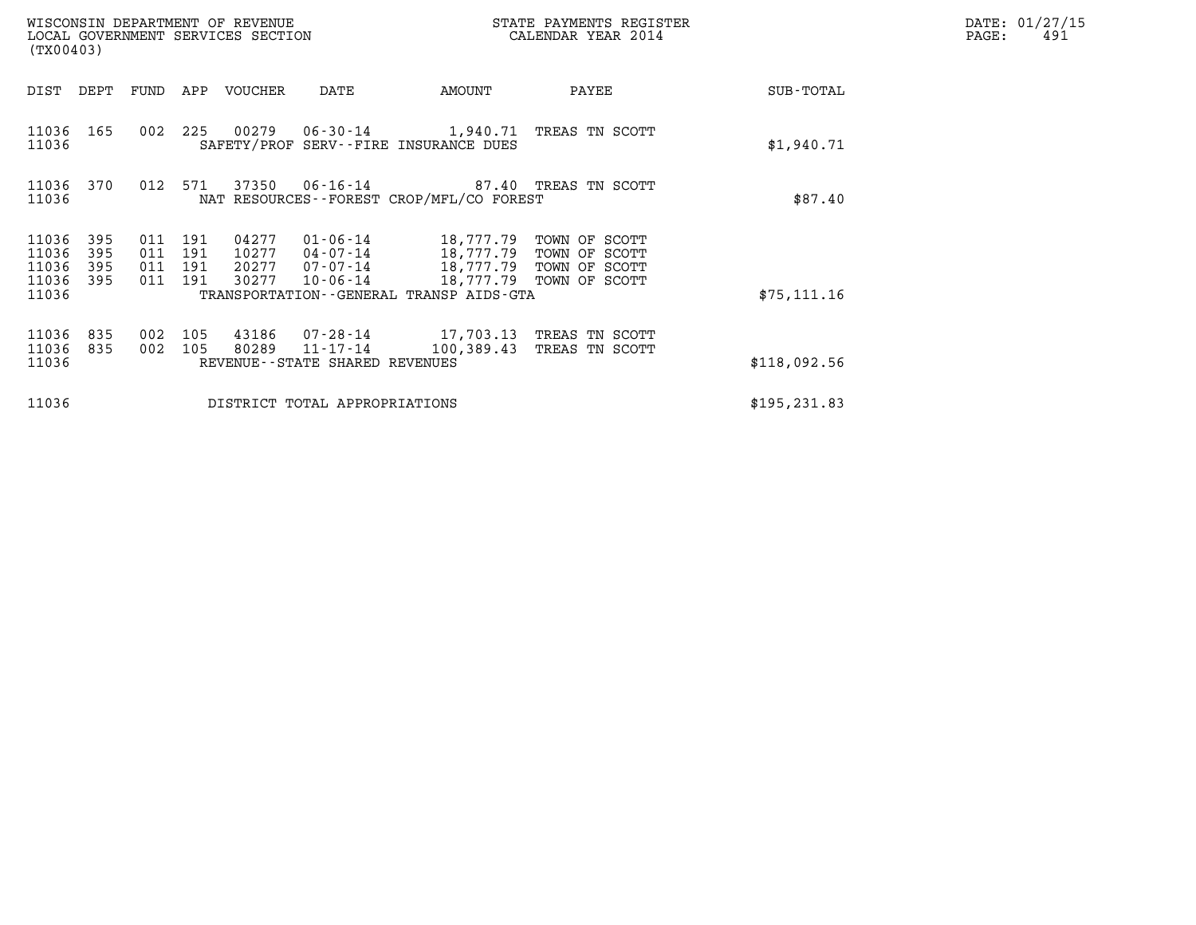WISCONSIN DEPARTMENT OF REVENUE
LOCAL GOVERNMENT SERVICES SECTION
(TX00403)

STATE PAYMENTS REGISTER
CALENDAR YEAR 2014

| DIST | DEPT | FUND | APP | VOUCHER | DATE | AMOUNT | PAYEE | SUB-TOTAL |
|---|---|---|---|---|---|---|---|---|
| 11036 | 165 | 002 | 225 | 00279 | 06-30-14 | 1,940.71 | TREAS TN SCOTT | |
| 11036 | | | | SAFETY/PROF SERV--FIRE INSURANCE DUES | | | | $1,940.71 |
| 11036 | 370 | 012 | 571 | 37350 | 06-16-14 | 87.40 | TREAS TN SCOTT | |
| 11036 | | | | NAT RESOURCES--FOREST CROP/MFL/CO FOREST | | | | $87.40 |
| 11036 | 395 | 011 | 191 | 04277 | 01-06-14 | 18,777.79 | TOWN OF SCOTT | |
| 11036 | 395 | 011 | 191 | 10277 | 04-07-14 | 18,777.79 | TOWN OF SCOTT | |
| 11036 | 395 | 011 | 191 | 20277 | 07-07-14 | 18,777.79 | TOWN OF SCOTT | |
| 11036 | 395 | 011 | 191 | 30277 | 10-06-14 | 18,777.79 | TOWN OF SCOTT | |
| 11036 | | | | TRANSPORTATION--GENERAL TRANSP AIDS-GTA | | | | $75,111.16 |
| 11036 | 835 | 002 | 105 | 43186 | 07-28-14 | 17,703.13 | TREAS TN SCOTT | |
| 11036 | 835 | 002 | 105 | 80289 | 11-17-14 | 100,389.43 | TREAS TN SCOTT | |
| 11036 | | | | REVENUE--STATE SHARED REVENUES | | | | $118,092.56 |
| 11036 | | | | DISTRICT TOTAL APPROPRIATIONS | | | | $195,231.83 |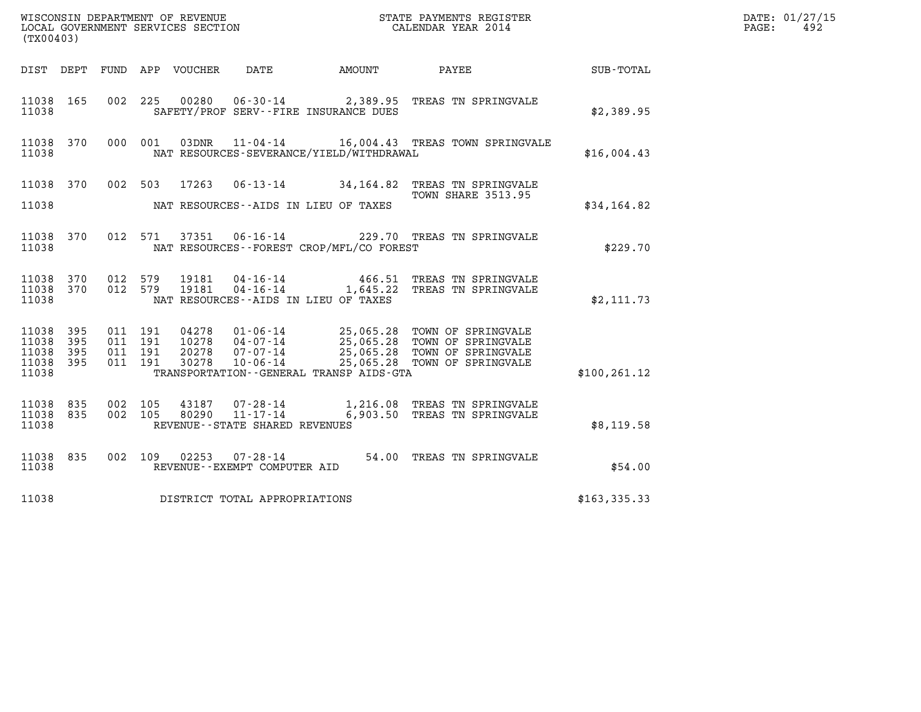WISCONSIN DEPARTMENT OF REVENUE
LOCAL GOVERNMENT SERVICES SECTION
(TX00403)

STATE PAYMENTS REGISTER
CALENDAR YEAR 2014

DATE: 01/27/15
PAGE: 492

| DIST | DEPT | FUND | APP | VOUCHER | DATE | AMOUNT | PAYEE | SUB-TOTAL |
|---|---|---|---|---|---|---|---|---|
| 11038 | 165 | 002 | 225 | 00280 | 06-30-14 | 2,389.95 | TREAS TN SPRINGVALE | |
| 11038 | | | | | SAFETY/PROF SERV--FIRE INSURANCE DUES | | | $2,389.95 |
| 11038 | 370 | 000 | 001 | 03DNR | 11-04-14 | 16,004.43 | TREAS TOWN SPRINGVALE | |
| 11038 | | | | | NAT RESOURCES-SEVERANCE/YIELD/WITHDRAWAL | | | $16,004.43 |
| 11038 | 370 | 002 | 503 | 17263 | 06-13-14 | 34,164.82 | TREAS TN SPRINGVALE TOWN SHARE 3513.95 | |
| 11038 | | | | | NAT RESOURCES--AIDS IN LIEU OF TAXES | | | $34,164.82 |
| 11038 | 370 | 012 | 571 | 37351 | 06-16-14 | 229.70 | TREAS TN SPRINGVALE | |
| 11038 | | | | | NAT RESOURCES--FOREST CROP/MFL/CO FOREST | | | $229.70 |
| 11038 | 370 | 012 | 579 | 19181 | 04-16-14 | 466.51 | TREAS TN SPRINGVALE | |
| 11038 | 370 | 012 | 579 | 19181 | 04-16-14 | 1,645.22 | TREAS TN SPRINGVALE | |
| 11038 | | | | | NAT RESOURCES--AIDS IN LIEU OF TAXES | | | $2,111.73 |
| 11038 | 395 | 011 | 191 | 04278 | 01-06-14 | 25,065.28 | TOWN OF SPRINGVALE | |
| 11038 | 395 | 011 | 191 | 10278 | 04-07-14 | 25,065.28 | TOWN OF SPRINGVALE | |
| 11038 | 395 | 011 | 191 | 20278 | 07-07-14 | 25,065.28 | TOWN OF SPRINGVALE | |
| 11038 | 395 | 011 | 191 | 30278 | 10-06-14 | 25,065.28 | TOWN OF SPRINGVALE | |
| 11038 | | | | | TRANSPORTATION--GENERAL TRANSP AIDS-GTA | | | $100,261.12 |
| 11038 | 835 | 002 | 105 | 43187 | 07-28-14 | 1,216.08 | TREAS TN SPRINGVALE | |
| 11038 | 835 | 002 | 105 | 80290 | 11-17-14 | 6,903.50 | TREAS TN SPRINGVALE | |
| 11038 | | | | | REVENUE--STATE SHARED REVENUES | | | $8,119.58 |
| 11038 | 835 | 002 | 109 | 02253 | 07-28-14 | 54.00 | TREAS TN SPRINGVALE | |
| 11038 | | | | | REVENUE--EXEMPT COMPUTER AID | | | $54.00 |
| 11038 | | | | | DISTRICT TOTAL APPROPRIATIONS | | | $163,335.33 |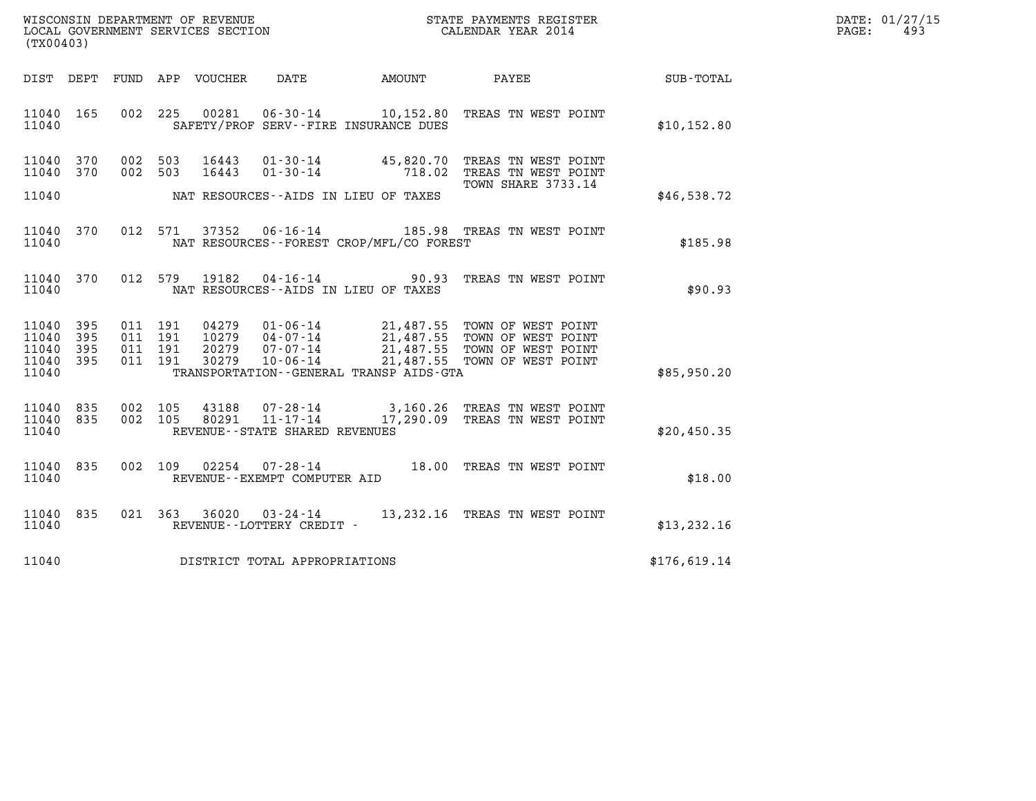WISCONSIN DEPARTMENT OF REVENUE
LOCAL GOVERNMENT SERVICES SECTION
(TX00403)

STATE PAYMENTS REGISTER
CALENDAR YEAR 2014

DATE: 01/27/15
PAGE: 493

| DIST | DEPT | FUND | APP | VOUCHER | DATE | AMOUNT | PAYEE | SUB-TOTAL |
|---|---|---|---|---|---|---|---|---|
| 11040 | 165 | 002 | 225 | 00281 | 06-30-14 | 10,152.80 | TREAS TN WEST POINT | |
| 11040 | | | | | SAFETY/PROF SERV--FIRE INSURANCE DUES | | | $10,152.80 |
| 11040 | 370 | 002 | 503 | 16443 | 01-30-14 | 45,820.70 | TREAS TN WEST POINT | |
| 11040 | 370 | 002 | 503 | 16443 | 01-30-14 | 718.02 | TREAS TN WEST POINT TOWN SHARE 3733.14 | |
| 11040 | | | | | NAT RESOURCES--AIDS IN LIEU OF TAXES | | | $46,538.72 |
| 11040 | 370 | 012 | 571 | 37352 | 06-16-14 | 185.98 | TREAS TN WEST POINT | |
| 11040 | | | | | NAT RESOURCES--FOREST CROP/MFL/CO FOREST | | | $185.98 |
| 11040 | 370 | 012 | 579 | 19182 | 04-16-14 | 90.93 | TREAS TN WEST POINT | |
| 11040 | | | | | NAT RESOURCES--AIDS IN LIEU OF TAXES | | | $90.93 |
| 11040 | 395 | 011 | 191 | 04279 | 01-06-14 | 21,487.55 | TOWN OF WEST POINT | |
| 11040 | 395 | 011 | 191 | 10279 | 04-07-14 | 21,487.55 | TOWN OF WEST POINT | |
| 11040 | 395 | 011 | 191 | 20279 | 07-07-14 | 21,487.55 | TOWN OF WEST POINT | |
| 11040 | 395 | 011 | 191 | 30279 | 10-06-14 | 21,487.55 | TOWN OF WEST POINT | |
| 11040 | | | | | TRANSPORTATION--GENERAL TRANSP AIDS-GTA | | | $85,950.20 |
| 11040 | 835 | 002 | 105 | 43188 | 07-28-14 | 3,160.26 | TREAS TN WEST POINT | |
| 11040 | 835 | 002 | 105 | 80291 | 11-17-14 | 17,290.09 | TREAS TN WEST POINT | |
| 11040 | | | | | REVENUE--STATE SHARED REVENUES | | | $20,450.35 |
| 11040 | 835 | 002 | 109 | 02254 | 07-28-14 | 18.00 | TREAS TN WEST POINT | |
| 11040 | | | | | REVENUE--EXEMPT COMPUTER AID | | | $18.00 |
| 11040 | 835 | 021 | 363 | 36020 | 03-24-14 | 13,232.16 | TREAS TN WEST POINT | |
| 11040 | | | | | REVENUE--LOTTERY CREDIT - | | | $13,232.16 |
| 11040 | | | | | DISTRICT TOTAL APPROPRIATIONS | | | $176,619.14 |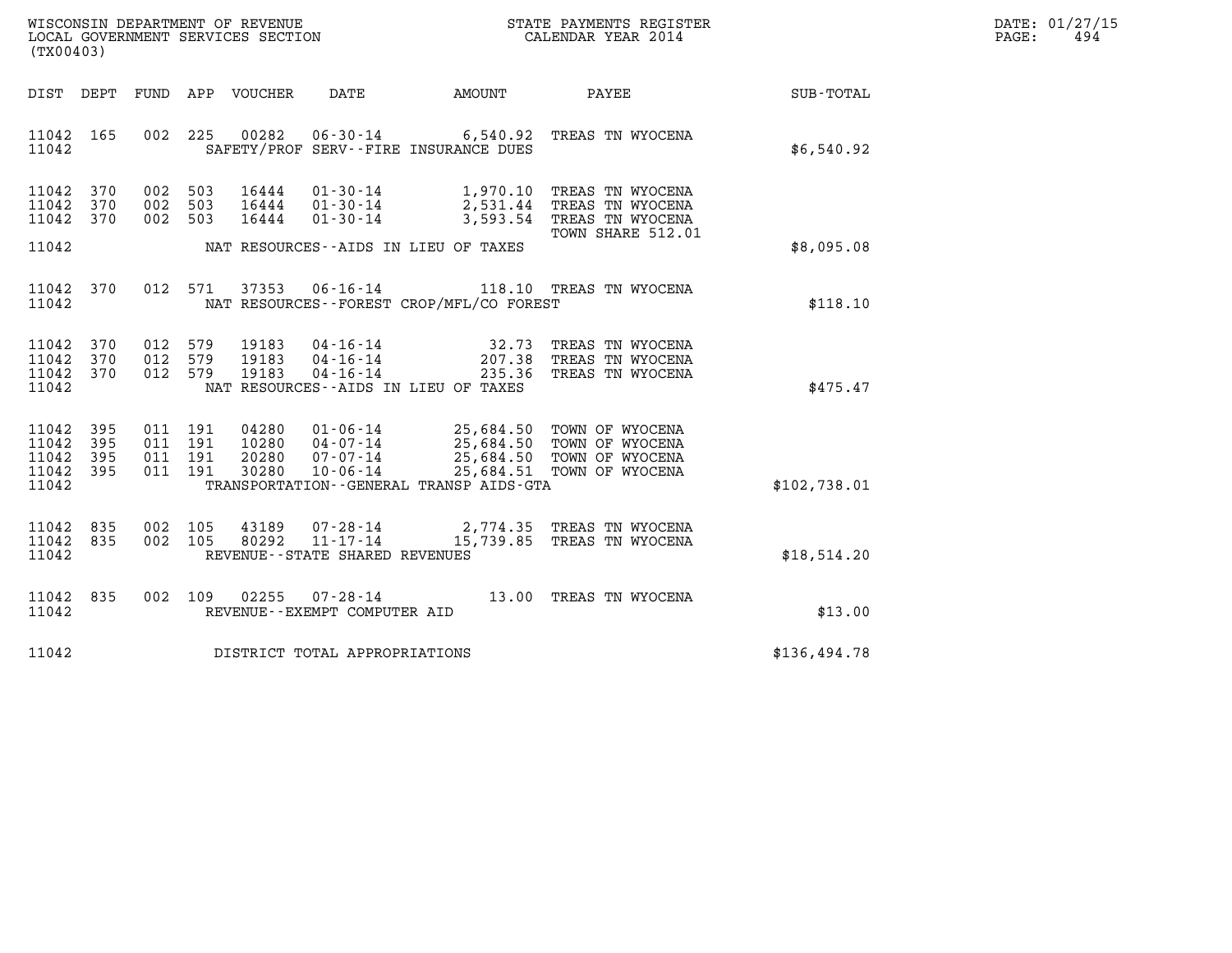WISCONSIN DEPARTMENT OF REVENUE
LOCAL GOVERNMENT SERVICES SECTION
(TX00403)

STATE PAYMENTS REGISTER
CALENDAR YEAR 2014

DATE: 01/27/15
PAGE: 494

| DIST | DEPT | FUND | APP | VOUCHER | DATE | AMOUNT | PAYEE | SUB-TOTAL |
|---|---|---|---|---|---|---|---|---|
| 11042 | 165 | 002 | 225 | 00282 | 06-30-14 | 6,540.92 | TREAS TN WYOCENA | |
| 11042 | | | | | SAFETY/PROF SERV--FIRE INSURANCE DUES | | | $6,540.92 |
| 11042 | 370 | 002 | 503 | 16444 | 01-30-14 | 1,970.10 | TREAS TN WYOCENA | |
| 11042 | 370 | 002 | 503 | 16444 | 01-30-14 | 2,531.44 | TREAS TN WYOCENA | |
| 11042 | 370 | 002 | 503 | 16444 | 01-30-14 | 3,593.54 | TREAS TN WYOCENA TOWN SHARE 512.01 | |
| 11042 | | | | | NAT RESOURCES--AIDS IN LIEU OF TAXES | | | $8,095.08 |
| 11042 | 370 | 012 | 571 | 37353 | 06-16-14 | 118.10 | TREAS TN WYOCENA | |
| 11042 | | | | | NAT RESOURCES--FOREST CROP/MFL/CO FOREST | | | $118.10 |
| 11042 | 370 | 012 | 579 | 19183 | 04-16-14 | 32.73 | TREAS TN WYOCENA | |
| 11042 | 370 | 012 | 579 | 19183 | 04-16-14 | 207.38 | TREAS TN WYOCENA | |
| 11042 | 370 | 012 | 579 | 19183 | 04-16-14 | 235.36 | TREAS TN WYOCENA | |
| 11042 | | | | | NAT RESOURCES--AIDS IN LIEU OF TAXES | | | $475.47 |
| 11042 | 395 | 011 | 191 | 04280 | 01-06-14 | 25,684.50 | TOWN OF WYOCENA | |
| 11042 | 395 | 011 | 191 | 10280 | 04-07-14 | 25,684.50 | TOWN OF WYOCENA | |
| 11042 | 395 | 011 | 191 | 20280 | 07-07-14 | 25,684.50 | TOWN OF WYOCENA | |
| 11042 | 395 | 011 | 191 | 30280 | 10-06-14 | 25,684.51 | TOWN OF WYOCENA | |
| 11042 | | | | | TRANSPORTATION--GENERAL TRANSP AIDS-GTA | | | $102,738.01 |
| 11042 | 835 | 002 | 105 | 43189 | 07-28-14 | 2,774.35 | TREAS TN WYOCENA | |
| 11042 | 835 | 002 | 105 | 80292 | 11-17-14 | 15,739.85 | TREAS TN WYOCENA | |
| 11042 | | | | | REVENUE--STATE SHARED REVENUES | | | $18,514.20 |
| 11042 | 835 | 002 | 109 | 02255 | 07-28-14 | 13.00 | TREAS TN WYOCENA | |
| 11042 | | | | | REVENUE--EXEMPT COMPUTER AID | | | $13.00 |
| 11042 | | | | | DISTRICT TOTAL APPROPRIATIONS | | | $136,494.78 |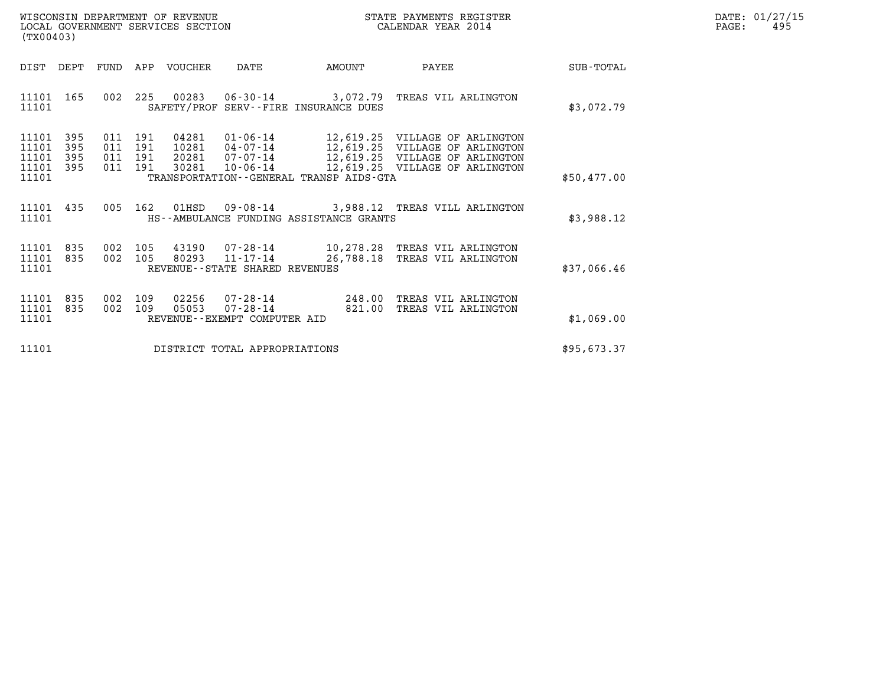WISCONSIN DEPARTMENT OF REVENUE
LOCAL GOVERNMENT SERVICES SECTION
(TX00403)

STATE PAYMENTS REGISTER
CALENDAR YEAR 2014

DATE: 01/27/15
PAGE: 495

| DIST | DEPT | FUND | APP | VOUCHER | DATE | AMOUNT | PAYEE | SUB-TOTAL |
|---|---|---|---|---|---|---|---|---|
| 11101 | 165 | 002 | 225 | 00283 | 06-30-14 | 3,072.79 | TREAS VIL ARLINGTON | |
| 11101 | | | | SAFETY/PROF SERV--FIRE INSURANCE DUES | | | | $3,072.79 |
| 11101 | 395 | 011 | 191 | 04281 | 01-06-14 | 12,619.25 | VILLAGE OF ARLINGTON | |
| 11101 | 395 | 011 | 191 | 10281 | 04-07-14 | 12,619.25 | VILLAGE OF ARLINGTON | |
| 11101 | 395 | 011 | 191 | 20281 | 07-07-14 | 12,619.25 | VILLAGE OF ARLINGTON | |
| 11101 | 395 | 011 | 191 | 30281 | 10-06-14 | 12,619.25 | VILLAGE OF ARLINGTON | |
| 11101 | | | | TRANSPORTATION--GENERAL TRANSP AIDS-GTA | | | | $50,477.00 |
| 11101 | 435 | 005 | 162 | 01HSD | 09-08-14 | 3,988.12 | TREAS VILL ARLINGTON | |
| 11101 | | | | HS--AMBULANCE FUNDING ASSISTANCE GRANTS | | | | $3,988.12 |
| 11101 | 835 | 002 | 105 | 43190 | 07-28-14 | 10,278.28 | TREAS VIL ARLINGTON | |
| 11101 | 835 | 002 | 105 | 80293 | 11-17-14 | 26,788.18 | TREAS VIL ARLINGTON | |
| 11101 | | | | REVENUE--STATE SHARED REVENUES | | | | $37,066.46 |
| 11101 | 835 | 002 | 109 | 02256 | 07-28-14 | 248.00 | TREAS VIL ARLINGTON | |
| 11101 | 835 | 002 | 109 | 05053 | 07-28-14 | 821.00 | TREAS VIL ARLINGTON | |
| 11101 | | | | REVENUE--EXEMPT COMPUTER AID | | | | $1,069.00 |
| 11101 | | | | DISTRICT TOTAL APPROPRIATIONS | | | | $95,673.37 |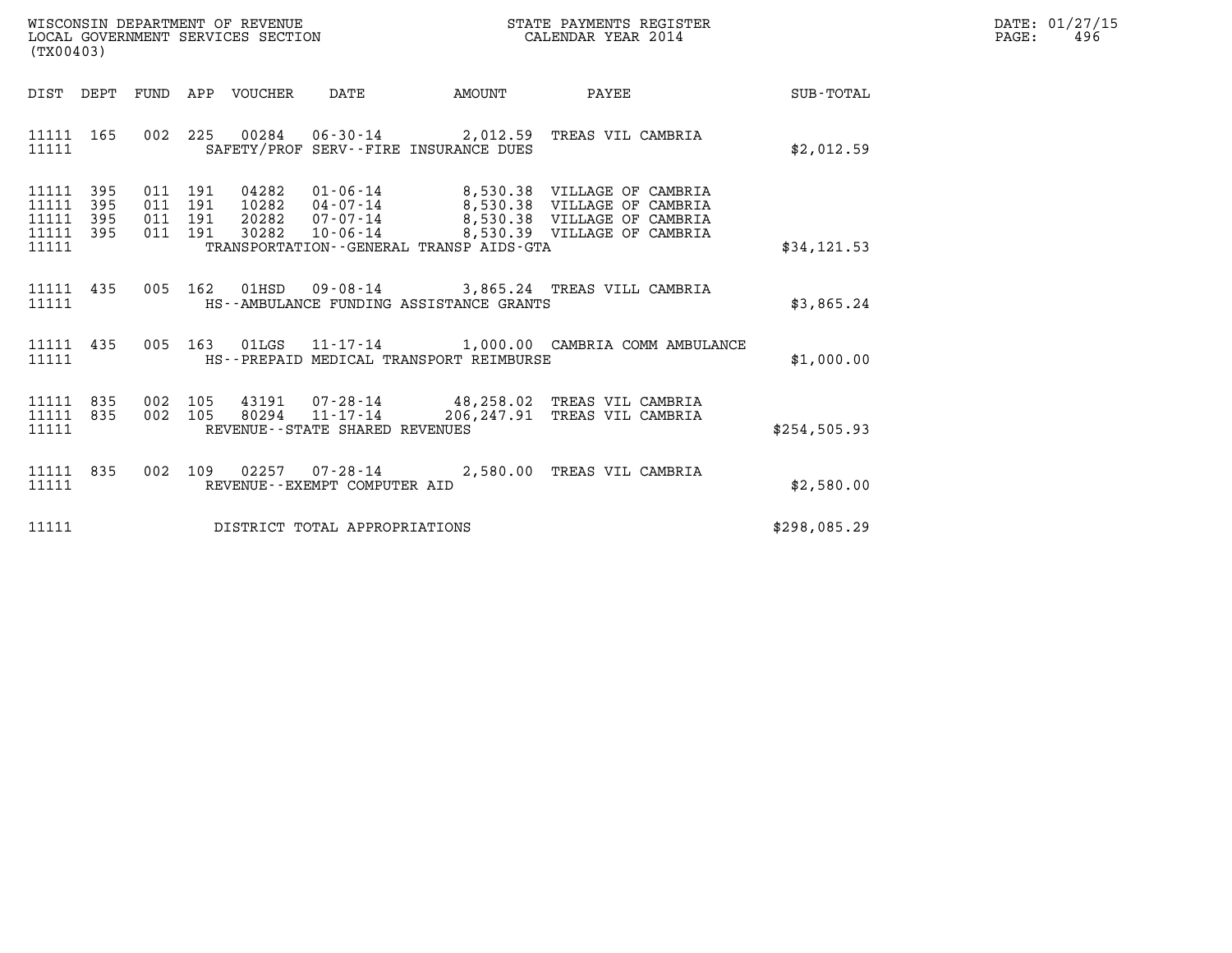WISCONSIN DEPARTMENT OF REVENUE
LOCAL GOVERNMENT SERVICES SECTION
(TX00403)

STATE PAYMENTS REGISTER
CALENDAR YEAR 2014

DATE: 01/27/15
PAGE: 496

| DIST | DEPT | FUND | APP | VOUCHER | DATE | AMOUNT | PAYEE | SUB-TOTAL |
|---|---|---|---|---|---|---|---|---|
| 11111 | 165 | 002 | 225 | 00284 | 06-30-14 | 2,012.59 | TREAS VIL CAMBRIA | |
| 11111 | | | | SAFETY/PROF SERV--FIRE INSURANCE DUES | | | | $2,012.59 |
| 11111 | 395 | 011 | 191 | 04282 | 01-06-14 | 8,530.38 | VILLAGE OF CAMBRIA | |
| 11111 | 395 | 011 | 191 | 10282 | 04-07-14 | 8,530.38 | VILLAGE OF CAMBRIA | |
| 11111 | 395 | 011 | 191 | 20282 | 07-07-14 | 8,530.38 | VILLAGE OF CAMBRIA | |
| 11111 | 395 | 011 | 191 | 30282 | 10-06-14 | 8,530.39 | VILLAGE OF CAMBRIA | |
| 11111 | | | | TRANSPORTATION--GENERAL TRANSP AIDS-GTA | | | | $34,121.53 |
| 11111 | 435 | 005 | 162 | 01HSD | 09-08-14 | 3,865.24 | TREAS VILL CAMBRIA | |
| 11111 | | | | HS--AMBULANCE FUNDING ASSISTANCE GRANTS | | | | $3,865.24 |
| 11111 | 435 | 005 | 163 | 01LGS | 11-17-14 | 1,000.00 | CAMBRIA COMM AMBULANCE | |
| 11111 | | | | HS--PREPAID MEDICAL TRANSPORT REIMBURSE | | | | $1,000.00 |
| 11111 | 835 | 002 | 105 | 43191 | 07-28-14 | 48,258.02 | TREAS VIL CAMBRIA | |
| 11111 | 835 | 002 | 105 | 80294 | 11-17-14 | 206,247.91 | TREAS VIL CAMBRIA | |
| 11111 | | | | REVENUE--STATE SHARED REVENUES | | | | $254,505.93 |
| 11111 | 835 | 002 | 109 | 02257 | 07-28-14 | 2,580.00 | TREAS VIL CAMBRIA | |
| 11111 | | | | REVENUE--EXEMPT COMPUTER AID | | | | $2,580.00 |
| 11111 | | | | DISTRICT TOTAL APPROPRIATIONS | | | | $298,085.29 |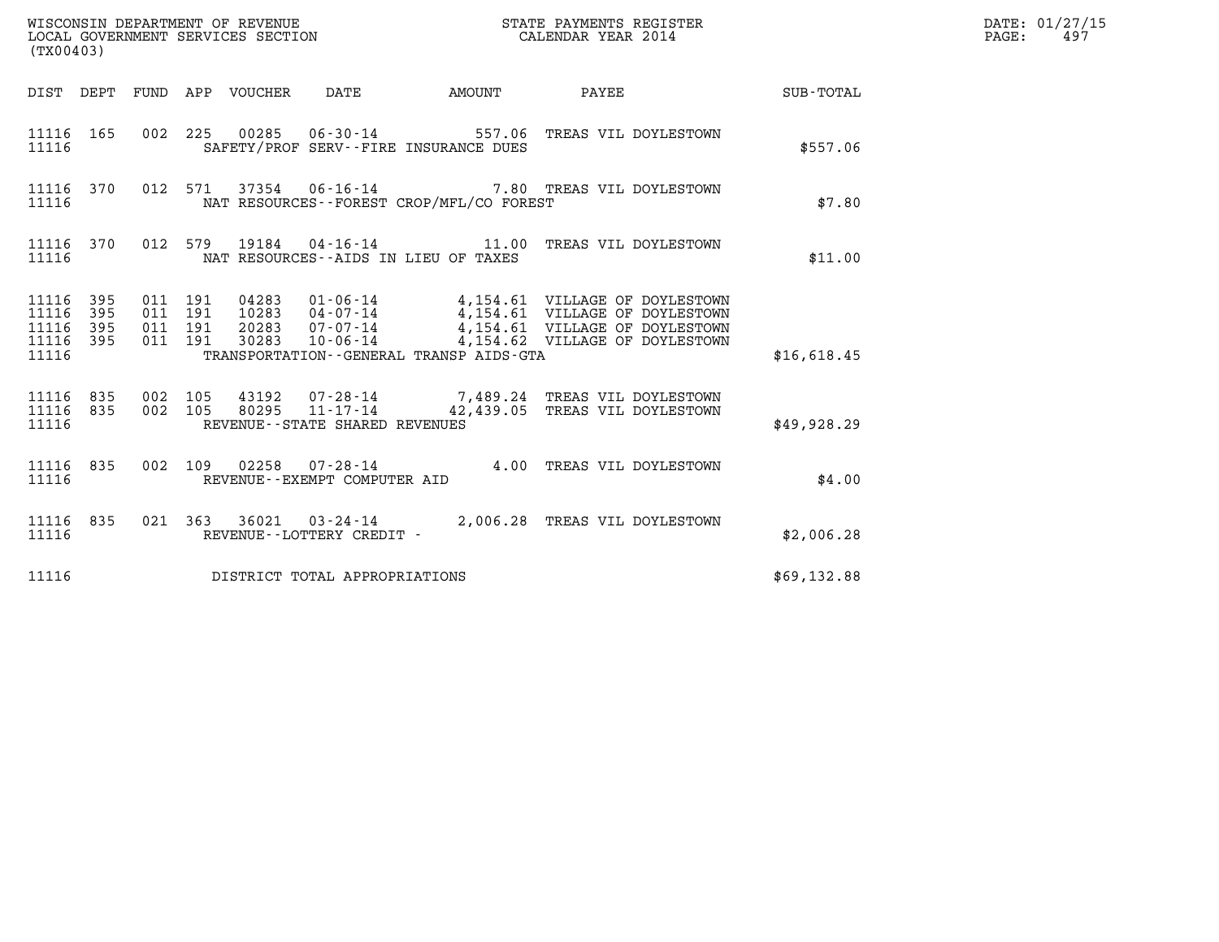WISCONSIN DEPARTMENT OF REVENUE
LOCAL GOVERNMENT SERVICES SECTION
(TX00403)

STATE PAYMENTS REGISTER
CALENDAR YEAR 2014

DATE: 01/27/15
PAGE: 497

| DIST | DEPT | FUND | APP | VOUCHER | DATE | AMOUNT | PAYEE | SUB-TOTAL |
|---|---|---|---|---|---|---|---|---|
| 11116 | 165 | 002 | 225 | 00285 | 06-30-14 | 557.06 | TREAS VIL DOYLESTOWN | |
| 11116 | | | | | SAFETY/PROF SERV--FIRE INSURANCE DUES | | | $557.06 |
| 11116 | 370 | 012 | 571 | 37354 | 06-16-14 | 7.80 | TREAS VIL DOYLESTOWN | |
| 11116 | | | | | NAT RESOURCES--FOREST CROP/MFL/CO FOREST | | | $7.80 |
| 11116 | 370 | 012 | 579 | 19184 | 04-16-14 | 11.00 | TREAS VIL DOYLESTOWN | |
| 11116 | | | | | NAT RESOURCES--AIDS IN LIEU OF TAXES | | | $11.00 |
| 11116 | 395 | 011 | 191 | 04283 | 01-06-14 | 4,154.61 | VILLAGE OF DOYLESTOWN | |
| 11116 | 395 | 011 | 191 | 10283 | 04-07-14 | 4,154.61 | VILLAGE OF DOYLESTOWN | |
| 11116 | 395 | 011 | 191 | 20283 | 07-07-14 | 4,154.61 | VILLAGE OF DOYLESTOWN | |
| 11116 | 395 | 011 | 191 | 30283 | 10-06-14 | 4,154.62 | VILLAGE OF DOYLESTOWN | |
| 11116 | | | | | TRANSPORTATION--GENERAL TRANSP AIDS-GTA | | | $16,618.45 |
| 11116 | 835 | 002 | 105 | 43192 | 07-28-14 | 7,489.24 | TREAS VIL DOYLESTOWN | |
| 11116 | 835 | 002 | 105 | 80295 | 11-17-14 | 42,439.05 | TREAS VIL DOYLESTOWN | |
| 11116 | | | | | REVENUE--STATE SHARED REVENUES | | | $49,928.29 |
| 11116 | 835 | 002 | 109 | 02258 | 07-28-14 | 4.00 | TREAS VIL DOYLESTOWN | |
| 11116 | | | | | REVENUE--EXEMPT COMPUTER AID | | | $4.00 |
| 11116 | 835 | 021 | 363 | 36021 | 03-24-14 | 2,006.28 | TREAS VIL DOYLESTOWN | |
| 11116 | | | | | REVENUE--LOTTERY CREDIT - | | | $2,006.28 |
| 11116 | | | | | DISTRICT TOTAL APPROPRIATIONS | | | $69,132.88 |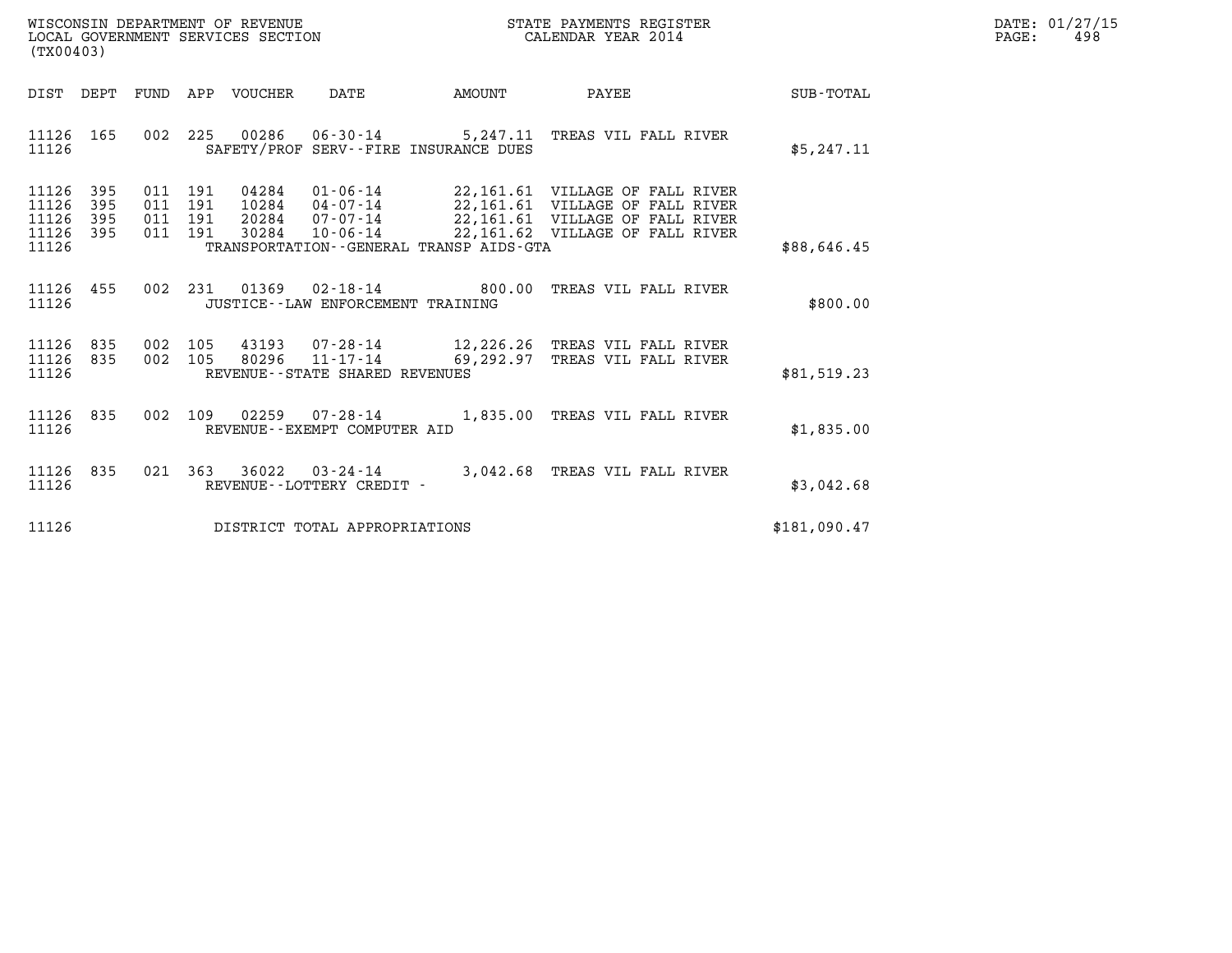WISCONSIN DEPARTMENT OF REVENUE
LOCAL GOVERNMENT SERVICES SECTION
(TX00403)

STATE PAYMENTS REGISTER
CALENDAR YEAR 2014

DATE: 01/27/15
PAGE: 498

| DIST | DEPT | FUND | APP | VOUCHER | DATE | AMOUNT | PAYEE | SUB-TOTAL |
|---|---|---|---|---|---|---|---|---|
| 11126 | 165 | 002 | 225 | 00286 | 06-30-14 | 5,247.11 | TREAS VIL FALL RIVER | |
| 11126 | | | | | SAFETY/PROF SERV--FIRE INSURANCE DUES | | | $5,247.11 |
| 11126 | 395 | 011 | 191 | 04284 | 01-06-14 | 22,161.61 | VILLAGE OF FALL RIVER | |
| 11126 | 395 | 011 | 191 | 10284 | 04-07-14 | 22,161.61 | VILLAGE OF FALL RIVER | |
| 11126 | 395 | 011 | 191 | 20284 | 07-07-14 | 22,161.61 | VILLAGE OF FALL RIVER | |
| 11126 | 395 | 011 | 191 | 30284 | 10-06-14 | 22,161.62 | VILLAGE OF FALL RIVER | |
| 11126 | | | | | TRANSPORTATION--GENERAL TRANSP AIDS-GTA | | | $88,646.45 |
| 11126 | 455 | 002 | 231 | 01369 | 02-18-14 | 800.00 | TREAS VIL FALL RIVER | |
| 11126 | | | | | JUSTICE--LAW ENFORCEMENT TRAINING | | | $800.00 |
| 11126 | 835 | 002 | 105 | 43193 | 07-28-14 | 12,226.26 | TREAS VIL FALL RIVER | |
| 11126 | 835 | 002 | 105 | 80296 | 11-17-14 | 69,292.97 | TREAS VIL FALL RIVER | |
| 11126 | | | | | REVENUE--STATE SHARED REVENUES | | | $81,519.23 |
| 11126 | 835 | 002 | 109 | 02259 | 07-28-14 | 1,835.00 | TREAS VIL FALL RIVER | |
| 11126 | | | | | REVENUE--EXEMPT COMPUTER AID | | | $1,835.00 |
| 11126 | 835 | 021 | 363 | 36022 | 03-24-14 | 3,042.68 | TREAS VIL FALL RIVER | |
| 11126 | | | | | REVENUE--LOTTERY CREDIT - | | | $3,042.68 |
| 11126 | | | | | DISTRICT TOTAL APPROPRIATIONS | | | $181,090.47 |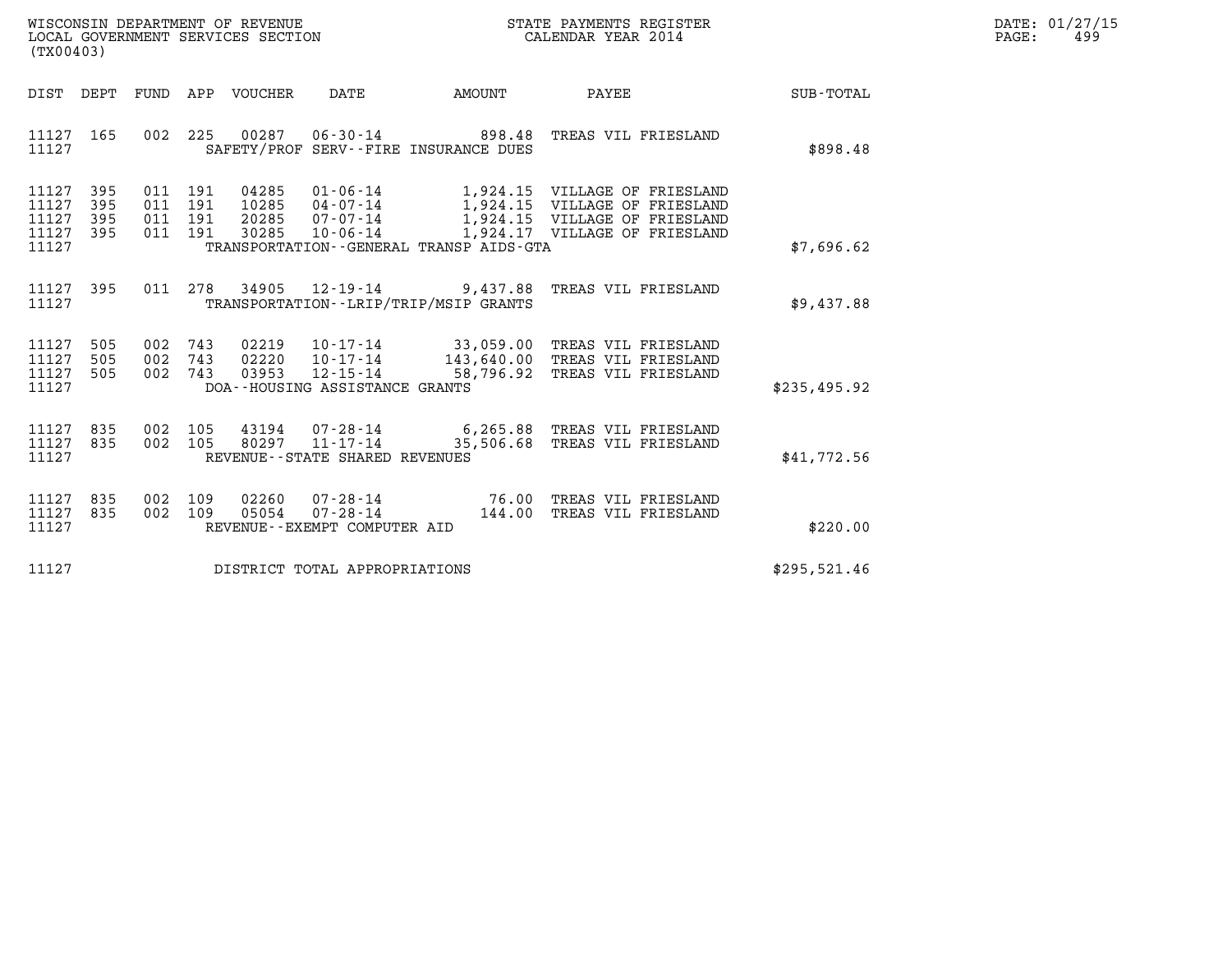WISCONSIN DEPARTMENT OF REVENUE
LOCAL GOVERNMENT SERVICES SECTION
(TX00403)

STATE PAYMENTS REGISTER
CALENDAR YEAR 2014

DATE: 01/27/15
PAGE: 499

| DIST | DEPT | FUND | APP | VOUCHER | DATE | AMOUNT | PAYEE | SUB-TOTAL |
|---|---|---|---|---|---|---|---|---|
| 11127 | 165 | 002 | 225 | 00287 | 06-30-14 | 898.48 | TREAS VIL FRIESLAND | |
| 11127 | | | | | SAFETY/PROF SERV--FIRE INSURANCE DUES | | | $898.48 |
| 11127 | 395 | 011 | 191 | 04285 | 01-06-14 | 1,924.15 | VILLAGE OF FRIESLAND | |
| 11127 | 395 | 011 | 191 | 10285 | 04-07-14 | 1,924.15 | VILLAGE OF FRIESLAND | |
| 11127 | 395 | 011 | 191 | 20285 | 07-07-14 | 1,924.15 | VILLAGE OF FRIESLAND | |
| 11127 | 395 | 011 | 191 | 30285 | 10-06-14 | 1,924.17 | VILLAGE OF FRIESLAND | |
| 11127 | | | | | TRANSPORTATION--GENERAL TRANSP AIDS-GTA | | | $7,696.62 |
| 11127 | 395 | 011 | 278 | 34905 | 12-19-14 | 9,437.88 | TREAS VIL FRIESLAND | |
| 11127 | | | | | TRANSPORTATION--LRIP/TRIP/MSIP GRANTS | | | $9,437.88 |
| 11127 | 505 | 002 | 743 | 02219 | 10-17-14 | 33,059.00 | TREAS VIL FRIESLAND | |
| 11127 | 505 | 002 | 743 | 02220 | 10-17-14 | 143,640.00 | TREAS VIL FRIESLAND | |
| 11127 | 505 | 002 | 743 | 03953 | 12-15-14 | 58,796.92 | TREAS VIL FRIESLAND | |
| 11127 | | | | | DOA--HOUSING ASSISTANCE GRANTS | | | $235,495.92 |
| 11127 | 835 | 002 | 105 | 43194 | 07-28-14 | 6,265.88 | TREAS VIL FRIESLAND | |
| 11127 | 835 | 002 | 105 | 80297 | 11-17-14 | 35,506.68 | TREAS VIL FRIESLAND | |
| 11127 | | | | | REVENUE--STATE SHARED REVENUES | | | $41,772.56 |
| 11127 | 835 | 002 | 109 | 02260 | 07-28-14 | 76.00 | TREAS VIL FRIESLAND | |
| 11127 | 835 | 002 | 109 | 05054 | 07-28-14 | 144.00 | TREAS VIL FRIESLAND | |
| 11127 | | | | | REVENUE--EXEMPT COMPUTER AID | | | $220.00 |
| 11127 | | | | | DISTRICT TOTAL APPROPRIATIONS | | | $295,521.46 |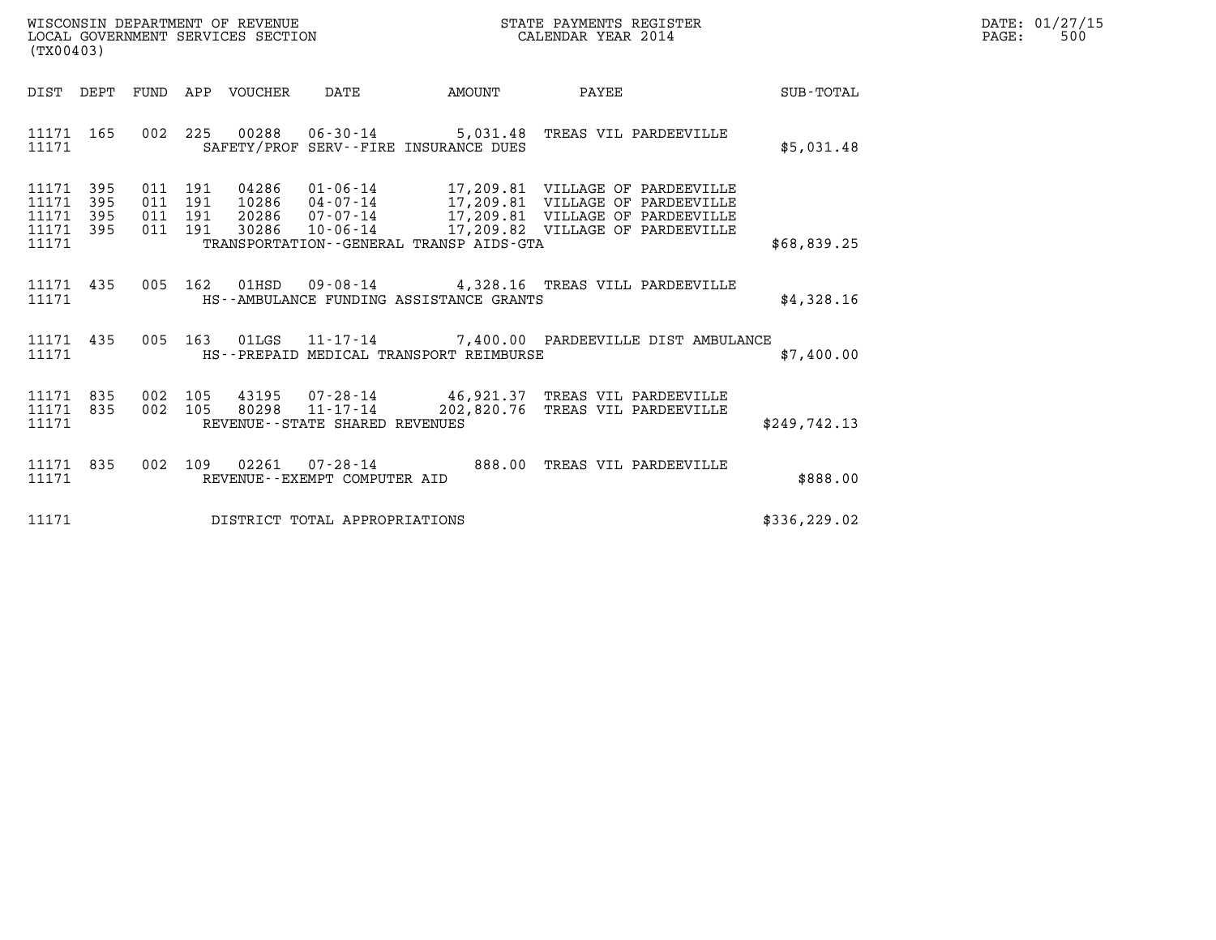WISCONSIN DEPARTMENT OF REVENUE
LOCAL GOVERNMENT SERVICES SECTION
(TX00403)

STATE PAYMENTS REGISTER
CALENDAR YEAR 2014

DATE: 01/27/15
PAGE: 500

| DIST | DEPT | FUND | APP | VOUCHER | DATE | AMOUNT | PAYEE | SUB-TOTAL |
|---|---|---|---|---|---|---|---|---|
| 11171 | 165 | 002 | 225 | 00288 | 06-30-14 | 5,031.48 | TREAS VIL PARDEEVILLE | |
| 11171 | | | | SAFETY/PROF SERV--FIRE INSURANCE DUES | | | | $5,031.48 |
| 11171 | 395 | 011 | 191 | 04286 | 01-06-14 | 17,209.81 | VILLAGE OF PARDEEVILLE | |
| 11171 | 395 | 011 | 191 | 10286 | 04-07-14 | 17,209.81 | VILLAGE OF PARDEEVILLE | |
| 11171 | 395 | 011 | 191 | 20286 | 07-07-14 | 17,209.81 | VILLAGE OF PARDEEVILLE | |
| 11171 | 395 | 011 | 191 | 30286 | 10-06-14 | 17,209.82 | VILLAGE OF PARDEEVILLE | |
| 11171 | | | | TRANSPORTATION--GENERAL TRANSP AIDS-GTA | | | | $68,839.25 |
| 11171 | 435 | 005 | 162 | 01HSD | 09-08-14 | 4,328.16 | TREAS VILL PARDEEVILLE | |
| 11171 | | | | HS--AMBULANCE FUNDING ASSISTANCE GRANTS | | | | $4,328.16 |
| 11171 | 435 | 005 | 163 | 01LGS | 11-17-14 | 7,400.00 | PARDEEVILLE DIST AMBULANCE | |
| 11171 | | | | HS--PREPAID MEDICAL TRANSPORT REIMBURSE | | | | $7,400.00 |
| 11171 | 835 | 002 | 105 | 43195 | 07-28-14 | 46,921.37 | TREAS VIL PARDEEVILLE | |
| 11171 | 835 | 002 | 105 | 80298 | 11-17-14 | 202,820.76 | TREAS VIL PARDEEVILLE | |
| 11171 | | | | REVENUE--STATE SHARED REVENUES | | | | $249,742.13 |
| 11171 | 835 | 002 | 109 | 02261 | 07-28-14 | 888.00 | TREAS VIL PARDEEVILLE | |
| 11171 | | | | REVENUE--EXEMPT COMPUTER AID | | | | $888.00 |
| 11171 | | | | DISTRICT TOTAL APPROPRIATIONS | | | | $336,229.02 |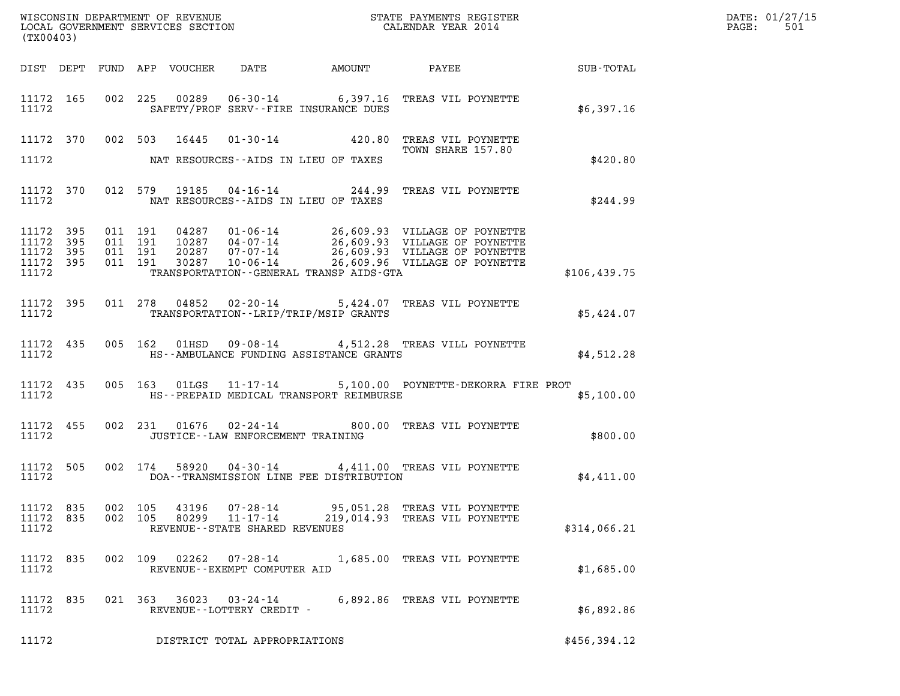WISCONSIN DEPARTMENT OF REVENUE
LOCAL GOVERNMENT SERVICES SECTION
(TX00403)

STATE PAYMENTS REGISTER
CALENDAR YEAR 2014

DATE: 01/27/15

| DIST | DEPT | FUND | APP | VOUCHER | DATE | AMOUNT | PAYEE | SUB-TOTAL |
|---|---|---|---|---|---|---|---|---|
| 11172 | 165 | 002 | 225 | 00289 | 06-30-14 | 6,397.16 | TREAS VIL POYNETTE | |
| 11172 | | | | | SAFETY/PROF SERV--FIRE INSURANCE DUES | | | $6,397.16 |
| 11172 | 370 | 002 | 503 | 16445 | 01-30-14 | 420.80 | TREAS VIL POYNETTE TOWN SHARE 157.80 | |
| 11172 | | | | | NAT RESOURCES--AIDS IN LIEU OF TAXES | | | $420.80 |
| 11172 | 370 | 012 | 579 | 19185 | 04-16-14 | 244.99 | TREAS VIL POYNETTE | |
| 11172 | | | | | NAT RESOURCES--AIDS IN LIEU OF TAXES | | | $244.99 |
| 11172 | 395 | 011 | 191 | 04287 | 01-06-14 | 26,609.93 | VILLAGE OF POYNETTE | |
| 11172 | 395 | 011 | 191 | 10287 | 04-07-14 | 26,609.93 | VILLAGE OF POYNETTE | |
| 11172 | 395 | 011 | 191 | 20287 | 07-07-14 | 26,609.93 | VILLAGE OF POYNETTE | |
| 11172 | 395 | 011 | 191 | 30287 | 10-06-14 | 26,609.96 | VILLAGE OF POYNETTE | |
| 11172 | | | | | TRANSPORTATION--GENERAL TRANSP AIDS-GTA | | | $106,439.75 |
| 11172 | 395 | 011 | 278 | 04852 | 02-20-14 | 5,424.07 | TREAS VIL POYNETTE | |
| 11172 | | | | | TRANSPORTATION--LRIP/TRIP/MSIP GRANTS | | | $5,424.07 |
| 11172 | 435 | 005 | 162 | 01HSD | 09-08-14 | 4,512.28 | TREAS VILL POYNETTE | |
| 11172 | | | | | HS--AMBULANCE FUNDING ASSISTANCE GRANTS | | | $4,512.28 |
| 11172 | 435 | 005 | 163 | 01LGS | 11-17-14 | 5,100.00 | POYNETTE-DEKORRA FIRE PROT | |
| 11172 | | | | | HS--PREPAID MEDICAL TRANSPORT REIMBURSE | | | $5,100.00 |
| 11172 | 455 | 002 | 231 | 01676 | 02-24-14 | 800.00 | TREAS VIL POYNETTE | |
| 11172 | | | | | JUSTICE--LAW ENFORCEMENT TRAINING | | | $800.00 |
| 11172 | 505 | 002 | 174 | 58920 | 04-30-14 | 4,411.00 | TREAS VIL POYNETTE | |
| 11172 | | | | | DOA--TRANSMISSION LINE FEE DISTRIBUTION | | | $4,411.00 |
| 11172 | 835 | 002 | 105 | 43196 | 07-28-14 | 95,051.28 | TREAS VIL POYNETTE | |
| 11172 | 835 | 002 | 105 | 80299 | 11-17-14 | 219,014.93 | TREAS VIL POYNETTE | |
| 11172 | | | | | REVENUE--STATE SHARED REVENUES | | | $314,066.21 |
| 11172 | 835 | 002 | 109 | 02262 | 07-28-14 | 1,685.00 | TREAS VIL POYNETTE | |
| 11172 | | | | | REVENUE--EXEMPT COMPUTER AID | | | $1,685.00 |
| 11172 | 835 | 021 | 363 | 36023 | 03-24-14 | 6,892.86 | TREAS VIL POYNETTE | |
| 11172 | | | | | REVENUE--LOTTERY CREDIT - | | | $6,892.86 |
| 11172 | | | | | DISTRICT TOTAL APPROPRIATIONS | | | $456,394.12 |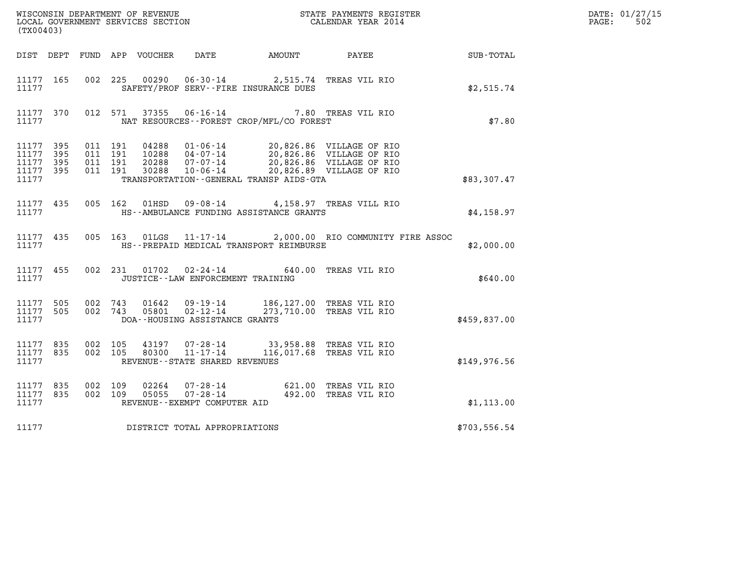WISCONSIN DEPARTMENT OF REVENUE
LOCAL GOVERNMENT SERVICES SECTION
(TX00403)

STATE PAYMENTS REGISTER
CALENDAR YEAR 2014

DATE: 01/27/15
PAGE: 502

| DIST | DEPT | FUND | APP | VOUCHER | DATE | AMOUNT | PAYEE | SUB-TOTAL |
|---|---|---|---|---|---|---|---|---|
| 11177 | 165 | 002 | 225 | 00290 | 06-30-14 | 2,515.74 | TREAS VIL RIO | |
| 11177 | | | | | SAFETY/PROF SERV--FIRE INSURANCE DUES | | | $2,515.74 |
| 11177 | 370 | 012 | 571 | 37355 | 06-16-14 | 7.80 | TREAS VIL RIO | |
| 11177 | | | | | NAT RESOURCES--FOREST CROP/MFL/CO FOREST | | | $7.80 |
| 11177 | 395 | 011 | 191 | 04288 | 01-06-14 | 20,826.86 | VILLAGE OF RIO | |
| 11177 | 395 | 011 | 191 | 10288 | 04-07-14 | 20,826.86 | VILLAGE OF RIO | |
| 11177 | 395 | 011 | 191 | 20288 | 07-07-14 | 20,826.86 | VILLAGE OF RIO | |
| 11177 | 395 | 011 | 191 | 30288 | 10-06-14 | 20,826.89 | VILLAGE OF RIO | |
| 11177 | | | | | TRANSPORTATION--GENERAL TRANSP AIDS-GTA | | | $83,307.47 |
| 11177 | 435 | 005 | 162 | 01HSD | 09-08-14 | 4,158.97 | TREAS VILL RIO | |
| 11177 | | | | | HS--AMBULANCE FUNDING ASSISTANCE GRANTS | | | $4,158.97 |
| 11177 | 435 | 005 | 163 | 01LGS | 11-17-14 | 2,000.00 | RIO COMMUNITY FIRE ASSOC | |
| 11177 | | | | | HS--PREPAID MEDICAL TRANSPORT REIMBURSE | | | $2,000.00 |
| 11177 | 455 | 002 | 231 | 01702 | 02-24-14 | 640.00 | TREAS VIL RIO | |
| 11177 | | | | | JUSTICE--LAW ENFORCEMENT TRAINING | | | $640.00 |
| 11177 | 505 | 002 | 743 | 01642 | 09-19-14 | 186,127.00 | TREAS VIL RIO | |
| 11177 | 505 | 002 | 743 | 05801 | 02-12-14 | 273,710.00 | TREAS VIL RIO | |
| 11177 | | | | | DOA--HOUSING ASSISTANCE GRANTS | | | $459,837.00 |
| 11177 | 835 | 002 | 105 | 43197 | 07-28-14 | 33,958.88 | TREAS VIL RIO | |
| 11177 | 835 | 002 | 105 | 80300 | 11-17-14 | 116,017.68 | TREAS VIL RIO | |
| 11177 | | | | | REVENUE--STATE SHARED REVENUES | | | $149,976.56 |
| 11177 | 835 | 002 | 109 | 02264 | 07-28-14 | 621.00 | TREAS VIL RIO | |
| 11177 | 835 | 002 | 109 | 05055 | 07-28-14 | 492.00 | TREAS VIL RIO | |
| 11177 | | | | | REVENUE--EXEMPT COMPUTER AID | | | $1,113.00 |
| 11177 | | | | | DISTRICT TOTAL APPROPRIATIONS | | | $703,556.54 |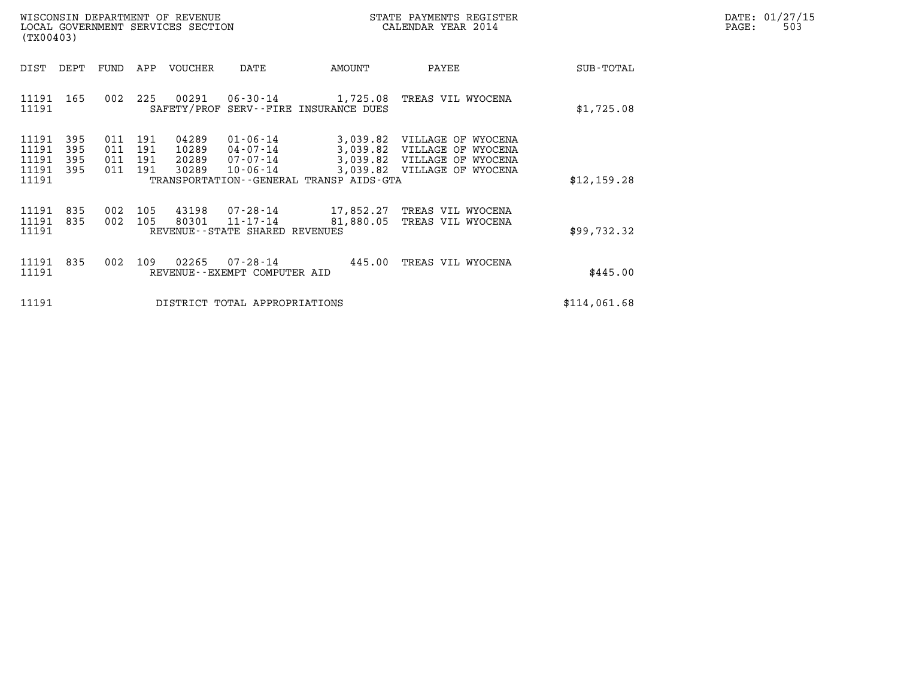WISCONSIN DEPARTMENT OF REVENUE
LOCAL GOVERNMENT SERVICES SECTION
(TX00403)

STATE PAYMENTS REGISTER
CALENDAR YEAR 2014

| DIST | DEPT | FUND | APP | VOUCHER | DATE | AMOUNT | PAYEE | SUB-TOTAL |
|---|---|---|---|---|---|---|---|---|
| 11191 | 165 | 002 | 225 | 00291 | 06-30-14 | 1,725.08 | TREAS VIL WYOCENA | |
| 11191 | | | | SAFETY/PROF SERV--FIRE INSURANCE DUES | | | | $1,725.08 |
| 11191 | 395 | 011 | 191 | 04289 | 01-06-14 | 3,039.82 | VILLAGE OF WYOCENA | |
| 11191 | 395 | 011 | 191 | 10289 | 04-07-14 | 3,039.82 | VILLAGE OF WYOCENA | |
| 11191 | 395 | 011 | 191 | 20289 | 07-07-14 | 3,039.82 | VILLAGE OF WYOCENA | |
| 11191 | 395 | 011 | 191 | 30289 | 10-06-14 | 3,039.82 | VILLAGE OF WYOCENA | |
| 11191 | | | | TRANSPORTATION--GENERAL TRANSP AIDS-GTA | | | | $12,159.28 |
| 11191 | 835 | 002 | 105 | 43198 | 07-28-14 | 17,852.27 | TREAS VIL WYOCENA | |
| 11191 | 835 | 002 | 105 | 80301 | 11-17-14 | 81,880.05 | TREAS VIL WYOCENA | |
| 11191 | | | | REVENUE--STATE SHARED REVENUES | | | | $99,732.32 |
| 11191 | 835 | 002 | 109 | 02265 | 07-28-14 | 445.00 | TREAS VIL WYOCENA | |
| 11191 | | | | REVENUE--EXEMPT COMPUTER AID | | | | $445.00 |
| 11191 | | | | DISTRICT TOTAL APPROPRIATIONS | | | | $114,061.68 |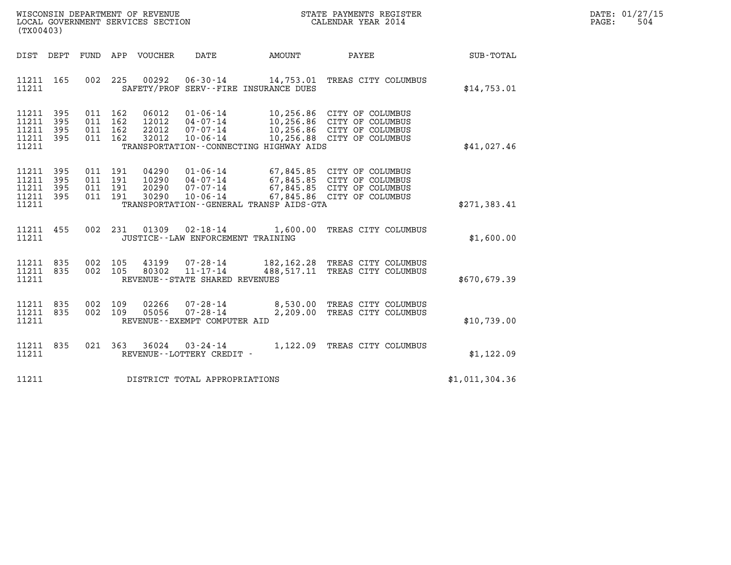WISCONSIN DEPARTMENT OF REVENUE
LOCAL GOVERNMENT SERVICES SECTION
(TX00403)

STATE PAYMENTS REGISTER
CALENDAR YEAR 2014

DATE: 01/27/15
PAGE: 504

| DIST | DEPT | FUND | APP | VOUCHER | DATE | AMOUNT | PAYEE | SUB-TOTAL |
|---|---|---|---|---|---|---|---|---|
| 11211 | 165 | 002 | 225 | 00292 | 06-30-14 | 14,753.01 | TREAS CITY COLUMBUS | |
| 11211 | | | | | SAFETY/PROF SERV--FIRE INSURANCE DUES | | | $14,753.01 |
| 11211 | 395 | 011 | 162 | 06012 | 01-06-14 | 10,256.86 | CITY OF COLUMBUS | |
| 11211 | 395 | 011 | 162 | 12012 | 04-07-14 | 10,256.86 | CITY OF COLUMBUS | |
| 11211 | 395 | 011 | 162 | 22012 | 07-07-14 | 10,256.86 | CITY OF COLUMBUS | |
| 11211 | 395 | 011 | 162 | 32012 | 10-06-14 | 10,256.88 | CITY OF COLUMBUS | |
| 11211 | | | | | TRANSPORTATION--CONNECTING HIGHWAY AIDS | | | $41,027.46 |
| 11211 | 395 | 011 | 191 | 04290 | 01-06-14 | 67,845.85 | CITY OF COLUMBUS | |
| 11211 | 395 | 011 | 191 | 10290 | 04-07-14 | 67,845.85 | CITY OF COLUMBUS | |
| 11211 | 395 | 011 | 191 | 20290 | 07-07-14 | 67,845.85 | CITY OF COLUMBUS | |
| 11211 | 395 | 011 | 191 | 30290 | 10-06-14 | 67,845.86 | CITY OF COLUMBUS | |
| 11211 | | | | | TRANSPORTATION--GENERAL TRANSP AIDS-GTA | | | $271,383.41 |
| 11211 | 455 | 002 | 231 | 01309 | 02-18-14 | 1,600.00 | TREAS CITY COLUMBUS | |
| 11211 | | | | | JUSTICE--LAW ENFORCEMENT TRAINING | | | $1,600.00 |
| 11211 | 835 | 002 | 105 | 43199 | 07-28-14 | 182,162.28 | TREAS CITY COLUMBUS | |
| 11211 | 835 | 002 | 105 | 80302 | 11-17-14 | 488,517.11 | TREAS CITY COLUMBUS | |
| 11211 | | | | | REVENUE--STATE SHARED REVENUES | | | $670,679.39 |
| 11211 | 835 | 002 | 109 | 02266 | 07-28-14 | 8,530.00 | TREAS CITY COLUMBUS | |
| 11211 | 835 | 002 | 109 | 05056 | 07-28-14 | 2,209.00 | TREAS CITY COLUMBUS | |
| 11211 | | | | | REVENUE--EXEMPT COMPUTER AID | | | $10,739.00 |
| 11211 | 835 | 021 | 363 | 36024 | 03-24-14 | 1,122.09 | TREAS CITY COLUMBUS | |
| 11211 | | | | | REVENUE--LOTTERY CREDIT - | | | $1,122.09 |
| 11211 | | | | | DISTRICT TOTAL APPROPRIATIONS | | | $1,011,304.36 |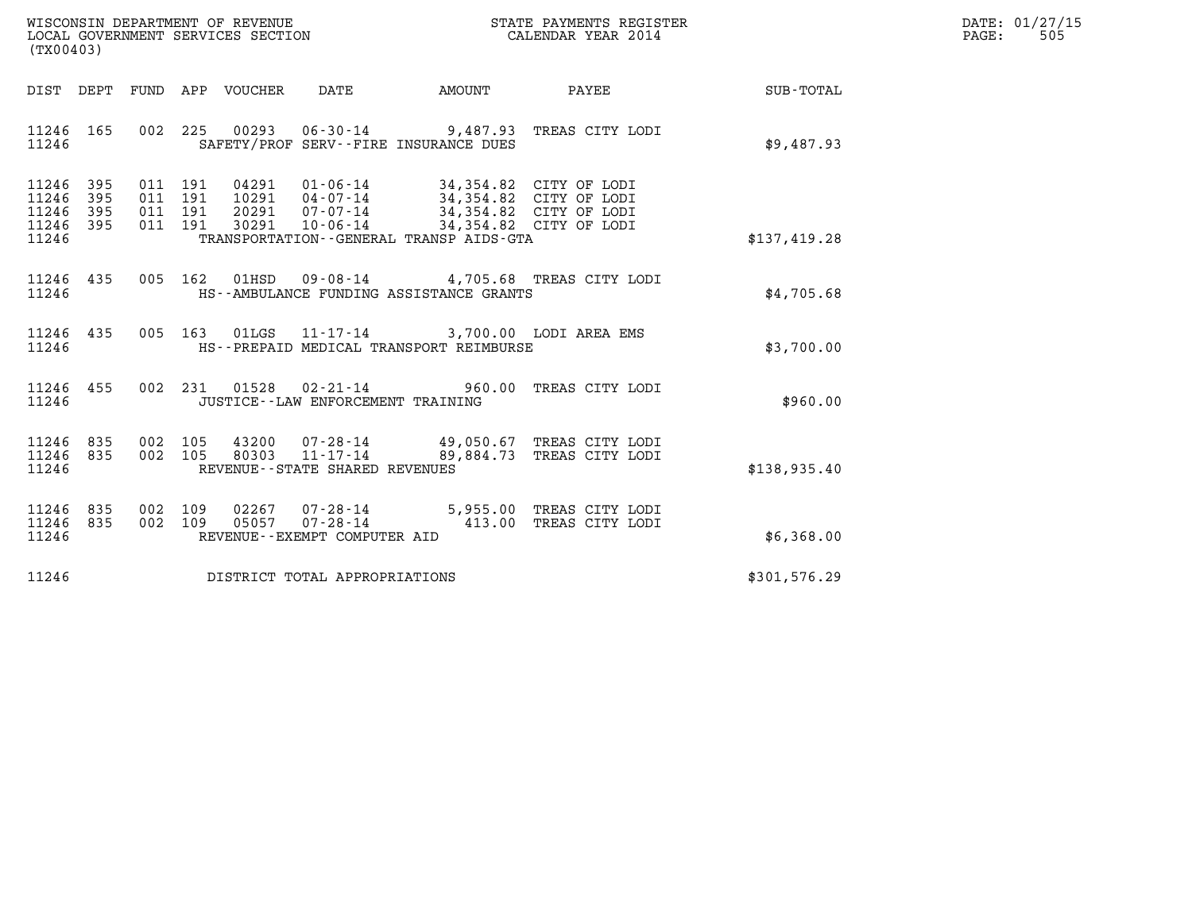WISCONSIN DEPARTMENT OF REVENUE
LOCAL GOVERNMENT SERVICES SECTION
(TX00403)

STATE PAYMENTS REGISTER
CALENDAR YEAR 2014

DATE: 01/27/15
PAGE: 505

| DIST | DEPT | FUND | APP | VOUCHER | DATE | AMOUNT | PAYEE | SUB-TOTAL |
|---|---|---|---|---|---|---|---|---|
| 11246 | 165 | 002 | 225 | 00293 | 06-30-14 | 9,487.93 | TREAS CITY LODI | |
| 11246 | | | | SAFETY/PROF SERV--FIRE INSURANCE DUES | | | | $9,487.93 |
| 11246 | 395 | 011 | 191 | 04291 | 01-06-14 | 34,354.82 | CITY OF LODI | |
| 11246 | 395 | 011 | 191 | 10291 | 04-07-14 | 34,354.82 | CITY OF LODI | |
| 11246 | 395 | 011 | 191 | 20291 | 07-07-14 | 34,354.82 | CITY OF LODI | |
| 11246 | 395 | 011 | 191 | 30291 | 10-06-14 | 34,354.82 | CITY OF LODI | |
| 11246 | | | | TRANSPORTATION--GENERAL TRANSP AIDS-GTA | | | | $137,419.28 |
| 11246 | 435 | 005 | 162 | 01HSD | 09-08-14 | 4,705.68 | TREAS CITY LODI | |
| 11246 | | | | HS--AMBULANCE FUNDING ASSISTANCE GRANTS | | | | $4,705.68 |
| 11246 | 435 | 005 | 163 | 01LGS | 11-17-14 | 3,700.00 | LODI AREA EMS | |
| 11246 | | | | HS--PREPAID MEDICAL TRANSPORT REIMBURSE | | | | $3,700.00 |
| 11246 | 455 | 002 | 231 | 01528 | 02-21-14 | 960.00 | TREAS CITY LODI | |
| 11246 | | | | JUSTICE--LAW ENFORCEMENT TRAINING | | | | $960.00 |
| 11246 | 835 | 002 | 105 | 43200 | 07-28-14 | 49,050.67 | TREAS CITY LODI | |
| 11246 | 835 | 002 | 105 | 80303 | 11-17-14 | 89,884.73 | TREAS CITY LODI | |
| 11246 | | | | REVENUE--STATE SHARED REVENUES | | | | $138,935.40 |
| 11246 | 835 | 002 | 109 | 02267 | 07-28-14 | 5,955.00 | TREAS CITY LODI | |
| 11246 | 835 | 002 | 109 | 05057 | 07-28-14 | 413.00 | TREAS CITY LODI | |
| 11246 | | | | REVENUE--EXEMPT COMPUTER AID | | | | $6,368.00 |
| 11246 | | | | DISTRICT TOTAL APPROPRIATIONS | | | | $301,576.29 |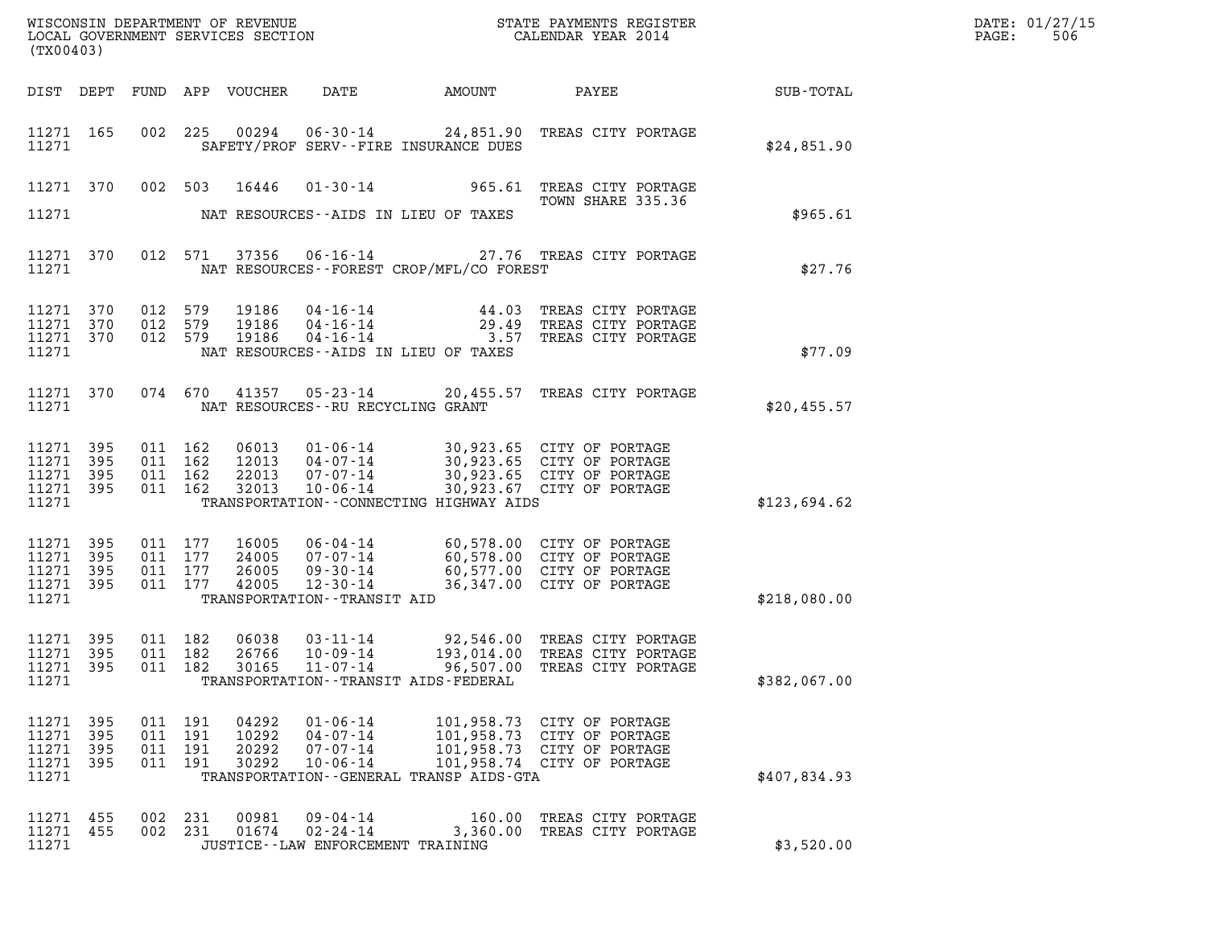WISCONSIN DEPARTMENT OF REVENUE
LOCAL GOVERNMENT SERVICES SECTION
(TX00403)

STATE PAYMENTS REGISTER
CALENDAR YEAR 2014

DATE: 01/27/15
PAGE: 506

| DIST | DEPT | FUND | APP | VOUCHER | DATE | AMOUNT | PAYEE | SUB-TOTAL |
|---|---|---|---|---|---|---|---|---|
| 11271 | 165 | 002 | 225 | 00294 | 06-30-14 | 24,851.90 | TREAS CITY PORTAGE | |
| 11271 | | | | | SAFETY/PROF SERV--FIRE INSURANCE DUES | | | $24,851.90 |
| 11271 | 370 | 002 | 503 | 16446 | 01-30-14 | 965.61 | TREAS CITY PORTAGE TOWN SHARE 335.36 | |
| 11271 | | | | | NAT RESOURCES--AIDS IN LIEU OF TAXES | | | $965.61 |
| 11271 | 370 | 012 | 571 | 37356 | 06-16-14 | 27.76 | TREAS CITY PORTAGE | |
| 11271 | | | | | NAT RESOURCES--FOREST CROP/MFL/CO FOREST | | | $27.76 |
| 11271 | 370 | 012 | 579 | 19186 | 04-16-14 | 44.03 | TREAS CITY PORTAGE | |
| 11271 | 370 | 012 | 579 | 19186 | 04-16-14 | 29.49 | TREAS CITY PORTAGE | |
| 11271 | 370 | 012 | 579 | 19186 | 04-16-14 | 3.57 | TREAS CITY PORTAGE | |
| 11271 | | | | | NAT RESOURCES--AIDS IN LIEU OF TAXES | | | $77.09 |
| 11271 | 370 | 074 | 670 | 41357 | 05-23-14 | 20,455.57 | TREAS CITY PORTAGE | |
| 11271 | | | | | NAT RESOURCES--RU RECYCLING GRANT | | | $20,455.57 |
| 11271 | 395 | 011 | 162 | 06013 | 01-06-14 | 30,923.65 | CITY OF PORTAGE | |
| 11271 | 395 | 011 | 162 | 12013 | 04-07-14 | 30,923.65 | CITY OF PORTAGE | |
| 11271 | 395 | 011 | 162 | 22013 | 07-07-14 | 30,923.65 | CITY OF PORTAGE | |
| 11271 | 395 | 011 | 162 | 32013 | 10-06-14 | 30,923.67 | CITY OF PORTAGE | |
| 11271 | | | | | TRANSPORTATION--CONNECTING HIGHWAY AIDS | | | $123,694.62 |
| 11271 | 395 | 011 | 177 | 16005 | 06-04-14 | 60,578.00 | CITY OF PORTAGE | |
| 11271 | 395 | 011 | 177 | 24005 | 07-07-14 | 60,578.00 | CITY OF PORTAGE | |
| 11271 | 395 | 011 | 177 | 26005 | 09-30-14 | 60,577.00 | CITY OF PORTAGE | |
| 11271 | 395 | 011 | 177 | 42005 | 12-30-14 | 36,347.00 | CITY OF PORTAGE | |
| 11271 | | | | | TRANSPORTATION--TRANSIT AID | | | $218,080.00 |
| 11271 | 395 | 011 | 182 | 06038 | 03-11-14 | 92,546.00 | TREAS CITY PORTAGE | |
| 11271 | 395 | 011 | 182 | 26766 | 10-09-14 | 193,014.00 | TREAS CITY PORTAGE | |
| 11271 | 395 | 011 | 182 | 30165 | 11-07-14 | 96,507.00 | TREAS CITY PORTAGE | |
| 11271 | | | | | TRANSPORTATION--TRANSIT AIDS-FEDERAL | | | $382,067.00 |
| 11271 | 395 | 011 | 191 | 04292 | 01-06-14 | 101,958.73 | CITY OF PORTAGE | |
| 11271 | 395 | 011 | 191 | 10292 | 04-07-14 | 101,958.73 | CITY OF PORTAGE | |
| 11271 | 395 | 011 | 191 | 20292 | 07-07-14 | 101,958.73 | CITY OF PORTAGE | |
| 11271 | 395 | 011 | 191 | 30292 | 10-06-14 | 101,958.74 | CITY OF PORTAGE | |
| 11271 | | | | | TRANSPORTATION--GENERAL TRANSP AIDS-GTA | | | $407,834.93 |
| 11271 | 455 | 002 | 231 | 00981 | 09-04-14 | 160.00 | TREAS CITY PORTAGE | |
| 11271 | 455 | 002 | 231 | 01674 | 02-24-14 | 3,360.00 | TREAS CITY PORTAGE | |
| 11271 | | | | | JUSTICE--LAW ENFORCEMENT TRAINING | | | $3,520.00 |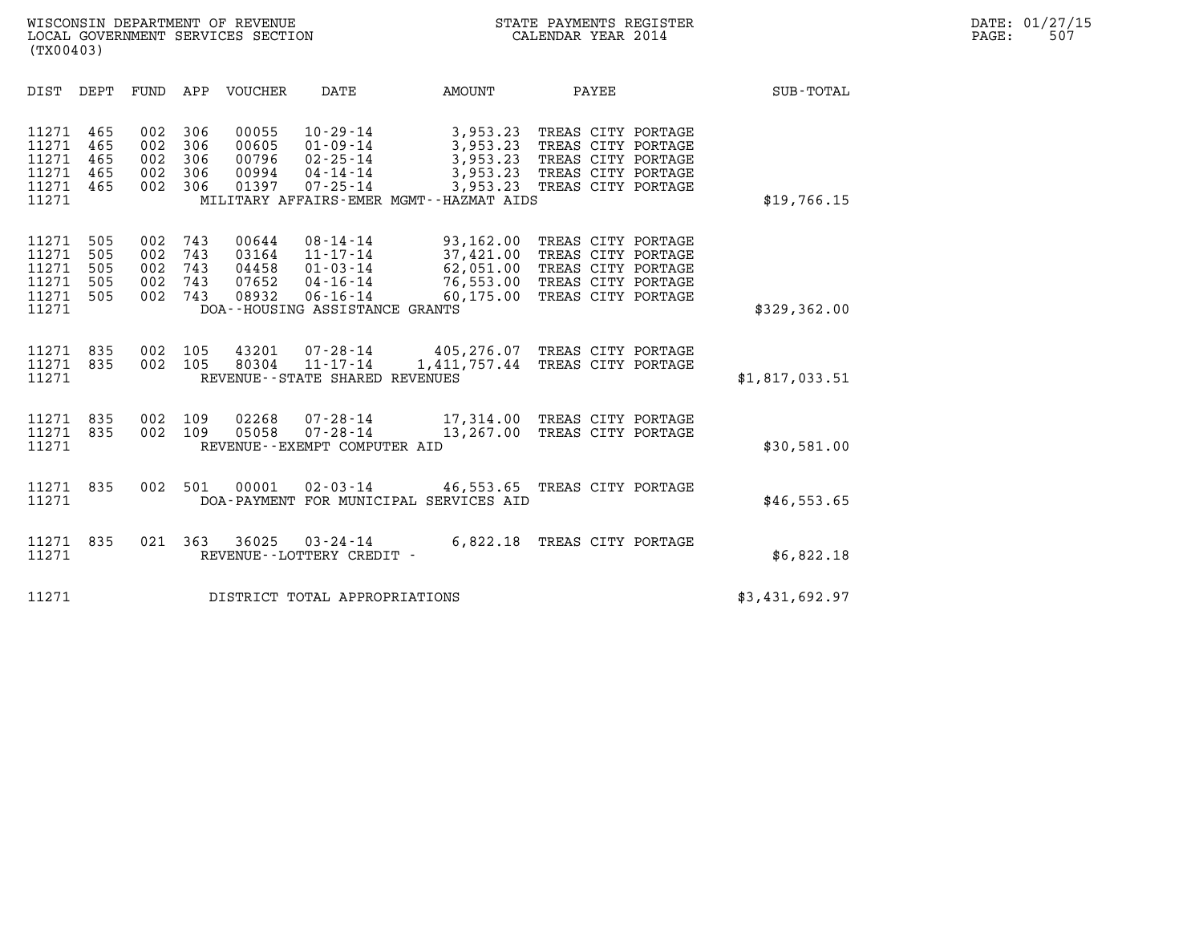WISCONSIN DEPARTMENT OF REVENUE
LOCAL GOVERNMENT SERVICES SECTION
(TX00403)

STATE PAYMENTS REGISTER
CALENDAR YEAR 2014

DATE: 01/27/15
PAGE: 507

| DIST | DEPT | FUND | APP | VOUCHER | DATE | AMOUNT | PAYEE | SUB-TOTAL |
|---|---|---|---|---|---|---|---|---|
| 11271 | 465 | 002 | 306 | 00055 | 10-29-14 | 3,953.23 | TREAS CITY PORTAGE | |
| 11271 | 465 | 002 | 306 | 00605 | 01-09-14 | 3,953.23 | TREAS CITY PORTAGE | |
| 11271 | 465 | 002 | 306 | 00796 | 02-25-14 | 3,953.23 | TREAS CITY PORTAGE | |
| 11271 | 465 | 002 | 306 | 00994 | 04-14-14 | 3,953.23 | TREAS CITY PORTAGE | |
| 11271 | 465 | 002 | 306 | 01397 | 07-25-14 | 3,953.23 | TREAS CITY PORTAGE | |
| 11271 | | | | | MILITARY AFFAIRS-EMER MGMT--HAZMAT AIDS | | | $19,766.15 |
| 11271 | 505 | 002 | 743 | 00644 | 08-14-14 | 93,162.00 | TREAS CITY PORTAGE | |
| 11271 | 505 | 002 | 743 | 03164 | 11-17-14 | 37,421.00 | TREAS CITY PORTAGE | |
| 11271 | 505 | 002 | 743 | 04458 | 01-03-14 | 62,051.00 | TREAS CITY PORTAGE | |
| 11271 | 505 | 002 | 743 | 07652 | 04-16-14 | 76,553.00 | TREAS CITY PORTAGE | |
| 11271 | 505 | 002 | 743 | 08932 | 06-16-14 | 60,175.00 | TREAS CITY PORTAGE | |
| 11271 | | | | | DOA--HOUSING ASSISTANCE GRANTS | | | $329,362.00 |
| 11271 | 835 | 002 | 105 | 43201 | 07-28-14 | 405,276.07 | TREAS CITY PORTAGE | |
| 11271 | 835 | 002 | 105 | 80304 | 11-17-14 | 1,411,757.44 | TREAS CITY PORTAGE | |
| 11271 | | | | | REVENUE--STATE SHARED REVENUES | | | $1,817,033.51 |
| 11271 | 835 | 002 | 109 | 02268 | 07-28-14 | 17,314.00 | TREAS CITY PORTAGE | |
| 11271 | 835 | 002 | 109 | 05058 | 07-28-14 | 13,267.00 | TREAS CITY PORTAGE | |
| 11271 | | | | | REVENUE--EXEMPT COMPUTER AID | | | $30,581.00 |
| 11271 | 835 | 002 | 501 | 00001 | 02-03-14 | 46,553.65 | TREAS CITY PORTAGE | |
| 11271 | | | | | DOA-PAYMENT FOR MUNICIPAL SERVICES AID | | | $46,553.65 |
| 11271 | 835 | 021 | 363 | 36025 | 03-24-14 | 6,822.18 | TREAS CITY PORTAGE | |
| 11271 | | | | | REVENUE--LOTTERY CREDIT - | | | $6,822.18 |
| 11271 | | | | | DISTRICT TOTAL APPROPRIATIONS | | | $3,431,692.97 |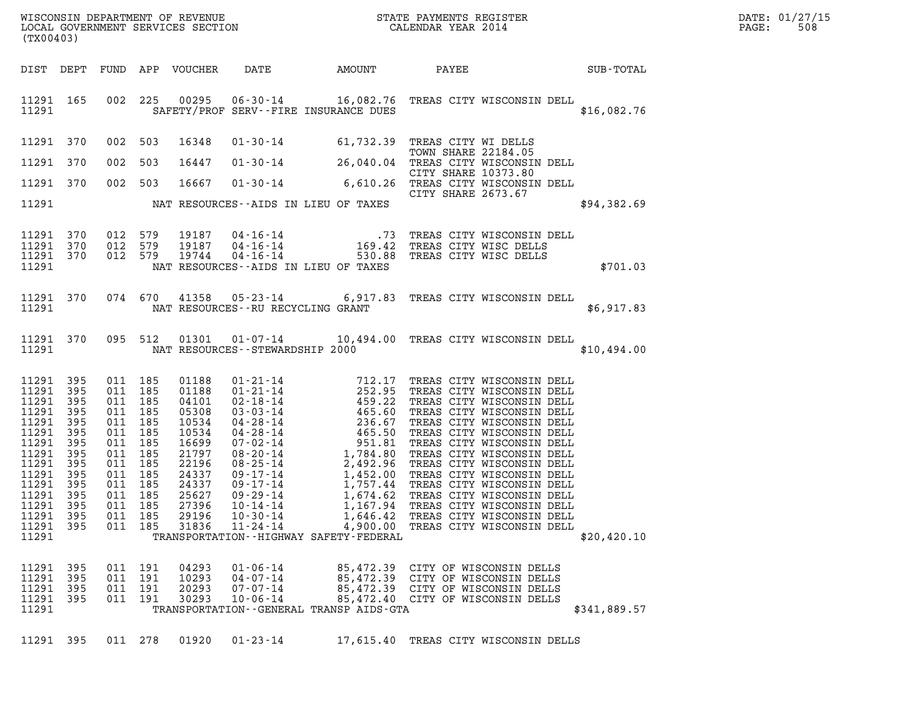WISCONSIN DEPARTMENT OF REVENUE
LOCAL GOVERNMENT SERVICES SECTION
(TX00403)

STATE PAYMENTS REGISTER
CALENDAR YEAR 2014

DATE: 01/27/15
PAGE: 508

| DIST | DEPT | FUND | APP | VOUCHER | DATE | AMOUNT | PAYEE | SUB-TOTAL |
|---|---|---|---|---|---|---|---|---|
| 11291 | 165 | 002 | 225 | 00295 | 06-30-14 | 16,082.76 | TREAS CITY WISCONSIN DELL | |
| 11291 | | | | | SAFETY/PROF SERV--FIRE INSURANCE DUES | | | $16,082.76 |
| 11291 | 370 | 002 | 503 | 16348 | 01-30-14 | 61,732.39 | TREAS CITY WI DELLS TOWN SHARE 22184.05 | |
| 11291 | 370 | 002 | 503 | 16447 | 01-30-14 | 26,040.04 | TREAS CITY WISCONSIN DELL CITY SHARE 10373.80 | |
| 11291 | 370 | 002 | 503 | 16667 | 01-30-14 | 6,610.26 | TREAS CITY WISCONSIN DELL CITY SHARE 2673.67 | |
| 11291 | | | | | NAT RESOURCES--AIDS IN LIEU OF TAXES | | | $94,382.69 |
| 11291 | 370 | 012 | 579 | 19187 | 04-16-14 | .73 | TREAS CITY WISCONSIN DELL | |
| 11291 | 370 | 012 | 579 | 19187 | 04-16-14 | 169.42 | TREAS CITY WISC DELLS | |
| 11291 | 370 | 012 | 579 | 19744 | 04-16-14 | 530.88 | TREAS CITY WISC DELLS | |
| 11291 | | | | | NAT RESOURCES--AIDS IN LIEU OF TAXES | | | $701.03 |
| 11291 | 370 | 074 | 670 | 41358 | 05-23-14 | 6,917.83 | TREAS CITY WISCONSIN DELL | |
| 11291 | | | | | NAT RESOURCES--RU RECYCLING GRANT | | | $6,917.83 |
| 11291 | 370 | 095 | 512 | 01301 | 01-07-14 | 10,494.00 | TREAS CITY WISCONSIN DELL | |
| 11291 | | | | | NAT RESOURCES--STEWARDSHIP 2000 | | | $10,494.00 |
| 11291 | 395 | 011 | 185 | 01188 | 01-21-14 | 712.17 | TREAS CITY WISCONSIN DELL | |
| 11291 | 395 | 011 | 185 | 01188 | 01-21-14 | 252.95 | TREAS CITY WISCONSIN DELL | |
| 11291 | 395 | 011 | 185 | 04101 | 02-18-14 | 459.22 | TREAS CITY WISCONSIN DELL | |
| 11291 | 395 | 011 | 185 | 05308 | 03-03-14 | 465.60 | TREAS CITY WISCONSIN DELL | |
| 11291 | 395 | 011 | 185 | 10534 | 04-28-14 | 236.67 | TREAS CITY WISCONSIN DELL | |
| 11291 | 395 | 011 | 185 | 10534 | 04-28-14 | 465.50 | TREAS CITY WISCONSIN DELL | |
| 11291 | 395 | 011 | 185 | 16699 | 07-02-14 | 951.81 | TREAS CITY WISCONSIN DELL | |
| 11291 | 395 | 011 | 185 | 21797 | 08-20-14 | 1,784.80 | TREAS CITY WISCONSIN DELL | |
| 11291 | 395 | 011 | 185 | 22196 | 08-25-14 | 2,492.96 | TREAS CITY WISCONSIN DELL | |
| 11291 | 395 | 011 | 185 | 24337 | 09-17-14 | 1,452.00 | TREAS CITY WISCONSIN DELL | |
| 11291 | 395 | 011 | 185 | 24337 | 09-17-14 | 1,757.44 | TREAS CITY WISCONSIN DELL | |
| 11291 | 395 | 011 | 185 | 25627 | 09-29-14 | 1,674.62 | TREAS CITY WISCONSIN DELL | |
| 11291 | 395 | 011 | 185 | 27396 | 10-14-14 | 1,167.94 | TREAS CITY WISCONSIN DELL | |
| 11291 | 395 | 011 | 185 | 29196 | 10-30-14 | 1,646.42 | TREAS CITY WISCONSIN DELL | |
| 11291 | 395 | 011 | 185 | 31836 | 11-24-14 | 4,900.00 | TREAS CITY WISCONSIN DELL | |
| 11291 | | | | | TRANSPORTATION--HIGHWAY SAFETY-FEDERAL | | | $20,420.10 |
| 11291 | 395 | 011 | 191 | 04293 | 01-06-14 | 85,472.39 | CITY OF WISCONSIN DELLS | |
| 11291 | 395 | 011 | 191 | 10293 | 04-07-14 | 85,472.39 | CITY OF WISCONSIN DELLS | |
| 11291 | 395 | 011 | 191 | 20293 | 07-07-14 | 85,472.39 | CITY OF WISCONSIN DELLS | |
| 11291 | 395 | 011 | 191 | 30293 | 10-06-14 | 85,472.40 | CITY OF WISCONSIN DELLS | |
| 11291 | | | | | TRANSPORTATION--GENERAL TRANSP AIDS-GTA | | | $341,889.57 |
| 11291 | 395 | 011 | 278 | 01920 | 01-23-14 | 17,615.40 | TREAS CITY WISCONSIN DELLS | |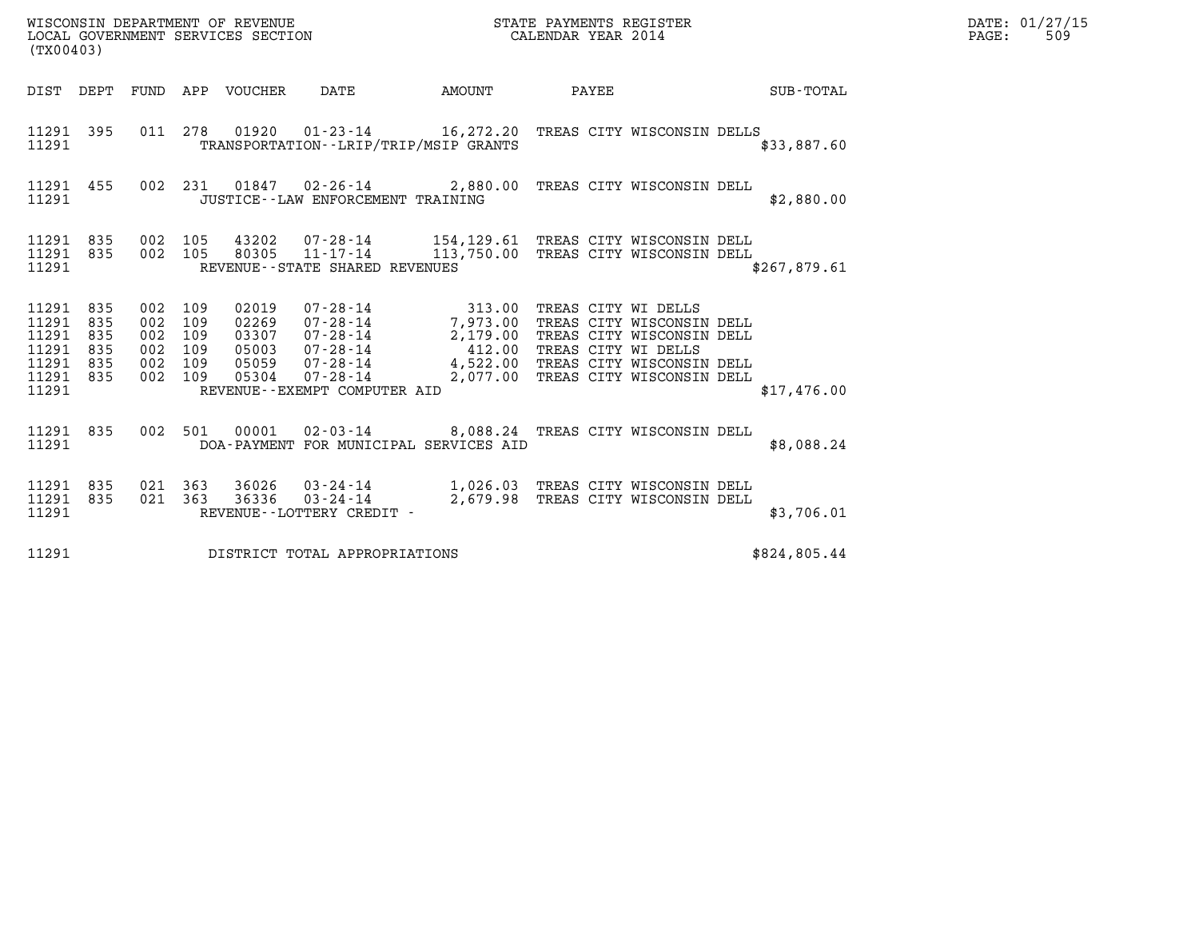WISCONSIN DEPARTMENT OF REVENUE
LOCAL GOVERNMENT SERVICES SECTION
(TX00403)

STATE PAYMENTS REGISTER
CALENDAR YEAR 2014

DATE: 01/27/15

| DIST | DEPT | FUND | APP | VOUCHER | DATE | AMOUNT | PAYEE | SUB-TOTAL |
|---|---|---|---|---|---|---|---|---|
| 11291 | 395 | 011 | 278 | 01920 | 01-23-14 | 16,272.20 | TREAS CITY WISCONSIN DELLS | |
| 11291 | | | | | TRANSPORTATION--LRIP/TRIP/MSIP GRANTS | | | $33,887.60 |
| 11291 | 455 | 002 | 231 | 01847 | 02-26-14 | 2,880.00 | TREAS CITY WISCONSIN DELL | |
| 11291 | | | | | JUSTICE--LAW ENFORCEMENT TRAINING | | | $2,880.00 |
| 11291 | 835 | 002 | 105 | 43202 | 07-28-14 | 154,129.61 | TREAS CITY WISCONSIN DELL | |
| 11291 | 835 | 002 | 105 | 80305 | 11-17-14 | 113,750.00 | TREAS CITY WISCONSIN DELL | |
| 11291 | | | | | REVENUE--STATE SHARED REVENUES | | | $267,879.61 |
| 11291 | 835 | 002 | 109 | 02019 | 07-28-14 | 313.00 | TREAS CITY WI DELLS | |
| 11291 | 835 | 002 | 109 | 02269 | 07-28-14 | 7,973.00 | TREAS CITY WISCONSIN DELL | |
| 11291 | 835 | 002 | 109 | 03307 | 07-28-14 | 2,179.00 | TREAS CITY WISCONSIN DELL | |
| 11291 | 835 | 002 | 109 | 05003 | 07-28-14 | 412.00 | TREAS CITY WI DELLS | |
| 11291 | 835 | 002 | 109 | 05059 | 07-28-14 | 4,522.00 | TREAS CITY WISCONSIN DELL | |
| 11291 | 835 | 002 | 109 | 05304 | 07-28-14 | 2,077.00 | TREAS CITY WISCONSIN DELL | |
| 11291 | | | | | REVENUE--EXEMPT COMPUTER AID | | | $17,476.00 |
| 11291 | 835 | 002 | 501 | 00001 | 02-03-14 | 8,088.24 | TREAS CITY WISCONSIN DELL | |
| 11291 | | | | | DOA-PAYMENT FOR MUNICIPAL SERVICES AID | | | $8,088.24 |
| 11291 | 835 | 021 | 363 | 36026 | 03-24-14 | 1,026.03 | TREAS CITY WISCONSIN DELL | |
| 11291 | 835 | 021 | 363 | 36336 | 03-24-14 | 2,679.98 | TREAS CITY WISCONSIN DELL | |
| 11291 | | | | | REVENUE--LOTTERY CREDIT - | | | $3,706.01 |
| 11291 | | | | | DISTRICT TOTAL APPROPRIATIONS | | | $824,805.44 |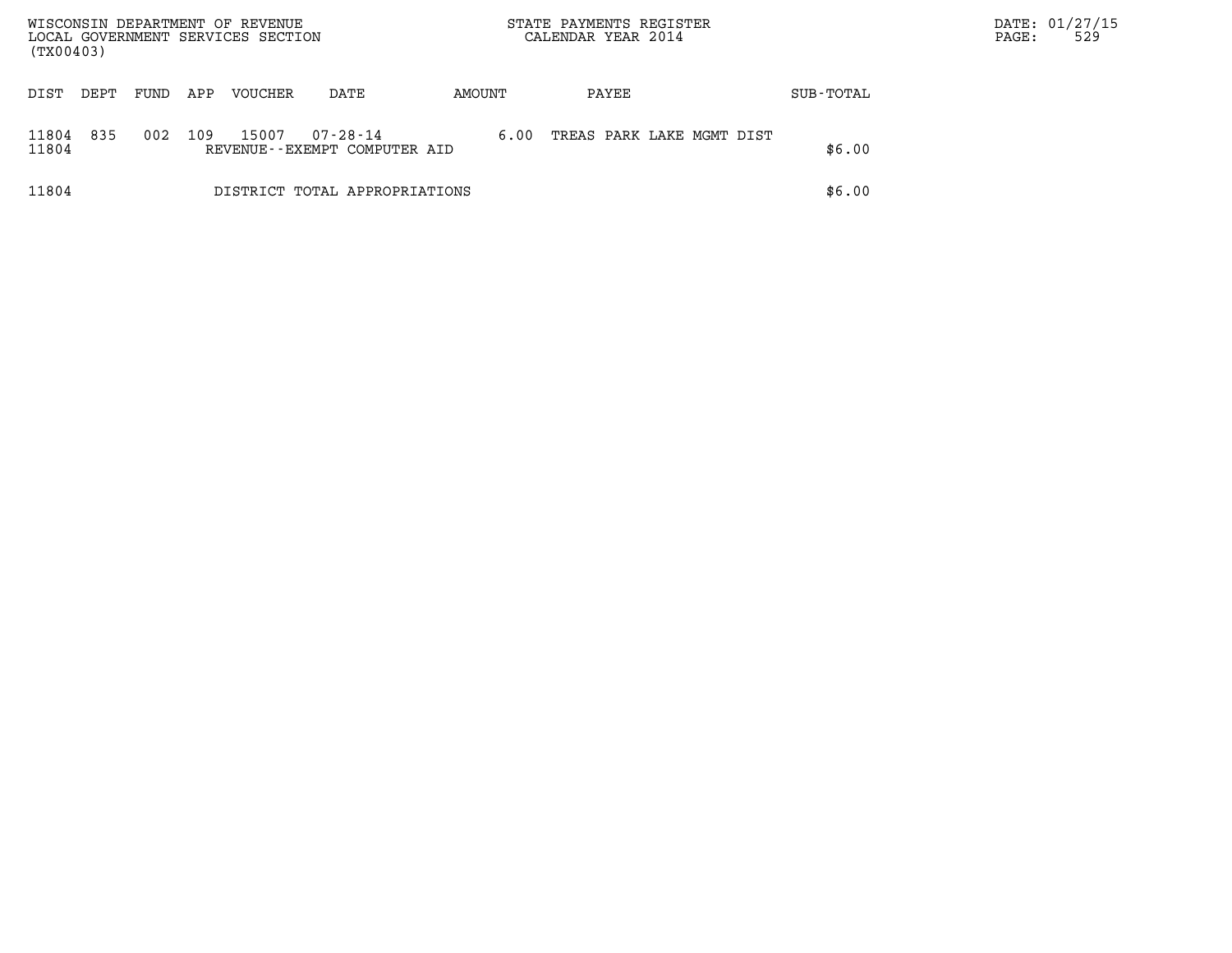WISCONSIN DEPARTMENT OF REVENUE
LOCAL GOVERNMENT SERVICES SECTION
(TX00403)

STATE PAYMENTS REGISTER
CALENDAR YEAR 2014

DATE: 01/27/15

| DIST | DEPT | FUND | APP | VOUCHER | DATE | AMOUNT | PAYEE | SUB-TOTAL |
|---|---|---|---|---|---|---|---|---|
| 11804 | 835 | 002 | 109 | 15007 | 07-28-14 | 6.00 | TREAS PARK LAKE MGMT DIST | |
| 11804 | | | | REVENUE--EXEMPT COMPUTER AID | | | | $6.00 |
| 11804 | | | | DISTRICT TOTAL APPROPRIATIONS | | | | $6.00 |